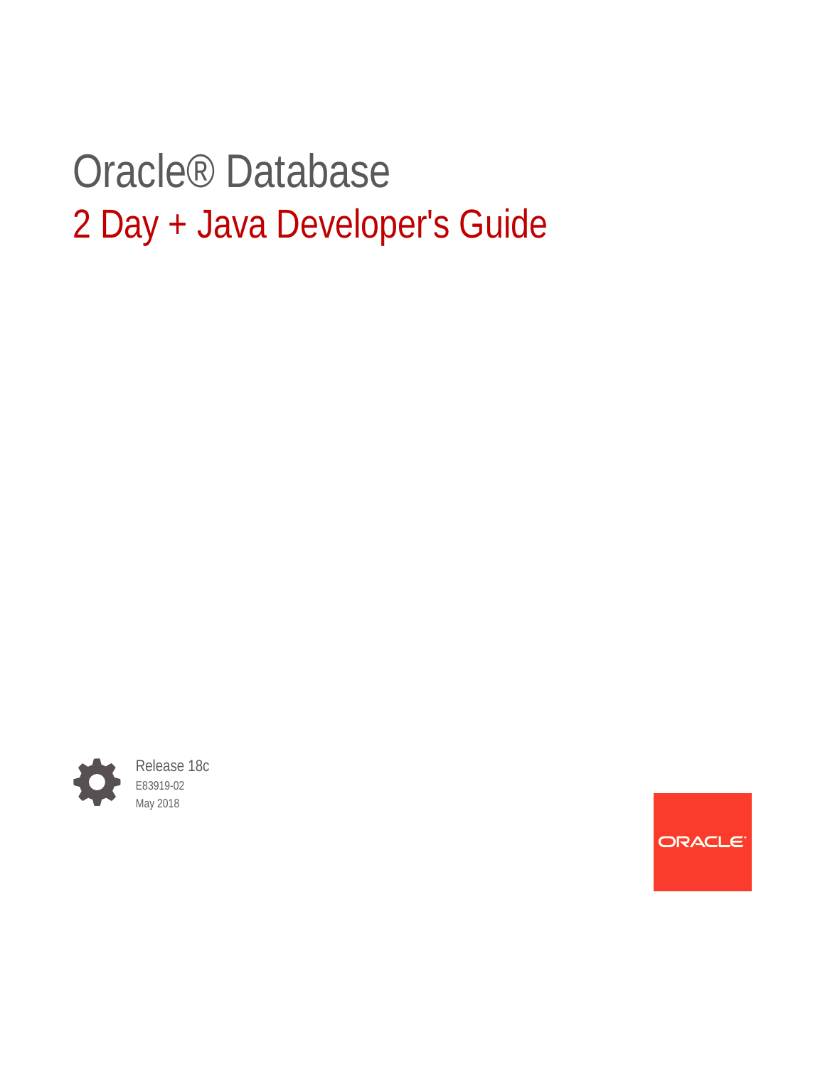# Oracle® Database

## 2 Day + Java Developer's Guide

Release 18c

E83919-02

May 2018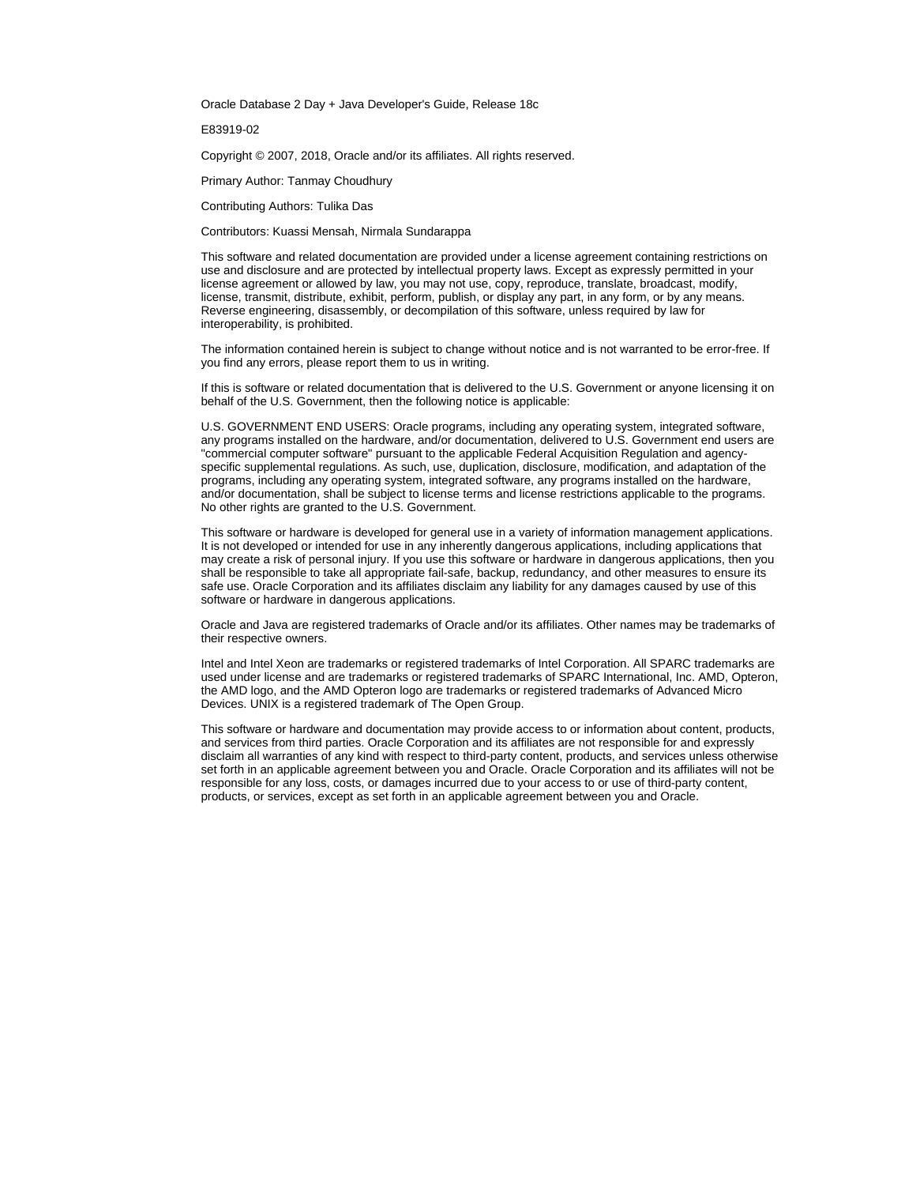Oracle Database 2 Day + Java Developer's Guide, Release 18c

E83919-02

Copyright © 2007, 2018, Oracle and/or its affiliates. All rights reserved.

Primary Author: Tanmay Choudhury

Contributing Authors: Tulika Das

Contributors: Kuassi Mensah, Nirmala Sundarappa

This software and related documentation are provided under a license agreement containing restrictions on use and disclosure and are protected by intellectual property laws. Except as expressly permitted in your license agreement or allowed by law, you may not use, copy, reproduce, translate, broadcast, modify, license, transmit, distribute, exhibit, perform, publish, or display any part, in any form, or by any means. Reverse engineering, disassembly, or decompilation of this software, unless required by law for interoperability, is prohibited.

The information contained herein is subject to change without notice and is not warranted to be error-free. If you find any errors, please report them to us in writing.

If this is software or related documentation that is delivered to the U.S. Government or anyone licensing it on behalf of the U.S. Government, then the following notice is applicable:

U.S. GOVERNMENT END USERS: Oracle programs, including any operating system, integrated software, any programs installed on the hardware, and/or documentation, delivered to U.S. Government end users are "commercial computer software" pursuant to the applicable Federal Acquisition Regulation and agency-specific supplemental regulations. As such, use, duplication, disclosure, modification, and adaptation of the programs, including any operating system, integrated software, any programs installed on the hardware, and/or documentation, shall be subject to license terms and license restrictions applicable to the programs. No other rights are granted to the U.S. Government.

This software or hardware is developed for general use in a variety of information management applications. It is not developed or intended for use in any inherently dangerous applications, including applications that may create a risk of personal injury. If you use this software or hardware in dangerous applications, then you shall be responsible to take all appropriate fail-safe, backup, redundancy, and other measures to ensure its safe use. Oracle Corporation and its affiliates disclaim any liability for any damages caused by use of this software or hardware in dangerous applications.

Oracle and Java are registered trademarks of Oracle and/or its affiliates. Other names may be trademarks of their respective owners.

Intel and Intel Xeon are trademarks or registered trademarks of Intel Corporation. All SPARC trademarks are used under license and are trademarks or registered trademarks of SPARC International, Inc. AMD, Opteron, the AMD logo, and the AMD Opteron logo are trademarks or registered trademarks of Advanced Micro Devices. UNIX is a registered trademark of The Open Group.

This software or hardware and documentation may provide access to or information about content, products, and services from third parties. Oracle Corporation and its affiliates are not responsible for and expressly disclaim all warranties of any kind with respect to third-party content, products, and services unless otherwise set forth in an applicable agreement between you and Oracle. Oracle Corporation and its affiliates will not be responsible for any loss, costs, or damages incurred due to your access to or use of third-party content, products, or services, except as set forth in an applicable agreement between you and Oracle.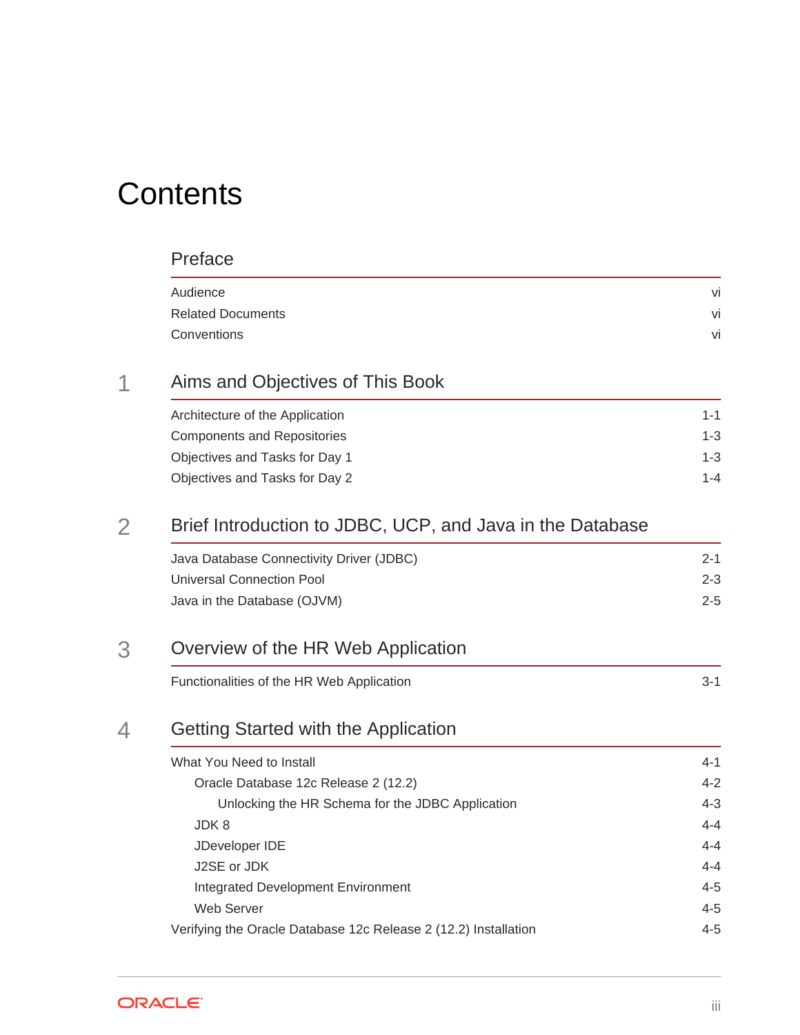# Contents

## Preface

Audience vi

Related Documents vi

Conventions vi

## 1 Aims and Objectives of This Book

Architecture of the Application 1-1

Components and Repositories 1-3

Objectives and Tasks for Day 1 1-3

Objectives and Tasks for Day 2 1-4

## 2 Brief Introduction to JDBC, UCP, and Java in the Database

Java Database Connectivity Driver (JDBC) 2-1

Universal Connection Pool 2-3

Java in the Database (OJVM) 2-5

## 3 Overview of the HR Web Application

Functionalities of the HR Web Application 3-1

## 4 Getting Started with the Application

What You Need to Install 4-1

- Oracle Database 12c Release 2 (12.2) 4-2
  - Unlocking the HR Schema for the JDBC Application 4-3
- JDK 8 4-4
- JDeveloper IDE 4-4
- J2SE or JDK 4-4
- Integrated Development Environment 4-5
- Web Server 4-5

Verifying the Oracle Database 12c Release 2 (12.2) Installation 4-5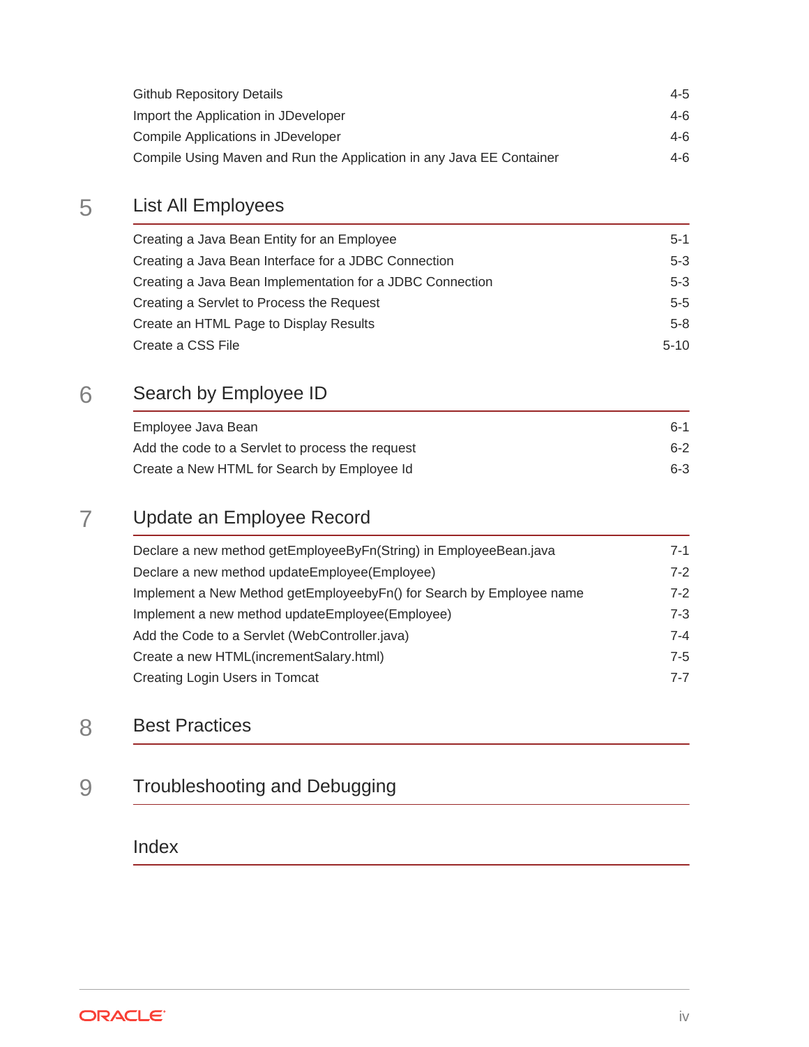Github Repository Details 4-5
Import the Application in JDeveloper 4-6
Compile Applications in JDeveloper 4-6
Compile Using Maven and Run the Application in any Java EE Container 4-6

## 5 List All Employees

Creating a Java Bean Entity for an Employee 5-1
Creating a Java Bean Interface for a JDBC Connection 5-3
Creating a Java Bean Implementation for a JDBC Connection 5-3
Creating a Servlet to Process the Request 5-5
Create an HTML Page to Display Results 5-8
Create a CSS File 5-10

## 6 Search by Employee ID

Employee Java Bean 6-1
Add the code to a Servlet to process the request 6-2
Create a New HTML for Search by Employee Id 6-3

## 7 Update an Employee Record

Declare a new method getEmployeeByFn(String) in EmployeeBean.java 7-1
Declare a new method updateEmployee(Employee) 7-2
Implement a New Method getEmployeebyFn() for Search by Employee name 7-2
Implement a new method updateEmployee(Employee) 7-3
Add the Code to a Servlet (WebController.java) 7-4
Create a new HTML(incrementSalary.html) 7-5
Creating Login Users in Tomcat 7-7

## 8 Best Practices

## 9 Troubleshooting and Debugging

## Index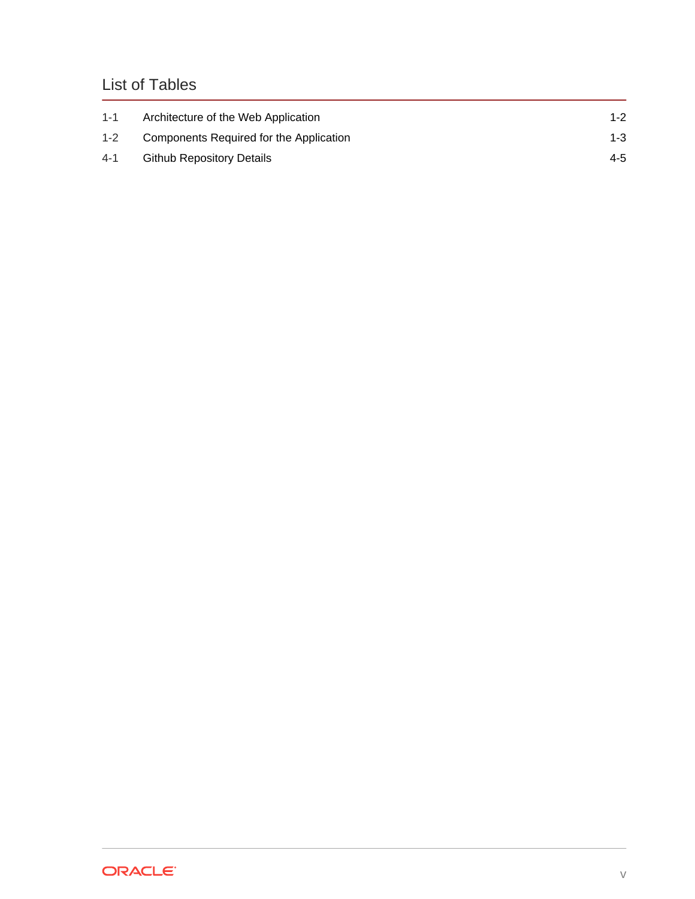# List of Tables

| | | |
|---|---|---|
| 1-1 | Architecture of the Web Application | 1-2 |
| 1-2 | Components Required for the Application | 1-3 |
| 4-1 | Github Repository Details | 4-5 |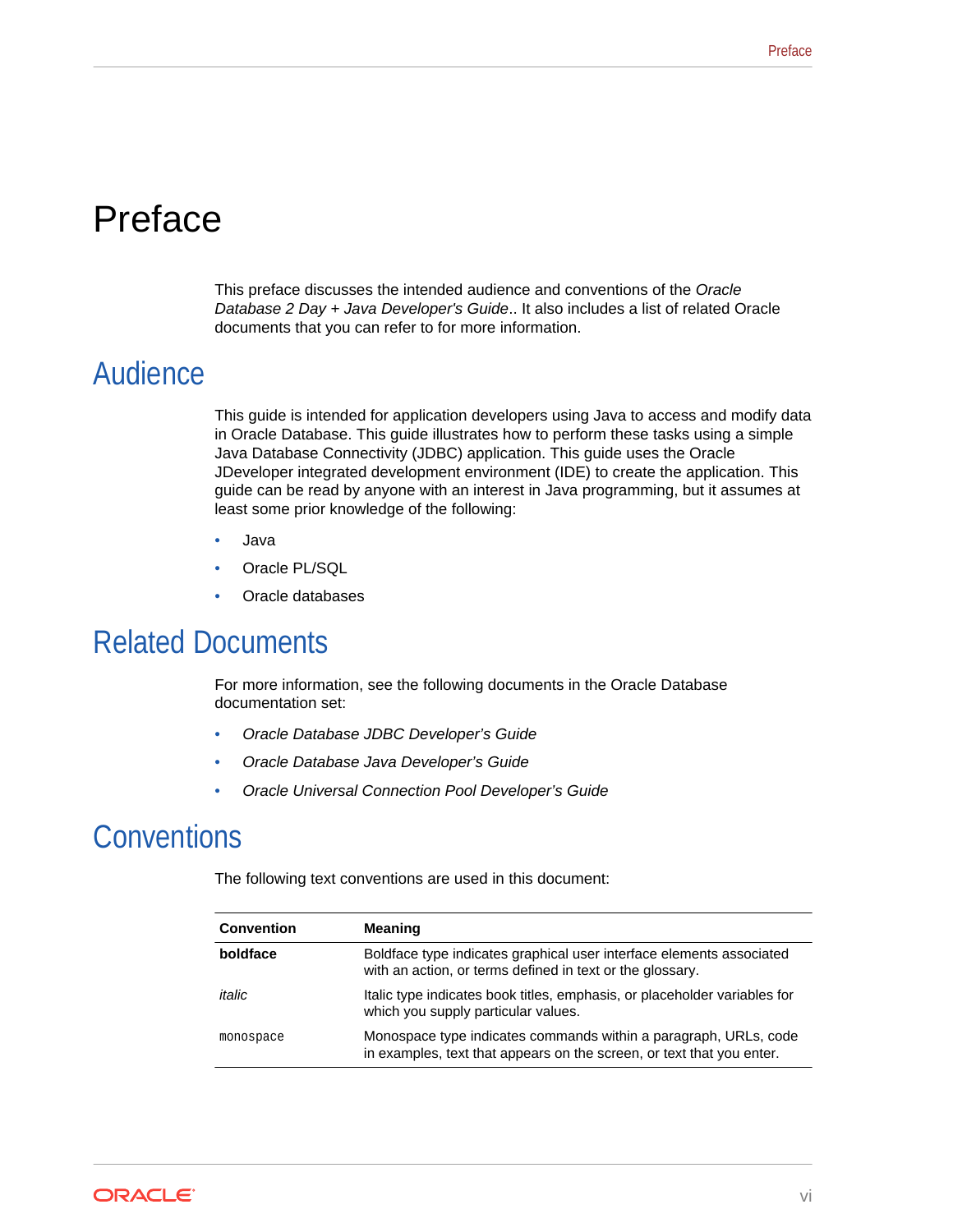# Preface

This preface discusses the intended audience and conventions of the *Oracle Database 2 Day + Java Developer's Guide*.. It also includes a list of related Oracle documents that you can refer to for more information.

## Audience

This guide is intended for application developers using Java to access and modify data in Oracle Database. This guide illustrates how to perform these tasks using a simple Java Database Connectivity (JDBC) application. This guide uses the Oracle JDeveloper integrated development environment (IDE) to create the application. This guide can be read by anyone with an interest in Java programming, but it assumes at least some prior knowledge of the following:

- Java
- Oracle PL/SQL
- Oracle databases

## Related Documents

For more information, see the following documents in the Oracle Database documentation set:

- *Oracle Database JDBC Developer's Guide*
- *Oracle Database Java Developer's Guide*
- *Oracle Universal Connection Pool Developer's Guide*

## Conventions

The following text conventions are used in this document:

| Convention | Meaning |
| --- | --- |
| **boldface** | Boldface type indicates graphical user interface elements associated with an action, or terms defined in text or the glossary. |
| *italic* | Italic type indicates book titles, emphasis, or placeholder variables for which you supply particular values. |
| `monospace` | Monospace type indicates commands within a paragraph, URLs, code in examples, text that appears on the screen, or text that you enter. |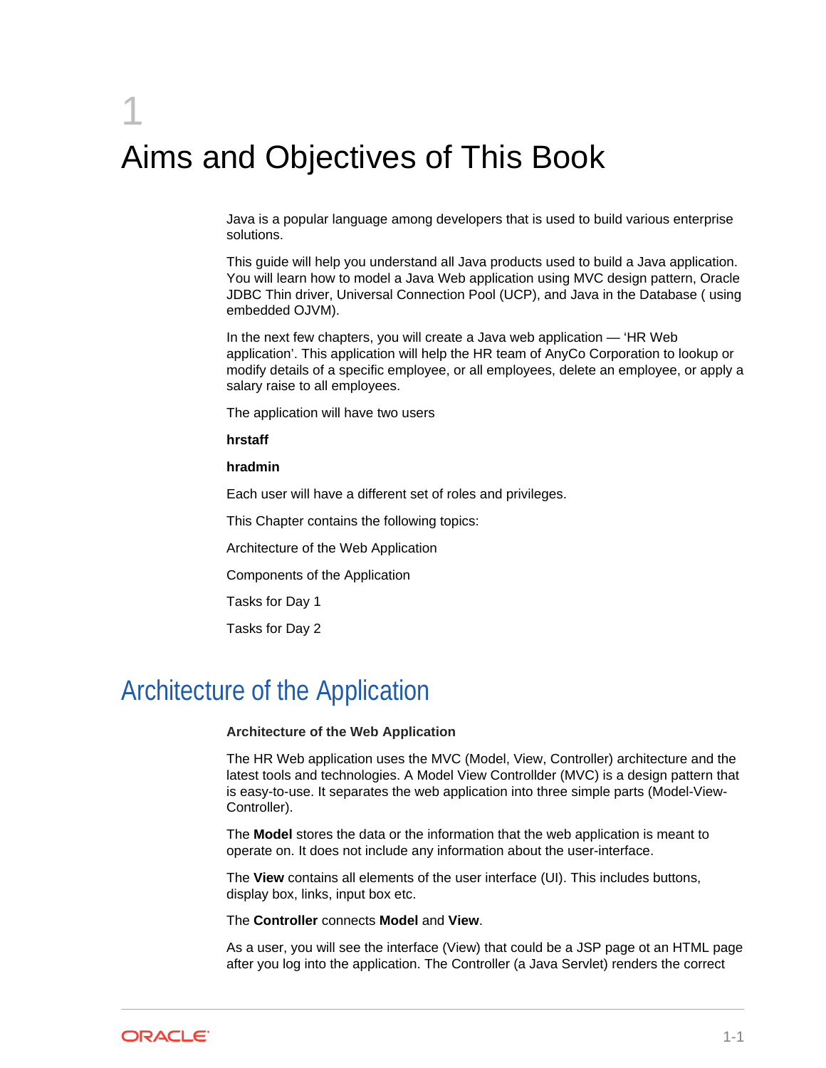# 1 Aims and Objectives of This Book

Java is a popular language among developers that is used to build various enterprise solutions.

This guide will help you understand all Java products used to build a Java application. You will learn how to model a Java Web application using MVC design pattern, Oracle JDBC Thin driver, Universal Connection Pool (UCP), and Java in the Database ( using embedded OJVM).

In the next few chapters, you will create a Java web application — 'HR Web application'. This application will help the HR team of AnyCo Corporation to lookup or modify details of a specific employee, or all employees, delete an employee, or apply a salary raise to all employees.

The application will have two users

**hrstaff**

**hradmin**

Each user will have a different set of roles and privileges.

This Chapter contains the following topics:

Architecture of the Web Application

Components of the Application

Tasks for Day 1

Tasks for Day 2

## Architecture of the Application

**Architecture of the Web Application**

The HR Web application uses the MVC (Model, View, Controller) architecture and the latest tools and technologies. A Model View Controllder (MVC) is a design pattern that is easy-to-use. It separates the web application into three simple parts (Model-View-Controller).

The **Model** stores the data or the information that the web application is meant to operate on. It does not include any information about the user-interface.

The **View** contains all elements of the user interface (UI). This includes buttons, display box, links, input box etc.

The **Controller** connects **Model** and **View**.

As a user, you will see the interface (View) that could be a JSP page ot an HTML page after you log into the application. The Controller (a Java Servlet) renders the correct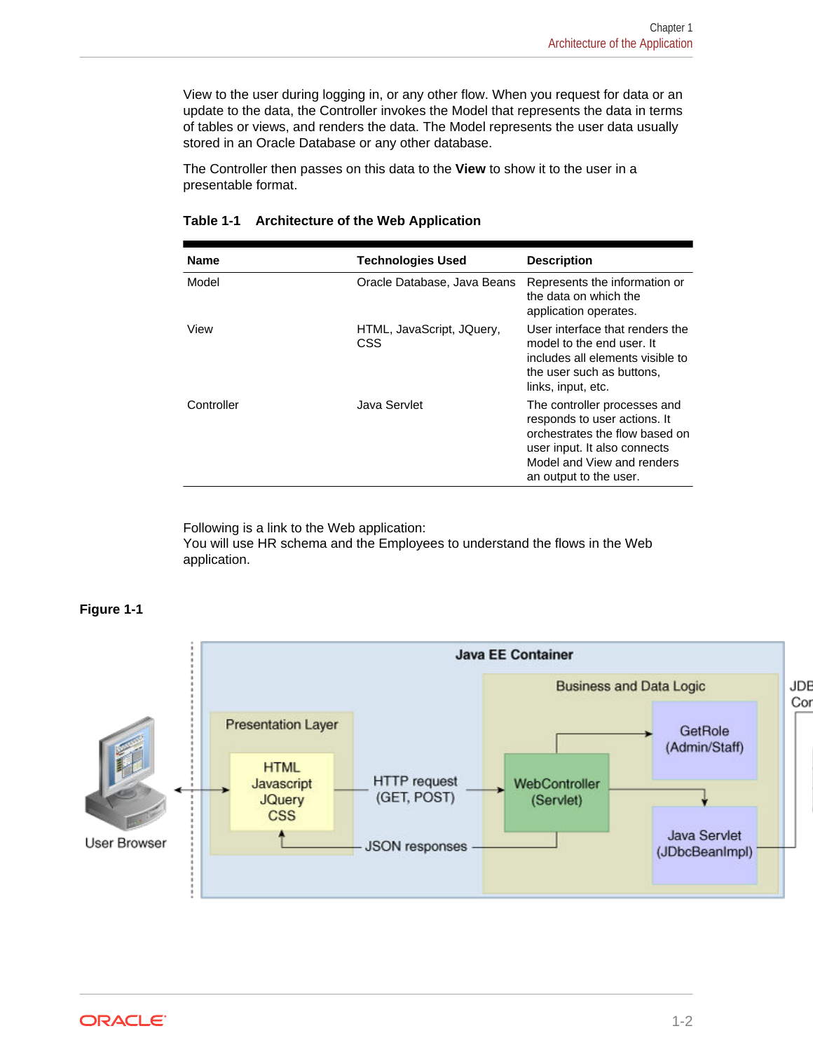View to the user during logging in, or any other flow. When you request for data or an update to the data, the Controller invokes the Model that represents the data in terms of tables or views, and renders the data. The Model represents the user data usually stored in an Oracle Database or any other database.

The Controller then passes on this data to the **View** to show it to the user in a presentable format.

**Table 1-1 Architecture of the Web Application**

| Name | Technologies Used | Description |
|---|---|---|
| Model | Oracle Database, Java Beans | Represents the information or the data on which the application operates. |
| View | HTML, JavaScript, JQuery, CSS | User interface that renders the model to the end user. It includes all elements visible to the user such as buttons, links, input, etc. |
| Controller | Java Servlet | The controller processes and responds to user actions. It orchestrates the flow based on user input. It also connects Model and View and renders an output to the user. |

Following is a link to the Web application:
You will use HR schema and the Employees to understand the flows in the Web application.

**Figure 1-1**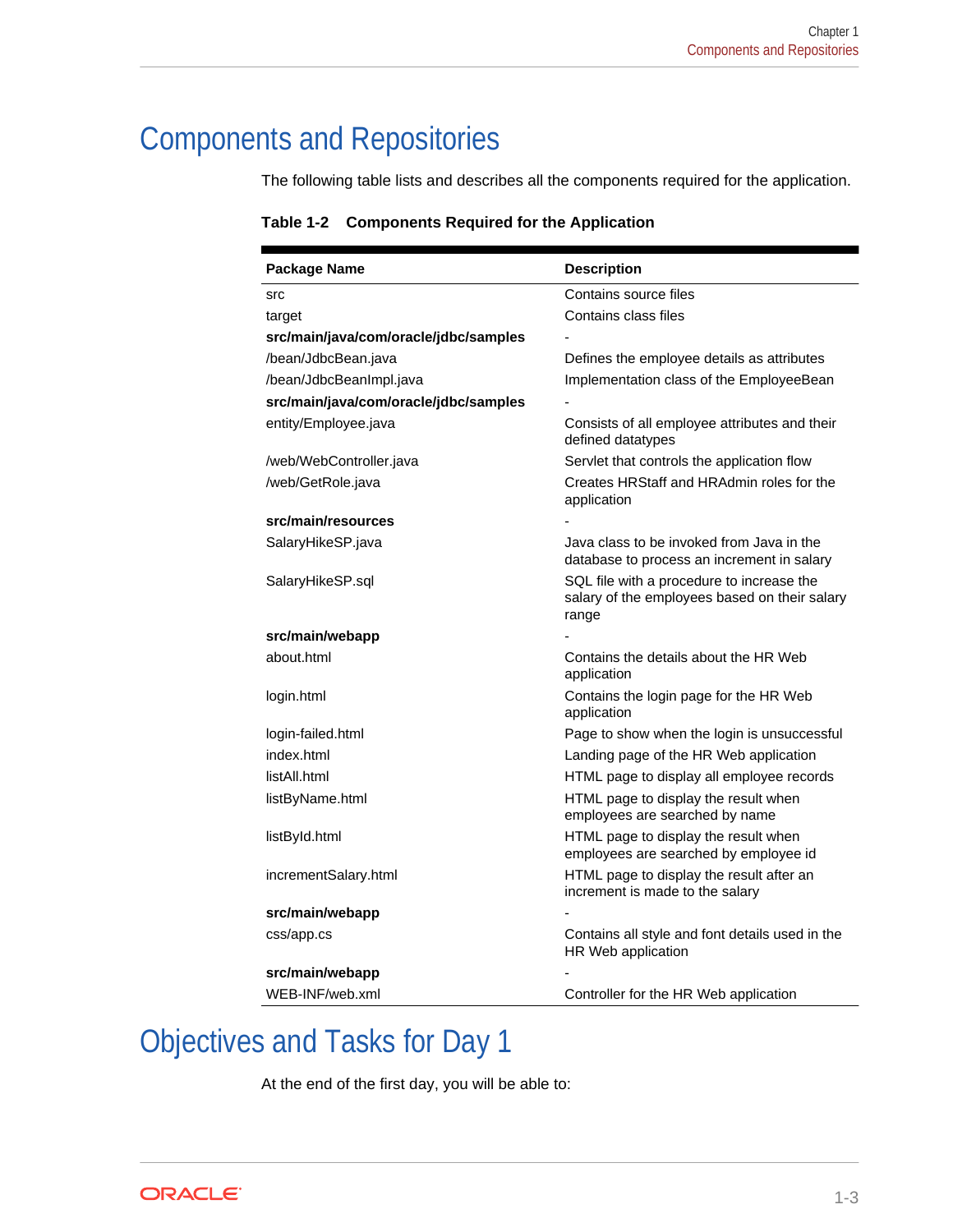# Components and Repositories

The following table lists and describes all the components required for the application.

**Table 1-2 Components Required for the Application**

| Package Name | Description |
| --- | --- |
| src | Contains source files |
| target | Contains class files |
| **src/main/java/com/oracle/jdbc/samples** | - |
| /bean/JdbcBean.java | Defines the employee details as attributes |
| /bean/JdbcBeanImpl.java | Implementation class of the EmployeeBean |
| **src/main/java/com/oracle/jdbc/samples** | - |
| entity/Employee.java | Consists of all employee attributes and their defined datatypes |
| /web/WebController.java | Servlet that controls the application flow |
| /web/GetRole.java | Creates HRStaff and HRAdmin roles for the application |
| **src/main/resources** | - |
| SalaryHikeSP.java | Java class to be invoked from Java in the database to process an increment in salary |
| SalaryHikeSP.sql | SQL file with a procedure to increase the salary of the employees based on their salary range |
| **src/main/webapp** | - |
| about.html | Contains the details about the HR Web application |
| login.html | Contains the login page for the HR Web application |
| login-failed.html | Page to show when the login is unsuccessful |
| index.html | Landing page of the HR Web application |
| listAll.html | HTML page to display all employee records |
| listByName.html | HTML page to display the result when employees are searched by name |
| listById.html | HTML page to display the result when employees are searched by employee id |
| incrementSalary.html | HTML page to display the result after an increment is made to the salary |
| **src/main/webapp** | - |
| css/app.cs | Contains all style and font details used in the HR Web application |
| **src/main/webapp** | - |
| WEB-INF/web.xml | Controller for the HR Web application |

# Objectives and Tasks for Day 1

At the end of the first day, you will be able to: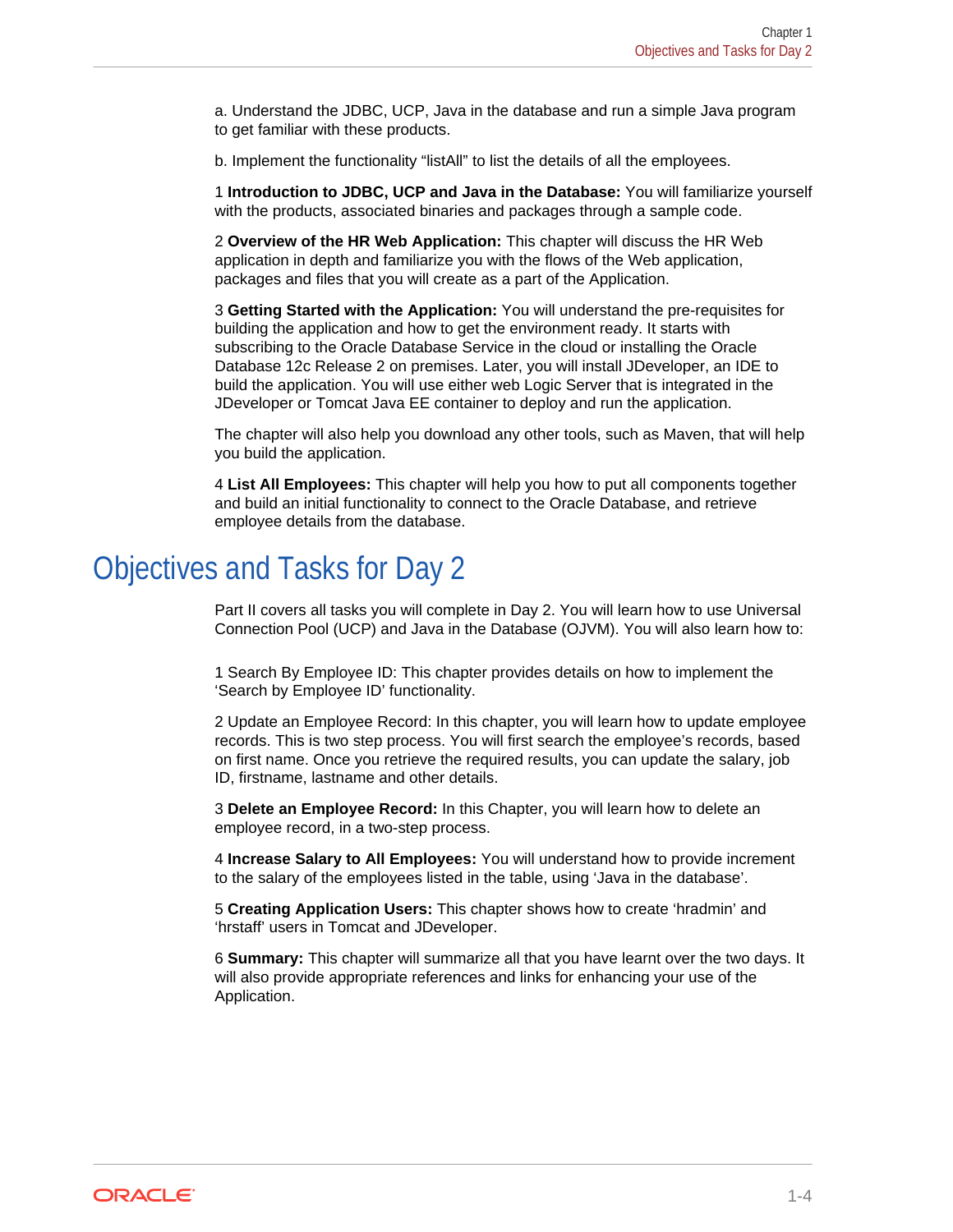a. Understand the JDBC, UCP, Java in the database and run a simple Java program to get familiar with these products.

b. Implement the functionality “listAll” to list the details of all the employees.

1 **Introduction to JDBC, UCP and Java in the Database:** You will familiarize yourself with the products, associated binaries and packages through a sample code.

2 **Overview of the HR Web Application:** This chapter will discuss the HR Web application in depth and familiarize you with the flows of the Web application, packages and files that you will create as a part of the Application.

3 **Getting Started with the Application:** You will understand the pre-requisites for building the application and how to get the environment ready. It starts with subscribing to the Oracle Database Service in the cloud or installing the Oracle Database 12c Release 2 on premises. Later, you will install JDeveloper, an IDE to build the application. You will use either web Logic Server that is integrated in the JDeveloper or Tomcat Java EE container to deploy and run the application.

The chapter will also help you download any other tools, such as Maven, that will help you build the application.

4 **List All Employees:** This chapter will help you how to put all components together and build an initial functionality to connect to the Oracle Database, and retrieve employee details from the database.

# Objectives and Tasks for Day 2

Part II covers all tasks you will complete in Day 2. You will learn how to use Universal Connection Pool (UCP) and Java in the Database (OJVM). You will also learn how to:

1 Search By Employee ID: This chapter provides details on how to implement the ‘Search by Employee ID’ functionality.

2 Update an Employee Record: In this chapter, you will learn how to update employee records. This is two step process. You will first search the employee’s records, based on first name. Once you retrieve the required results, you can update the salary, job ID, firstname, lastname and other details.

3 **Delete an Employee Record:** In this Chapter, you will learn how to delete an employee record, in a two-step process.

4 **Increase Salary to All Employees:** You will understand how to provide increment to the salary of the employees listed in the table, using ‘Java in the database’.

5 **Creating Application Users:** This chapter shows how to create ‘hradmin’ and ‘hrstaff’ users in Tomcat and JDeveloper.

6 **Summary:** This chapter will summarize all that you have learnt over the two days. It will also provide appropriate references and links for enhancing your use of the Application.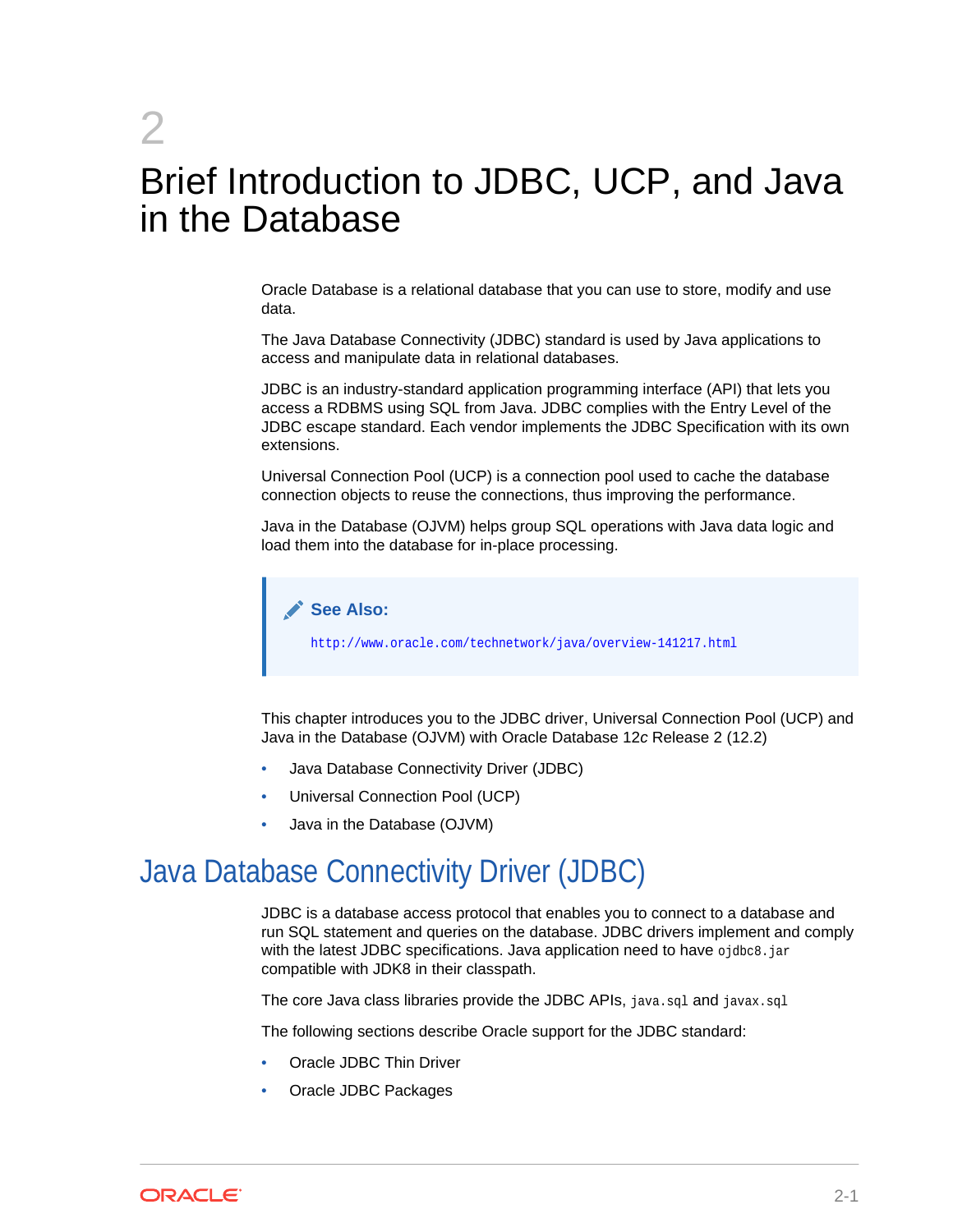# 2 Brief Introduction to JDBC, UCP, and Java in the Database

Oracle Database is a relational database that you can use to store, modify and use data.

The Java Database Connectivity (JDBC) standard is used by Java applications to access and manipulate data in relational databases.

JDBC is an industry-standard application programming interface (API) that lets you access a RDBMS using SQL from Java. JDBC complies with the Entry Level of the JDBC escape standard. Each vendor implements the JDBC Specification with its own extensions.

Universal Connection Pool (UCP) is a connection pool used to cache the database connection objects to reuse the connections, thus improving the performance.

Java in the Database (OJVM) helps group SQL operations with Java data logic and load them into the database for in-place processing.

> **See Also:**
>
> `http://www.oracle.com/technetwork/java/overview-141217.html`

This chapter introduces you to the JDBC driver, Universal Connection Pool (UCP) and Java in the Database (OJVM) with Oracle Database 12*c* Release 2 (12.2)

- Java Database Connectivity Driver (JDBC)
- Universal Connection Pool (UCP)
- Java in the Database (OJVM)

## Java Database Connectivity Driver (JDBC)

JDBC is a database access protocol that enables you to connect to a database and run SQL statement and queries on the database. JDBC drivers implement and comply with the latest JDBC specifications. Java application need to have `ojdbc8.jar` compatible with JDK8 in their classpath.

The core Java class libraries provide the JDBC APIs, `java.sql` and `javax.sql`

The following sections describe Oracle support for the JDBC standard:

- Oracle JDBC Thin Driver
- Oracle JDBC Packages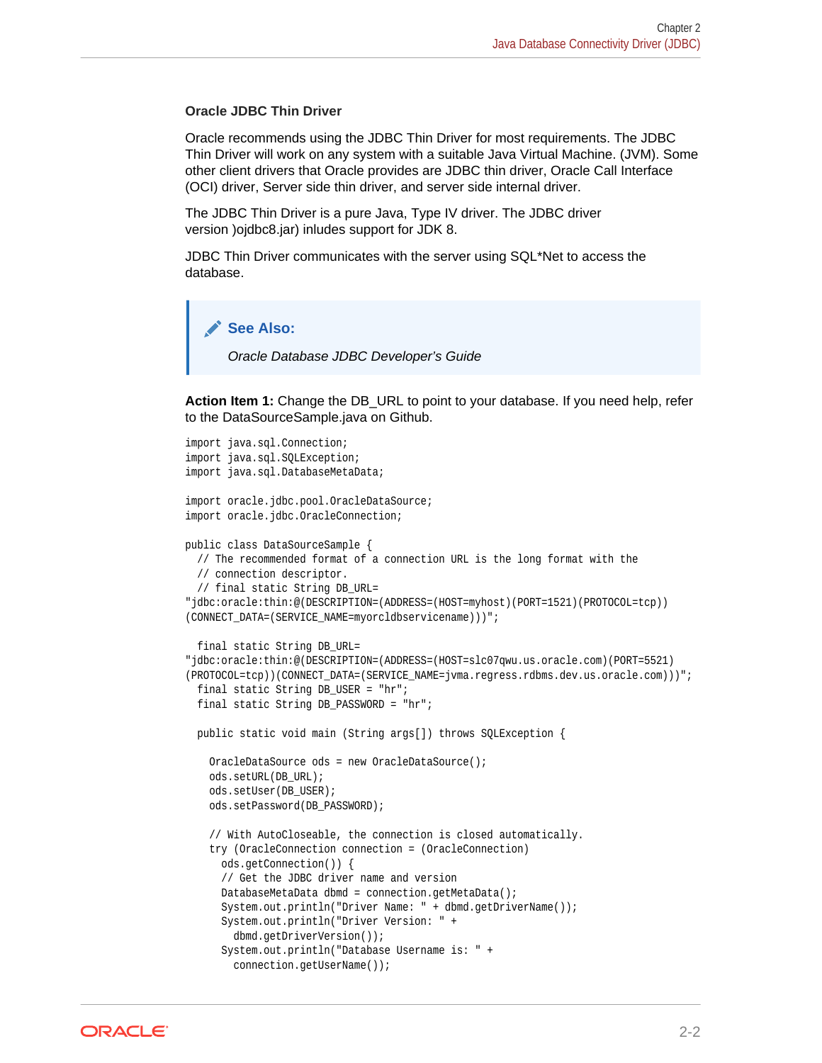### Oracle JDBC Thin Driver

Oracle recommends using the JDBC Thin Driver for most requirements. The JDBC Thin Driver will work on any system with a suitable Java Virtual Machine. (JVM). Some other client drivers that Oracle provides are JDBC thin driver, Oracle Call Interface (OCI) driver, Server side thin driver, and server side internal driver.

The JDBC Thin Driver is a pure Java, Type IV driver. The JDBC driver version )ojdbc8.jar) inludes support for JDK 8.

JDBC Thin Driver communicates with the server using SQL*Net to access the database.

> **See Also:**
>
> *Oracle Database JDBC Developer's Guide*

**Action Item 1:** Change the DB_URL to point to your database. If you need help, refer to the DataSourceSample.java on Github.

```
import java.sql.Connection;
import java.sql.SQLException;
import java.sql.DatabaseMetaData;

import oracle.jdbc.pool.OracleDataSource;
import oracle.jdbc.OracleConnection;

public class DataSourceSample {
  // The recommended format of a connection URL is the long format with the
  // connection descriptor.
  // final static String DB_URL=
"jdbc:oracle:thin:@(DESCRIPTION=(ADDRESS=(HOST=myhost)(PORT=1521)(PROTOCOL=tcp))
(CONNECT_DATA=(SERVICE_NAME=myorcldbservicename)))";

  final static String DB_URL=
"jdbc:oracle:thin:@(DESCRIPTION=(ADDRESS=(HOST=slc07qwu.us.oracle.com)(PORT=5521)
(PROTOCOL=tcp))(CONNECT_DATA=(SERVICE_NAME=jvma.regress.rdbms.dev.us.oracle.com)))";
  final static String DB_USER = "hr";
  final static String DB_PASSWORD = "hr";

  public static void main (String args[]) throws SQLException {

    OracleDataSource ods = new OracleDataSource();
    ods.setURL(DB_URL);
    ods.setUser(DB_USER);
    ods.setPassword(DB_PASSWORD);

    // With AutoCloseable, the connection is closed automatically.
    try (OracleConnection connection = (OracleConnection)
      ods.getConnection()) {
      // Get the JDBC driver name and version
      DatabaseMetaData dbmd = connection.getMetaData();
      System.out.println("Driver Name: " + dbmd.getDriverName());
      System.out.println("Driver Version: " +
        dbmd.getDriverVersion());
      System.out.println("Database Username is: " +
        connection.getUserName());
```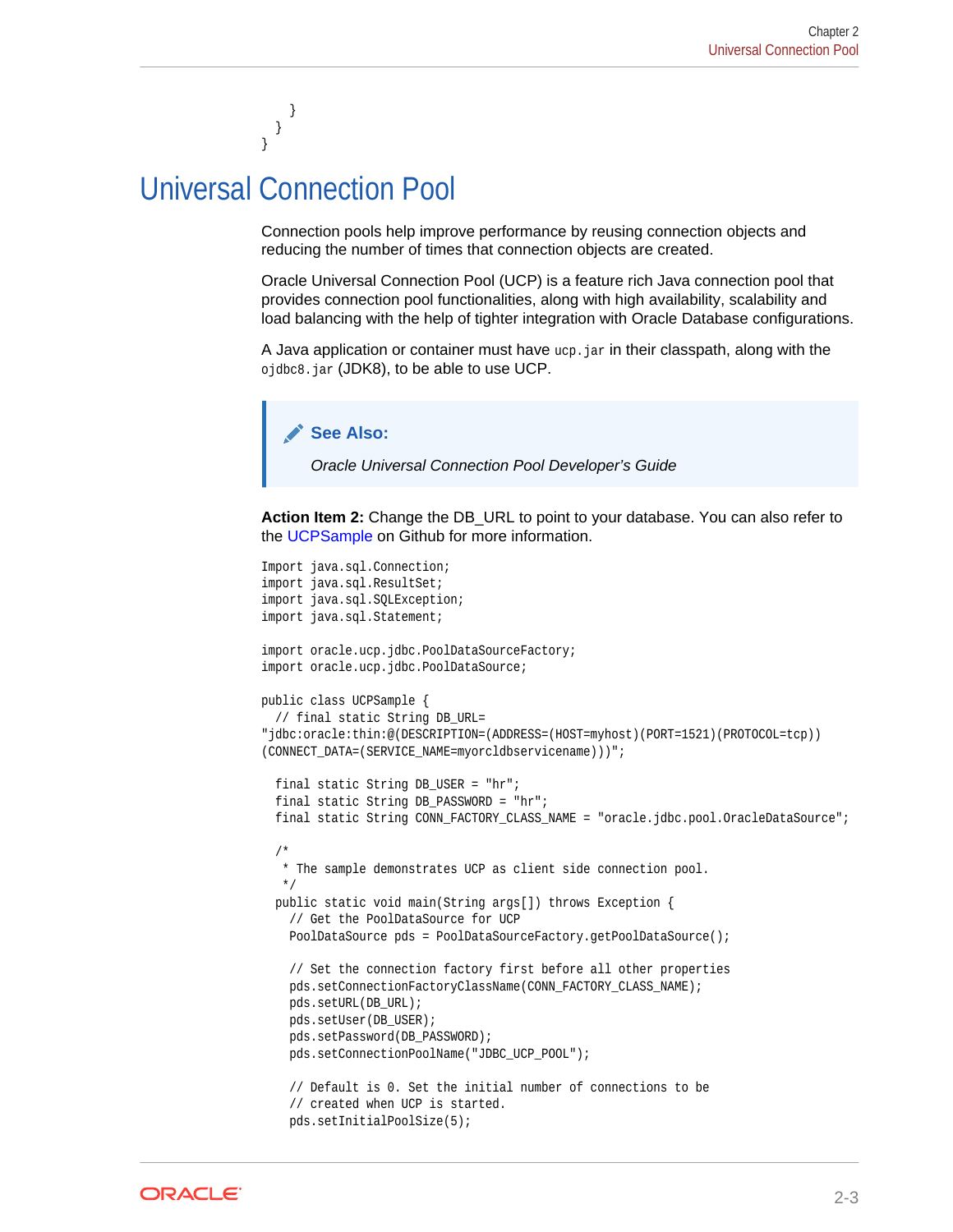```
    }
  }
}
```

# Universal Connection Pool

Connection pools help improve performance by reusing connection objects and reducing the number of times that connection objects are created.

Oracle Universal Connection Pool (UCP) is a feature rich Java connection pool that provides connection pool functionalities, along with high availability, scalability and load balancing with the help of tighter integration with Oracle Database configurations.

A Java application or container must have `ucp.jar` in their classpath, along with the `ojdbc8.jar` (JDK8), to be able to use UCP.

> **See Also:**
>
> *Oracle Universal Connection Pool Developer's Guide*

**Action Item 2:** Change the DB_URL to point to your database. You can also refer to the UCPSample on Github for more information.

```
Import java.sql.Connection;
import java.sql.ResultSet;
import java.sql.SQLException;
import java.sql.Statement;

import oracle.ucp.jdbc.PoolDataSourceFactory;
import oracle.ucp.jdbc.PoolDataSource;

public class UCPSample {
  // final static String DB_URL=
"jdbc:oracle:thin:@(DESCRIPTION=(ADDRESS=(HOST=myhost)(PORT=1521)(PROTOCOL=tcp))
(CONNECT_DATA=(SERVICE_NAME=myorcldbservicename)))";

  final static String DB_USER = "hr";
  final static String DB_PASSWORD = "hr";
  final static String CONN_FACTORY_CLASS_NAME = "oracle.jdbc.pool.OracleDataSource";

  /*
   * The sample demonstrates UCP as client side connection pool.
   */
  public static void main(String args[]) throws Exception {
    // Get the PoolDataSource for UCP
    PoolDataSource pds = PoolDataSourceFactory.getPoolDataSource();

    // Set the connection factory first before all other properties
    pds.setConnectionFactoryClassName(CONN_FACTORY_CLASS_NAME);
    pds.setURL(DB_URL);
    pds.setUser(DB_USER);
    pds.setPassword(DB_PASSWORD);
    pds.setConnectionPoolName("JDBC_UCP_POOL");

    // Default is 0. Set the initial number of connections to be
    // created when UCP is started.
    pds.setInitialPoolSize(5);
```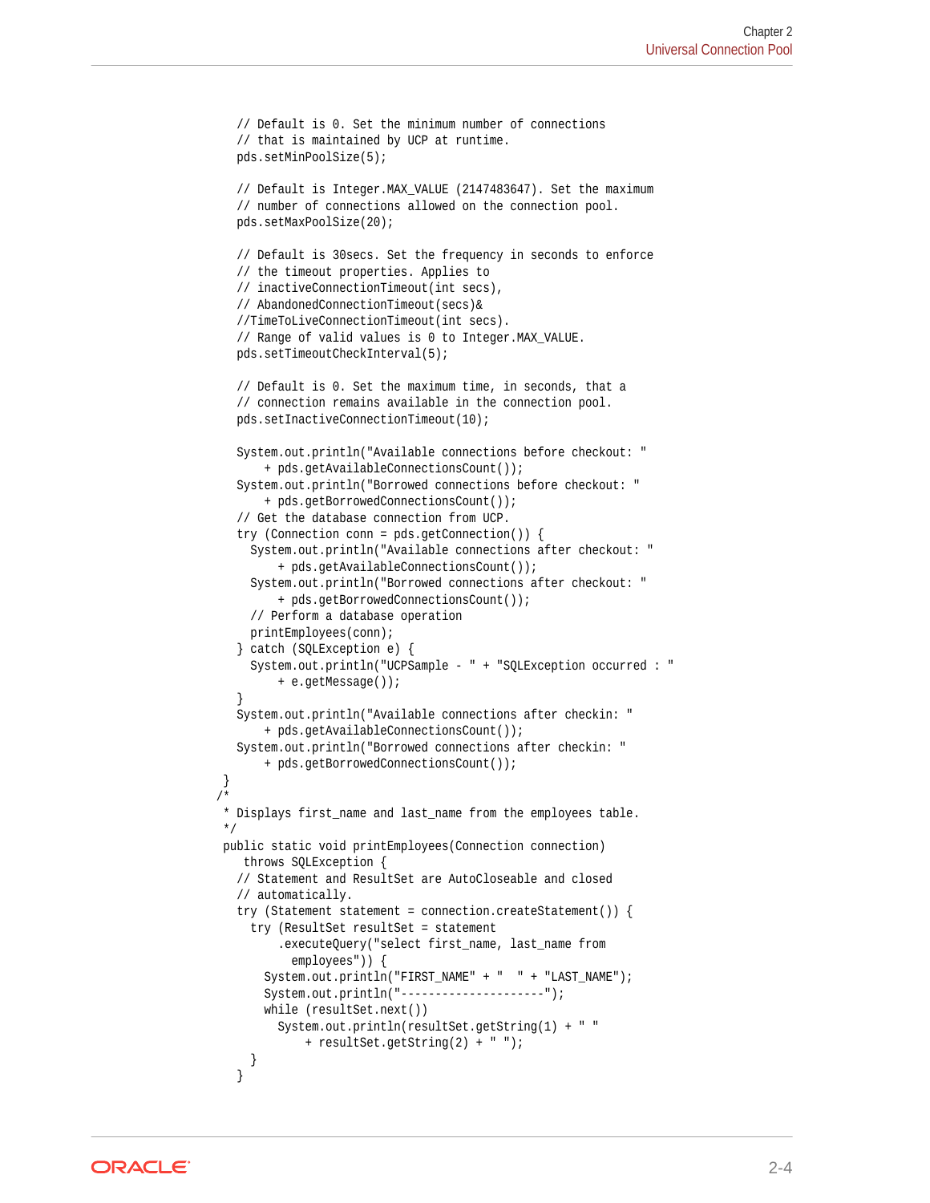```
    // Default is 0. Set the minimum number of connections
    // that is maintained by UCP at runtime.
    pds.setMinPoolSize(5);

    // Default is Integer.MAX_VALUE (2147483647). Set the maximum
    // number of connections allowed on the connection pool.
    pds.setMaxPoolSize(20);

    // Default is 30secs. Set the frequency in seconds to enforce
    // the timeout properties. Applies to
    // inactiveConnectionTimeout(int secs),
    // AbandonedConnectionTimeout(secs)&
    //TimeToLiveConnectionTimeout(int secs).
    // Range of valid values is 0 to Integer.MAX_VALUE.
    pds.setTimeoutCheckInterval(5);

    // Default is 0. Set the maximum time, in seconds, that a
    // connection remains available in the connection pool.
    pds.setInactiveConnectionTimeout(10);

    System.out.println("Available connections before checkout: "
        + pds.getAvailableConnectionsCount());
    System.out.println("Borrowed connections before checkout: "
        + pds.getBorrowedConnectionsCount());
    // Get the database connection from UCP.
    try (Connection conn = pds.getConnection()) {
      System.out.println("Available connections after checkout: "
          + pds.getAvailableConnectionsCount());
      System.out.println("Borrowed connections after checkout: "
          + pds.getBorrowedConnectionsCount());
      // Perform a database operation
      printEmployees(conn);
    } catch (SQLException e) {
      System.out.println("UCPSample - " + "SQLException occurred : "
          + e.getMessage());
    }
    System.out.println("Available connections after checkin: "
        + pds.getAvailableConnectionsCount());
    System.out.println("Borrowed connections after checkin: "
        + pds.getBorrowedConnectionsCount());
  }
 /*
  * Displays first_name and last_name from the employees table.
  */
  public static void printEmployees(Connection connection)
     throws SQLException {
    // Statement and ResultSet are AutoCloseable and closed
    // automatically.
    try (Statement statement = connection.createStatement()) {
      try (ResultSet resultSet = statement
          .executeQuery("select first_name, last_name from
            employees")) {
        System.out.println("FIRST_NAME" + "  " + "LAST_NAME");
        System.out.println("---------------------");
        while (resultSet.next())
          System.out.println(resultSet.getString(1) + " "
              + resultSet.getString(2) + " ");
      }
    }
```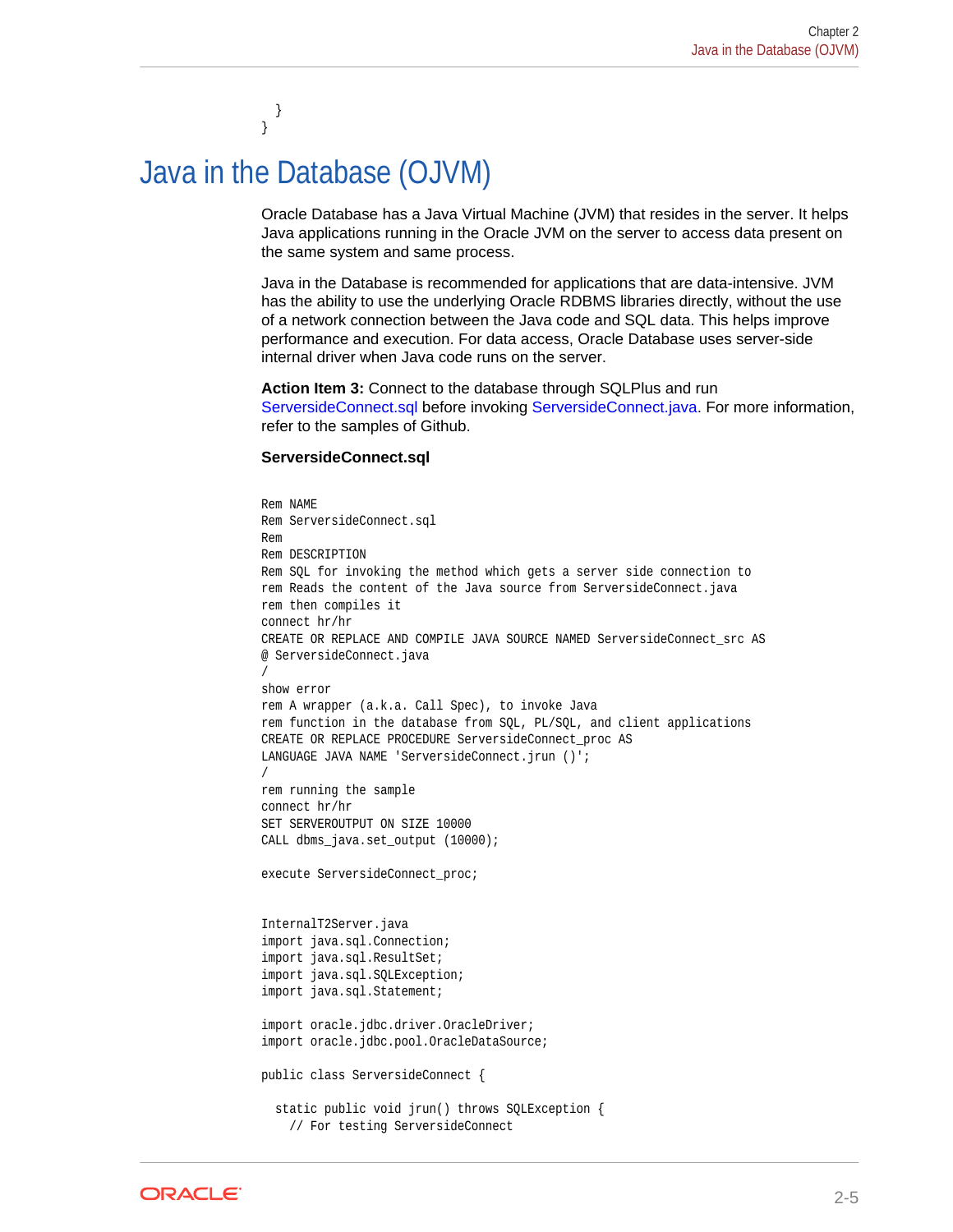```
  }
}
```

# Java in the Database (OJVM)

Oracle Database has a Java Virtual Machine (JVM) that resides in the server. It helps Java applications running in the Oracle JVM on the server to access data present on the same system and same process.

Java in the Database is recommended for applications that are data-intensive. JVM has the ability to use the underlying Oracle RDBMS libraries directly, without the use of a network connection between the Java code and SQL data. This helps improve performance and execution. For data access, Oracle Database uses server-side internal driver when Java code runs on the server.

**Action Item 3:** Connect to the database through SQLPlus and run ServersideConnect.sql before invoking ServersideConnect.java. For more information, refer to the samples of Github.

**ServersideConnect.sql**

```
Rem NAME
Rem ServersideConnect.sql
Rem
Rem DESCRIPTION
Rem SQL for invoking the method which gets a server side connection to
rem Reads the content of the Java source from ServersideConnect.java
rem then compiles it
connect hr/hr
CREATE OR REPLACE AND COMPILE JAVA SOURCE NAMED ServersideConnect_src AS
@ ServersideConnect.java
/
show error
rem A wrapper (a.k.a. Call Spec), to invoke Java
rem function in the database from SQL, PL/SQL, and client applications
CREATE OR REPLACE PROCEDURE ServersideConnect_proc AS
LANGUAGE JAVA NAME 'ServersideConnect.jrun ()';
/
rem running the sample
connect hr/hr
SET SERVEROUTPUT ON SIZE 10000
CALL dbms_java.set_output (10000);

execute ServersideConnect_proc;


InternalT2Server.java
import java.sql.Connection;
import java.sql.ResultSet;
import java.sql.SQLException;
import java.sql.Statement;

import oracle.jdbc.driver.OracleDriver;
import oracle.jdbc.pool.OracleDataSource;

public class ServersideConnect {

  static public void jrun() throws SQLException {
    // For testing ServersideConnect
```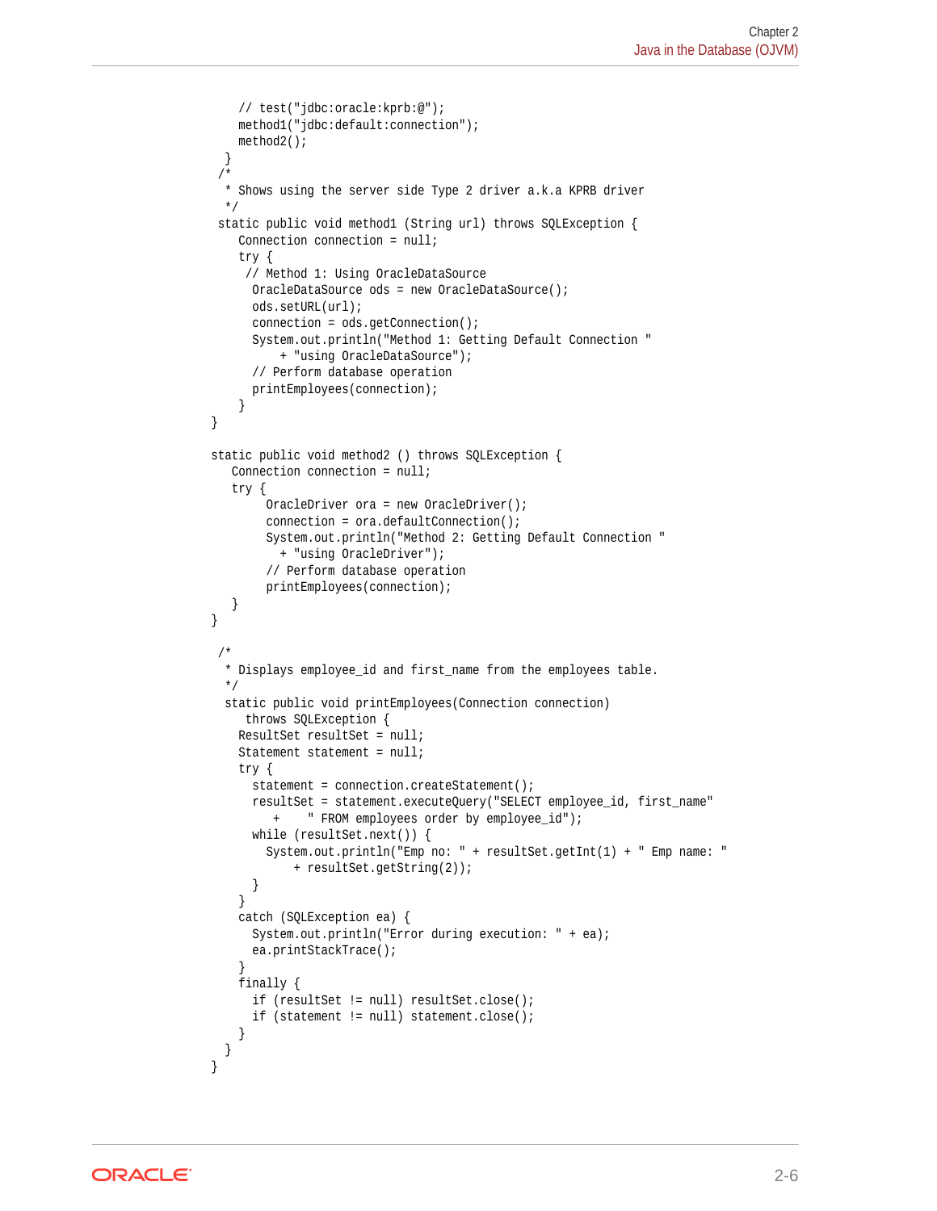```
    // test("jdbc:oracle:kprb:@");
    method1("jdbc:default:connection");
    method2();
  }
 /*
  * Shows using the server side Type 2 driver a.k.a KPRB driver
  */
 static public void method1 (String url) throws SQLException {
    Connection connection = null;
    try {
     // Method 1: Using OracleDataSource
      OracleDataSource ods = new OracleDataSource();
      ods.setURL(url);
      connection = ods.getConnection();
      System.out.println("Method 1: Getting Default Connection "
          + "using OracleDataSource");
      // Perform database operation
      printEmployees(connection);
    }
}

static public void method2 () throws SQLException {
   Connection connection = null;
   try {
        OracleDriver ora = new OracleDriver();
        connection = ora.defaultConnection();
        System.out.println("Method 2: Getting Default Connection "
          + "using OracleDriver");
        // Perform database operation
        printEmployees(connection);
   }
}

 /*
  * Displays employee_id and first_name from the employees table.
  */
  static public void printEmployees(Connection connection)
     throws SQLException {
    ResultSet resultSet = null;
    Statement statement = null;
    try {
      statement = connection.createStatement();
      resultSet = statement.executeQuery("SELECT employee_id, first_name"
         +    " FROM employees order by employee_id");
      while (resultSet.next()) {
        System.out.println("Emp no: " + resultSet.getInt(1) + " Emp name: "
            + resultSet.getString(2));
      }
    }
    catch (SQLException ea) {
      System.out.println("Error during execution: " + ea);
      ea.printStackTrace();
    }
    finally {
      if (resultSet != null) resultSet.close();
      if (statement != null) statement.close();
    }
  }
}
```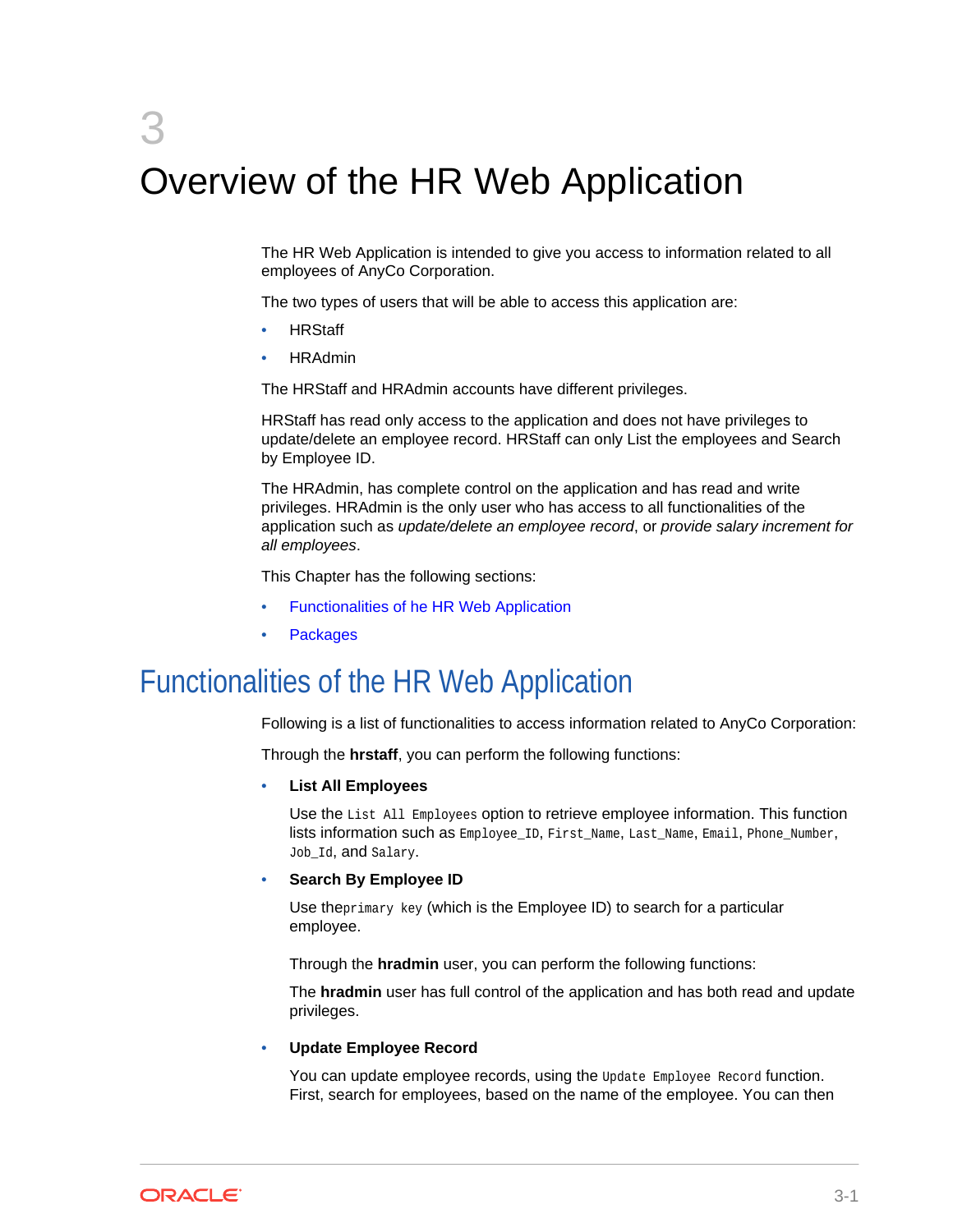# 3 Overview of the HR Web Application

The HR Web Application is intended to give you access to information related to all employees of AnyCo Corporation.

The two types of users that will be able to access this application are:

- HRStaff
- HRAdmin

The HRStaff and HRAdmin accounts have different privileges.

HRStaff has read only access to the application and does not have privileges to update/delete an employee record. HRStaff can only List the employees and Search by Employee ID.

The HRAdmin, has complete control on the application and has read and write privileges. HRAdmin is the only user who has access to all functionalities of the application such as *update/delete an employee record*, or *provide salary increment for all employees*.

This Chapter has the following sections:

- Functionalities of he HR Web Application
- Packages

## Functionalities of the HR Web Application

Following is a list of functionalities to access information related to AnyCo Corporation:

Through the **hrstaff**, you can perform the following functions:

- **List All Employees**

  Use the `List All Employees` option to retrieve employee information. This function lists information such as `Employee_ID`, `First_Name`, `Last_Name`, `Email`, `Phone_Number`, `Job_Id`, and `Salary`.

- **Search By Employee ID**

  Use the`primary key` (which is the Employee ID) to search for a particular employee.

  Through the **hradmin** user, you can perform the following functions:

  The **hradmin** user has full control of the application and has both read and update privileges.

- **Update Employee Record**

  You can update employee records, using the `Update Employee Record` function. First, search for employees, based on the name of the employee. You can then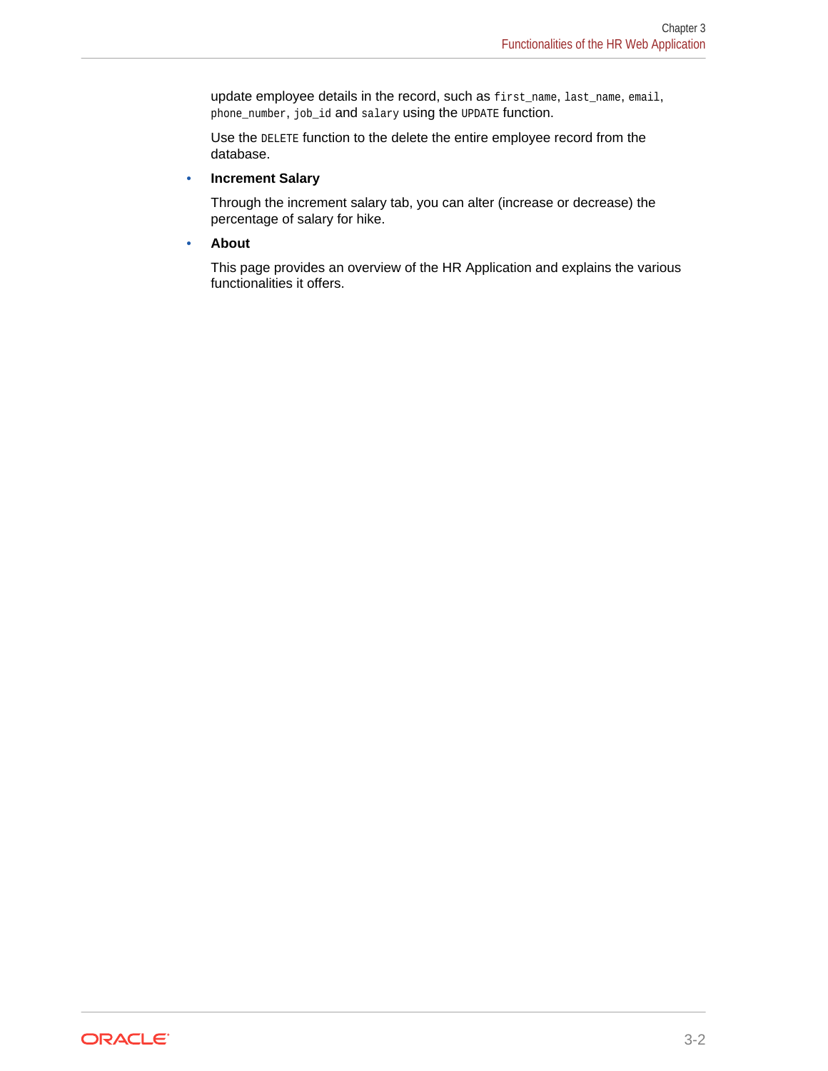update employee details in the record, such as `first_name`, `last_name`, `email`, `phone_number`, `job_id` and `salary` using the `UPDATE` function.

Use the `DELETE` function to the delete the entire employee record from the database.

- **Increment Salary**

  Through the increment salary tab, you can alter (increase or decrease) the percentage of salary for hike.

- **About**

  This page provides an overview of the HR Application and explains the various functionalities it offers.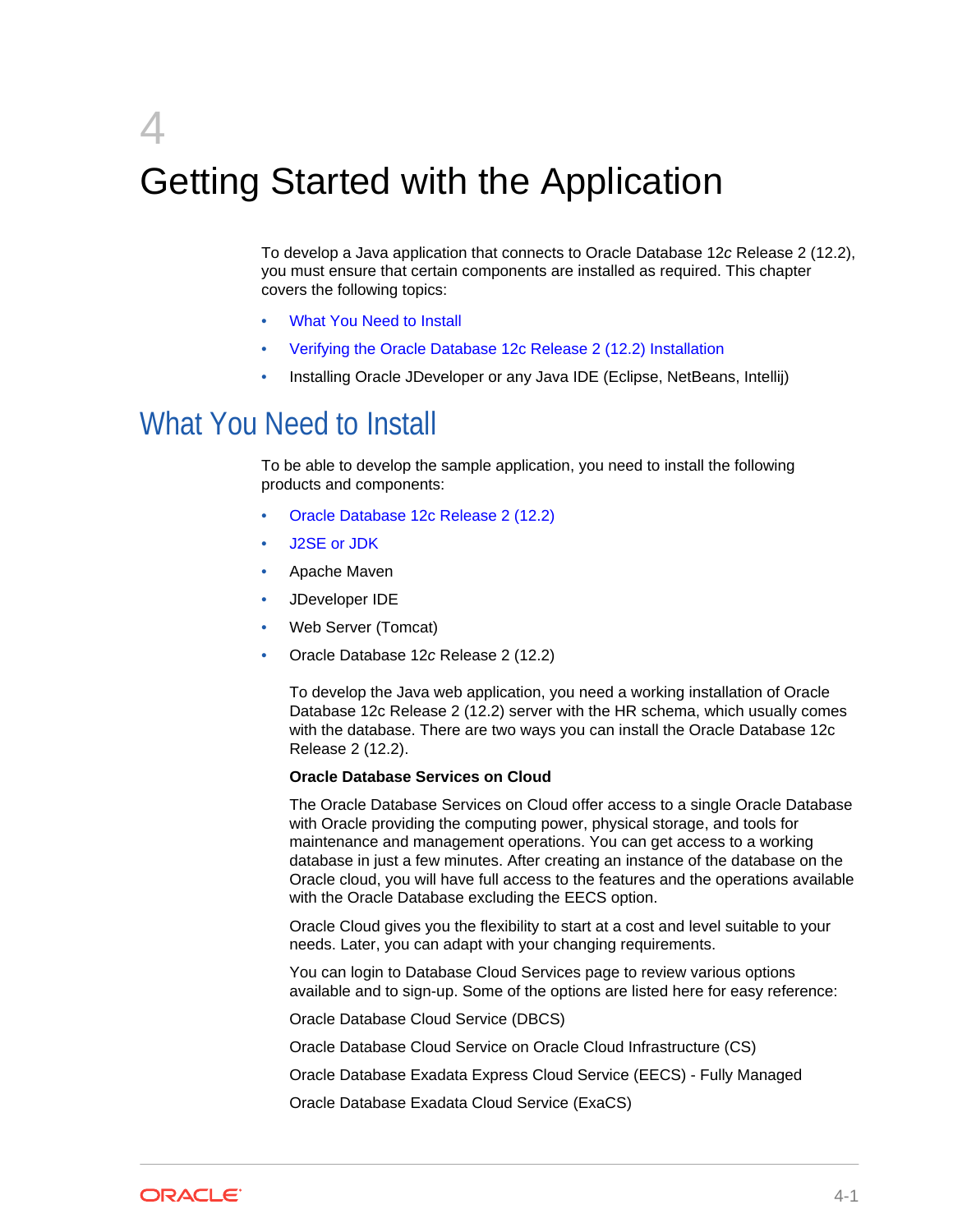# 4 Getting Started with the Application

To develop a Java application that connects to Oracle Database 12*c* Release 2 (12.2), you must ensure that certain components are installed as required. This chapter covers the following topics:

- What You Need to Install
- Verifying the Oracle Database 12c Release 2 (12.2) Installation
- Installing Oracle JDeveloper or any Java IDE (Eclipse, NetBeans, Intellij)

## What You Need to Install

To be able to develop the sample application, you need to install the following products and components:

- Oracle Database 12c Release 2 (12.2)
- J2SE or JDK
- Apache Maven
- JDeveloper IDE
- Web Server (Tomcat)
- Oracle Database 12*c* Release 2 (12.2)

  To develop the Java web application, you need a working installation of Oracle Database 12c Release 2 (12.2) server with the HR schema, which usually comes with the database. There are two ways you can install the Oracle Database 12c Release 2 (12.2).

  **Oracle Database Services on Cloud**

  The Oracle Database Services on Cloud offer access to a single Oracle Database with Oracle providing the computing power, physical storage, and tools for maintenance and management operations. You can get access to a working database in just a few minutes. After creating an instance of the database on the Oracle cloud, you will have full access to the features and the operations available with the Oracle Database excluding the EECS option.

  Oracle Cloud gives you the flexibility to start at a cost and level suitable to your needs. Later, you can adapt with your changing requirements.

  You can login to Database Cloud Services page to review various options available and to sign-up. Some of the options are listed here for easy reference:

  Oracle Database Cloud Service (DBCS)

  Oracle Database Cloud Service on Oracle Cloud Infrastructure (CS)

  Oracle Database Exadata Express Cloud Service (EECS) - Fully Managed

  Oracle Database Exadata Cloud Service (ExaCS)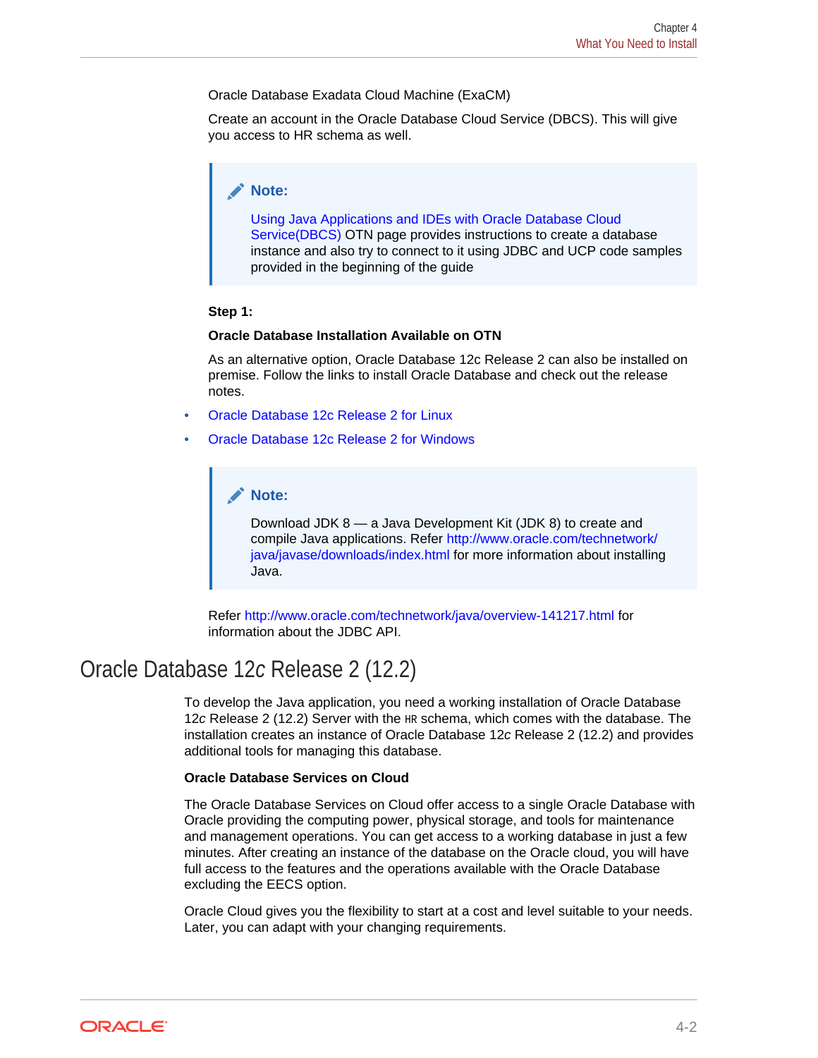Oracle Database Exadata Cloud Machine (ExaCM)

Create an account in the Oracle Database Cloud Service (DBCS). This will give you access to HR schema as well.

> **Note:**
>
> Using Java Applications and IDEs with Oracle Database Cloud Service(DBCS) OTN page provides instructions to create a database instance and also try to connect to it using JDBC and UCP code samples provided in the beginning of the guide

**Step 1:**

**Oracle Database Installation Available on OTN**

As an alternative option, Oracle Database 12c Release 2 can also be installed on premise. Follow the links to install Oracle Database and check out the release notes.

- Oracle Database 12c Release 2 for Linux
- Oracle Database 12c Release 2 for Windows

> **Note:**
>
> Download JDK 8 — a Java Development Kit (JDK 8) to create and compile Java applications. Refer http://www.oracle.com/technetwork/java/javase/downloads/index.html for more information about installing Java.

Refer http://www.oracle.com/technetwork/java/overview-141217.html for information about the JDBC API.

## Oracle Database 12*c* Release 2 (12.2)

To develop the Java application, you need a working installation of Oracle Database 12*c* Release 2 (12.2) Server with the `HR` schema, which comes with the database. The installation creates an instance of Oracle Database 12*c* Release 2 (12.2) and provides additional tools for managing this database.

**Oracle Database Services on Cloud**

The Oracle Database Services on Cloud offer access to a single Oracle Database with Oracle providing the computing power, physical storage, and tools for maintenance and management operations. You can get access to a working database in just a few minutes. After creating an instance of the database on the Oracle cloud, you will have full access to the features and the operations available with the Oracle Database excluding the EECS option.

Oracle Cloud gives you the flexibility to start at a cost and level suitable to your needs. Later, you can adapt with your changing requirements.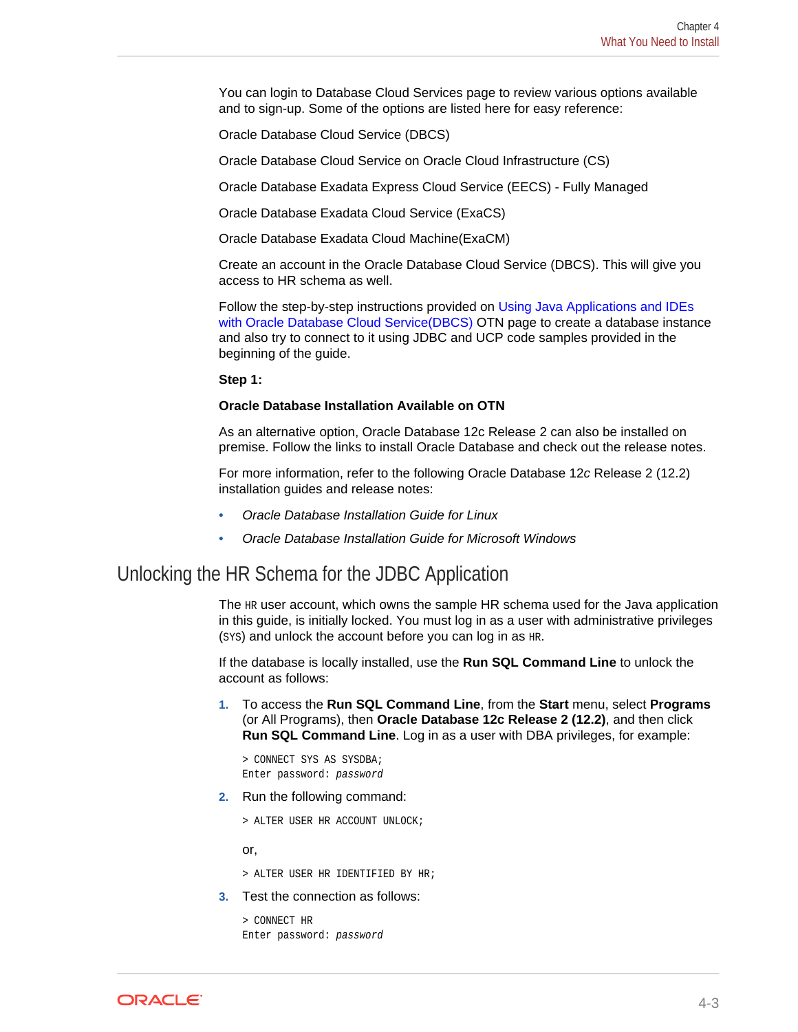You can login to Database Cloud Services page to review various options available and to sign-up. Some of the options are listed here for easy reference:

Oracle Database Cloud Service (DBCS)

Oracle Database Cloud Service on Oracle Cloud Infrastructure (CS)

Oracle Database Exadata Express Cloud Service (EECS) - Fully Managed

Oracle Database Exadata Cloud Service (ExaCS)

Oracle Database Exadata Cloud Machine(ExaCM)

Create an account in the Oracle Database Cloud Service (DBCS). This will give you access to HR schema as well.

Follow the step-by-step instructions provided on Using Java Applications and IDEs with Oracle Database Cloud Service(DBCS) OTN page to create a database instance and also try to connect to it using JDBC and UCP code samples provided in the beginning of the guide.

**Step 1:**

**Oracle Database Installation Available on OTN**

As an alternative option, Oracle Database 12c Release 2 can also be installed on premise. Follow the links to install Oracle Database and check out the release notes.

For more information, refer to the following Oracle Database 12*c* Release 2 (12.2) installation guides and release notes:

- *Oracle Database Installation Guide for Linux*
- *Oracle Database Installation Guide for Microsoft Windows*

## Unlocking the HR Schema for the JDBC Application

The `HR` user account, which owns the sample HR schema used for the Java application in this guide, is initially locked. You must log in as a user with administrative privileges (`SYS`) and unlock the account before you can log in as `HR`.

If the database is locally installed, use the **Run SQL Command Line** to unlock the account as follows:

1. To access the **Run SQL Command Line**, from the **Start** menu, select **Programs** (or All Programs), then **Oracle Database 12c Release 2 (12.2)**, and then click **Run SQL Command Line**. Log in as a user with DBA privileges, for example:

   ```
   > CONNECT SYS AS SYSDBA;
   Enter password: password
   ```

2. Run the following command:

   ```
   > ALTER USER HR ACCOUNT UNLOCK;
   ```

   or,

   ```
   > ALTER USER HR IDENTIFIED BY HR;
   ```

3. Test the connection as follows:

   ```
   > CONNECT HR
   Enter password: password
   ```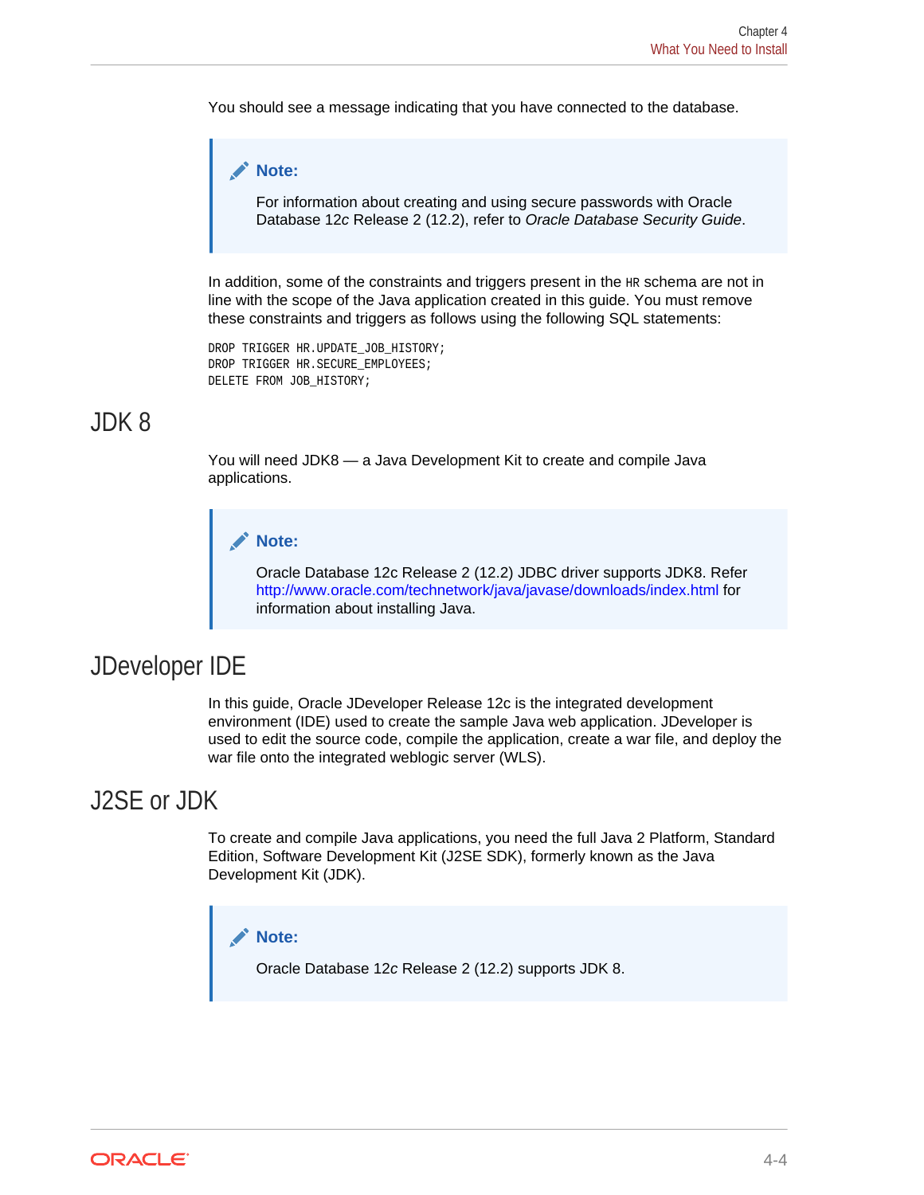You should see a message indicating that you have connected to the database.

> **Note:**
>
> For information about creating and using secure passwords with Oracle Database 12*c* Release 2 (12.2), refer to *Oracle Database Security Guide*.

In addition, some of the constraints and triggers present in the `HR` schema are not in line with the scope of the Java application created in this guide. You must remove these constraints and triggers as follows using the following SQL statements:

```
DROP TRIGGER HR.UPDATE_JOB_HISTORY;
DROP TRIGGER HR.SECURE_EMPLOYEES;
DELETE FROM JOB_HISTORY;
```

## JDK 8

You will need JDK8 — a Java Development Kit to create and compile Java applications.

> **Note:**
>
> Oracle Database 12c Release 2 (12.2) JDBC driver supports JDK8. Refer http://www.oracle.com/technetwork/java/javase/downloads/index.html for information about installing Java.

## JDeveloper IDE

In this guide, Oracle JDeveloper Release 12c is the integrated development environment (IDE) used to create the sample Java web application. JDeveloper is used to edit the source code, compile the application, create a war file, and deploy the war file onto the integrated weblogic server (WLS).

## J2SE or JDK

To create and compile Java applications, you need the full Java 2 Platform, Standard Edition, Software Development Kit (J2SE SDK), formerly known as the Java Development Kit (JDK).

> **Note:**
>
> Oracle Database 12*c* Release 2 (12.2) supports JDK 8.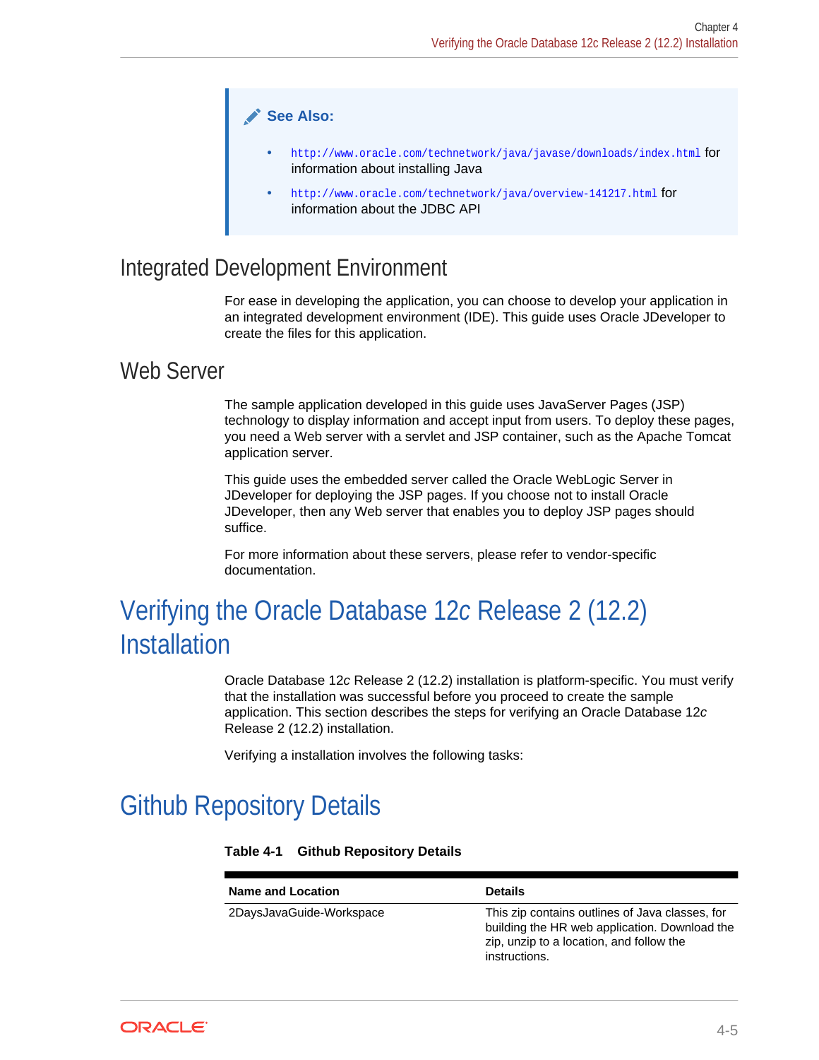> **See Also:**
>
> - `http://www.oracle.com/technetwork/java/javase/downloads/index.html` for information about installing Java
> - `http://www.oracle.com/technetwork/java/overview-141217.html` for information about the JDBC API

### Integrated Development Environment

For ease in developing the application, you can choose to develop your application in an integrated development environment (IDE). This guide uses Oracle JDeveloper to create the files for this application.

### Web Server

The sample application developed in this guide uses JavaServer Pages (JSP) technology to display information and accept input from users. To deploy these pages, you need a Web server with a servlet and JSP container, such as the Apache Tomcat application server.

This guide uses the embedded server called the Oracle WebLogic Server in JDeveloper for deploying the JSP pages. If you choose not to install Oracle JDeveloper, then any Web server that enables you to deploy JSP pages should suffice.

For more information about these servers, please refer to vendor-specific documentation.

## Verifying the Oracle Database 12*c* Release 2 (12.2) Installation

Oracle Database 12*c* Release 2 (12.2) installation is platform-specific. You must verify that the installation was successful before you proceed to create the sample application. This section describes the steps for verifying an Oracle Database 12*c* Release 2 (12.2) installation.

Verifying a installation involves the following tasks:

## Github Repository Details

**Table 4-1 Github Repository Details**

| Name and Location | Details |
|---|---|
| 2DaysJavaGuide-Workspace | This zip contains outlines of Java classes, for building the HR web application. Download the zip, unzip to a location, and follow the instructions. |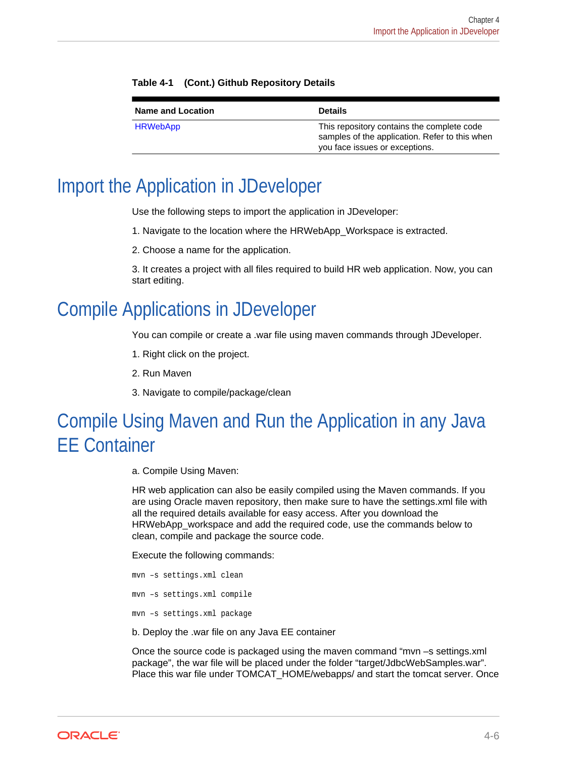**Table 4-1 (Cont.) Github Repository Details**

| Name and Location | Details |
|---|---|
| HRWebApp | This repository contains the complete code samples of the application. Refer to this when you face issues or exceptions. |

# Import the Application in JDeveloper

Use the following steps to import the application in JDeveloper:

1. Navigate to the location where the HRWebApp_Workspace is extracted.

2. Choose a name for the application.

3. It creates a project with all files required to build HR web application. Now, you can start editing.

# Compile Applications in JDeveloper

You can compile or create a .war file using maven commands through JDeveloper.

1. Right click on the project.

2. Run Maven

3. Navigate to compile/package/clean

# Compile Using Maven and Run the Application in any Java EE Container

a. Compile Using Maven:

HR web application can also be easily compiled using the Maven commands. If you are using Oracle maven repository, then make sure to have the settings.xml file with all the required details available for easy access. After you download the HRWebApp_workspace and add the required code, use the commands below to clean, compile and package the source code.

Execute the following commands:

```
mvn –s settings.xml clean

mvn –s settings.xml compile

mvn –s settings.xml package
```

b. Deploy the .war file on any Java EE container

Once the source code is packaged using the maven command “mvn –s settings.xml package”, the war file will be placed under the folder “target/JdbcWebSamples.war”. Place this war file under TOMCAT_HOME/webapps/ and start the tomcat server. Once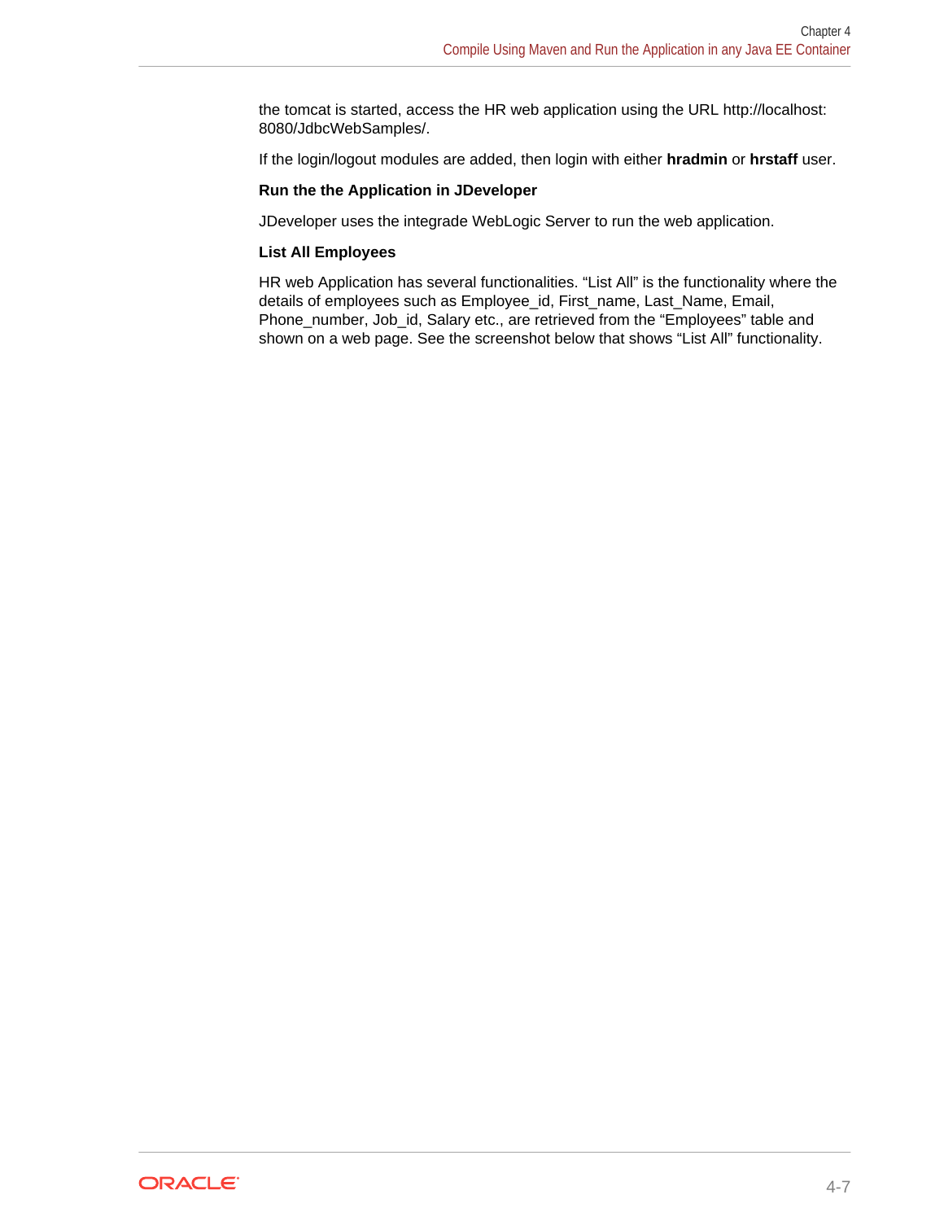the tomcat is started, access the HR web application using the URL http://localhost:8080/JdbcWebSamples/.

If the login/logout modules are added, then login with either **hradmin** or **hrstaff** user.

**Run the the Application in JDeveloper**

JDeveloper uses the integrade WebLogic Server to run the web application.

**List All Employees**

HR web Application has several functionalities. “List All” is the functionality where the details of employees such as Employee_id, First_name, Last_Name, Email, Phone_number, Job_id, Salary etc., are retrieved from the “Employees” table and shown on a web page. See the screenshot below that shows “List All” functionality.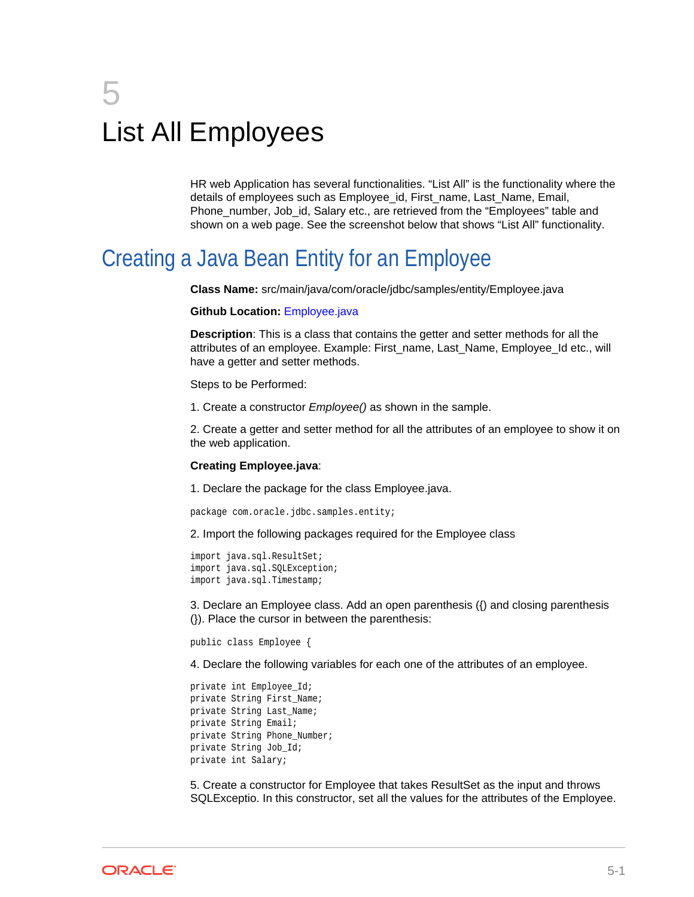# 5 List All Employees

HR web Application has several functionalities. “List All” is the functionality where the details of employees such as Employee_id, First_name, Last_Name, Email, Phone_number, Job_id, Salary etc., are retrieved from the “Employees” table and shown on a web page. See the screenshot below that shows “List All” functionality.

## Creating a Java Bean Entity for an Employee

**Class Name:** src/main/java/com/oracle/jdbc/samples/entity/Employee.java

**Github Location:** Employee.java

**Description**: This is a class that contains the getter and setter methods for all the attributes of an employee. Example: First_name, Last_Name, Employee_Id etc., will have a getter and setter methods.

Steps to be Performed:

1. Create a constructor *Employee()* as shown in the sample.

2. Create a getter and setter method for all the attributes of an employee to show it on the web application.

**Creating Employee.java**:

1. Declare the package for the class Employee.java.

```
package com.oracle.jdbc.samples.entity;
```

2. Import the following packages required for the Employee class

```
import java.sql.ResultSet;
import java.sql.SQLException;
import java.sql.Timestamp;
```

3. Declare an Employee class. Add an open parenthesis ({) and closing parenthesis (}). Place the cursor in between the parenthesis:

```
public class Employee {
```

4. Declare the following variables for each one of the attributes of an employee.

```
private int Employee_Id;
private String First_Name;
private String Last_Name;
private String Email;
private String Phone_Number;
private String Job_Id;
private int Salary;
```

5. Create a constructor for Employee that takes ResultSet as the input and throws SQLExceptio. In this constructor, set all the values for the attributes of the Employee.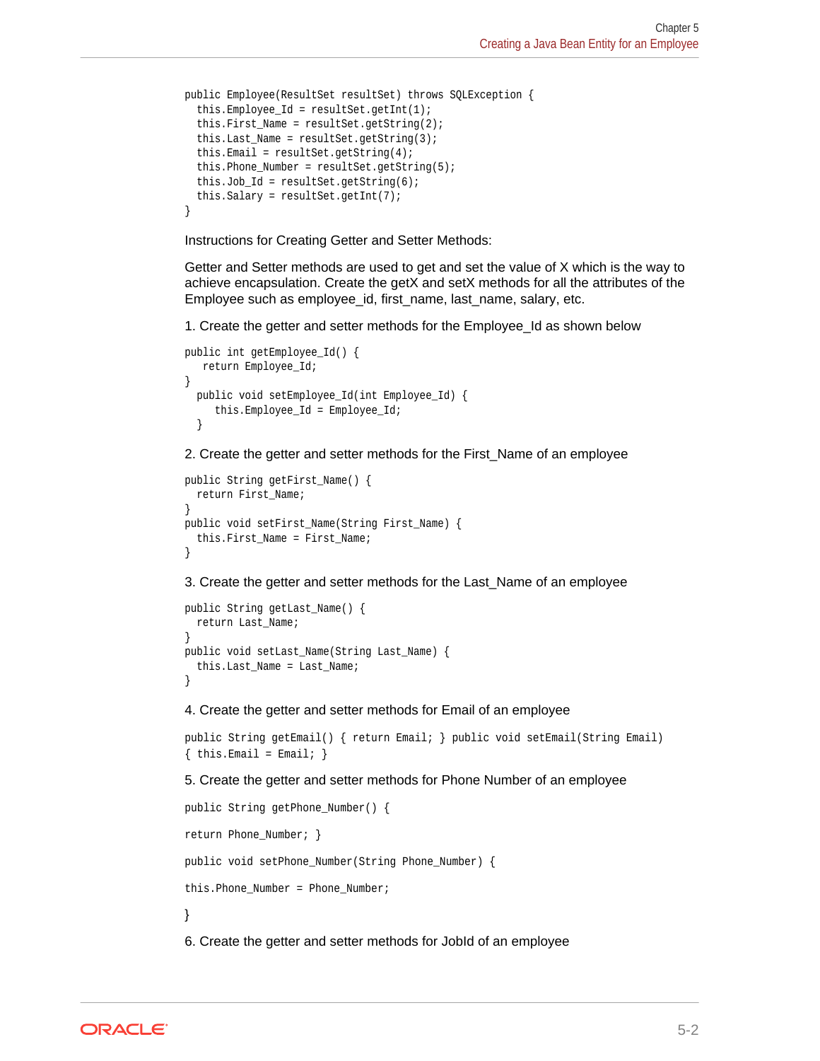```
public Employee(ResultSet resultSet) throws SQLException {
  this.Employee_Id = resultSet.getInt(1);
  this.First_Name = resultSet.getString(2);
  this.Last_Name = resultSet.getString(3);
  this.Email = resultSet.getString(4);
  this.Phone_Number = resultSet.getString(5);
  this.Job_Id = resultSet.getString(6);
  this.Salary = resultSet.getInt(7);
}
```

Instructions for Creating Getter and Setter Methods:

Getter and Setter methods are used to get and set the value of X which is the way to achieve encapsulation. Create the getX and setX methods for all the attributes of the Employee such as employee_id, first_name, last_name, salary, etc.

1. Create the getter and setter methods for the Employee_Id as shown below

```
public int getEmployee_Id() {
   return Employee_Id;
}
  public void setEmployee_Id(int Employee_Id) {
     this.Employee_Id = Employee_Id;
  }
```

2. Create the getter and setter methods for the First_Name of an employee

```
public String getFirst_Name() {
  return First_Name;
}
public void setFirst_Name(String First_Name) {
  this.First_Name = First_Name;
}
```

3. Create the getter and setter methods for the Last_Name of an employee

```
public String getLast_Name() {
  return Last_Name;
}
public void setLast_Name(String Last_Name) {
  this.Last_Name = Last_Name;
}
```

4. Create the getter and setter methods for Email of an employee

```
public String getEmail() { return Email; } public void setEmail(String Email)
{ this.Email = Email; }
```

5. Create the getter and setter methods for Phone Number of an employee

```
public String getPhone_Number() {

return Phone_Number; }

public void setPhone_Number(String Phone_Number) {

this.Phone_Number = Phone_Number;

}
```

6. Create the getter and setter methods for JobId of an employee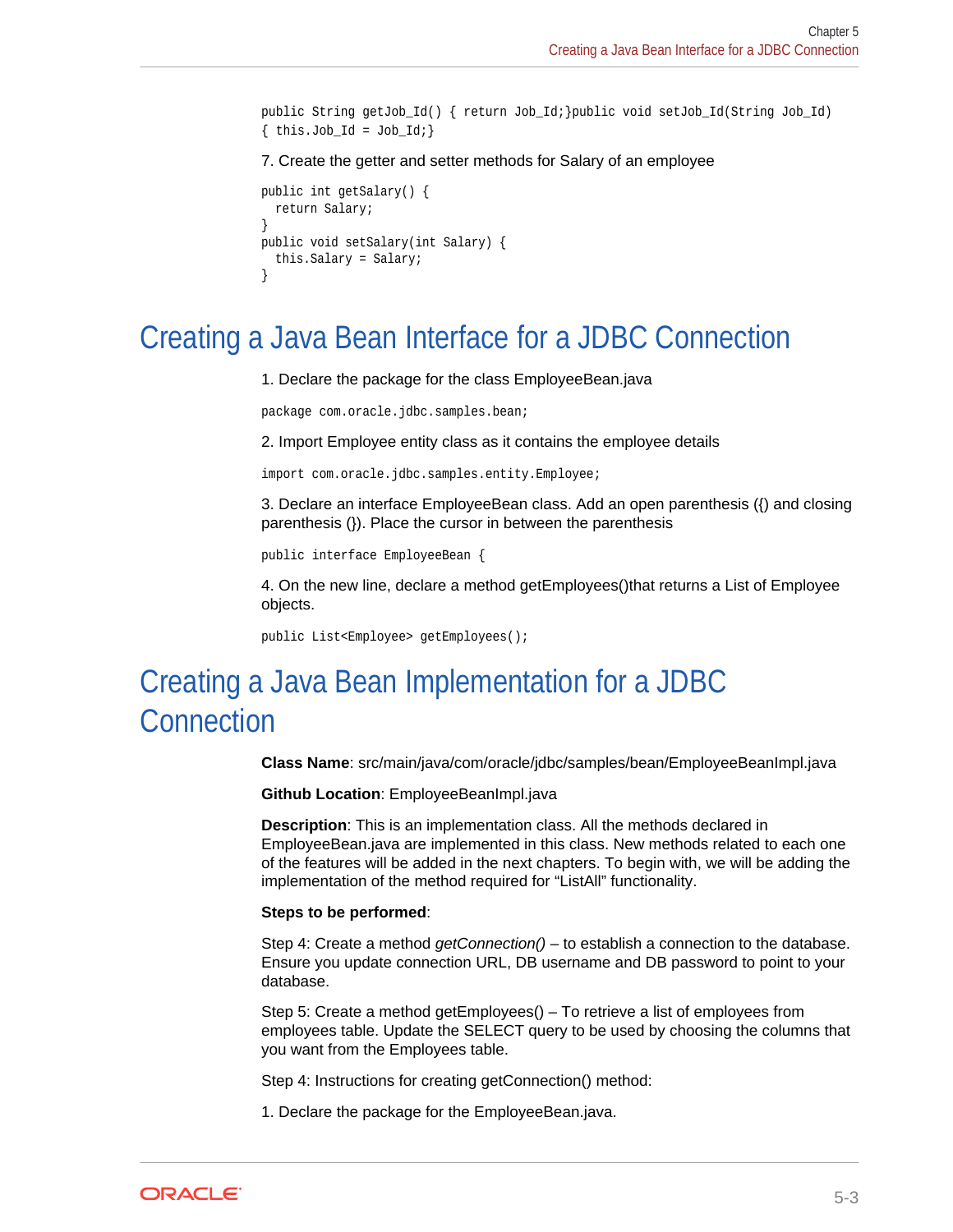```
public String getJob_Id() { return Job_Id;}public void setJob_Id(String Job_Id)
{ this.Job_Id = Job_Id;}
```

7. Create the getter and setter methods for Salary of an employee

```
public int getSalary() {
  return Salary;
}
public void setSalary(int Salary) {
  this.Salary = Salary;
}
```

## Creating a Java Bean Interface for a JDBC Connection

1. Declare the package for the class EmployeeBean.java

```
package com.oracle.jdbc.samples.bean;
```

2. Import Employee entity class as it contains the employee details

```
import com.oracle.jdbc.samples.entity.Employee;
```

3. Declare an interface EmployeeBean class. Add an open parenthesis ({) and closing parenthesis (}). Place the cursor in between the parenthesis

```
public interface EmployeeBean {
```

4. On the new line, declare a method getEmployees()that returns a List of Employee objects.

```
public List<Employee> getEmployees();
```

## Creating a Java Bean Implementation for a JDBC Connection

**Class Name**: src/main/java/com/oracle/jdbc/samples/bean/EmployeeBeanImpl.java

**Github Location**: EmployeeBeanImpl.java

**Description**: This is an implementation class. All the methods declared in EmployeeBean.java are implemented in this class. New methods related to each one of the features will be added in the next chapters. To begin with, we will be adding the implementation of the method required for "ListAll" functionality.

**Steps to be performed**:

Step 4: Create a method *getConnection()* – to establish a connection to the database. Ensure you update connection URL, DB username and DB password to point to your database.

Step 5: Create a method getEmployees() – To retrieve a list of employees from employees table. Update the SELECT query to be used by choosing the columns that you want from the Employees table.

Step 4: Instructions for creating getConnection() method:

1. Declare the package for the EmployeeBean.java.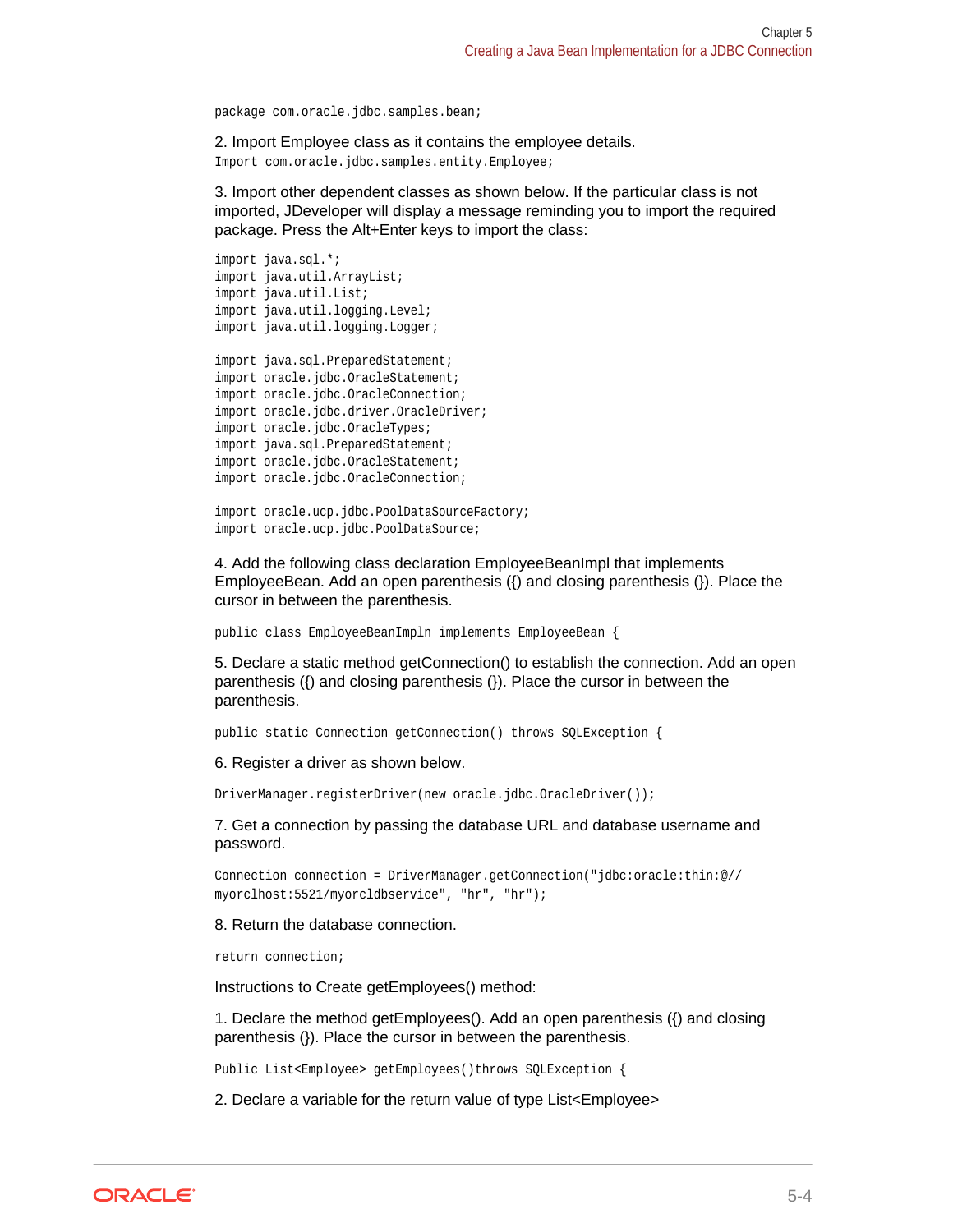```
package com.oracle.jdbc.samples.bean;
```

2. Import Employee class as it contains the employee details.

```
Import com.oracle.jdbc.samples.entity.Employee;
```

3. Import other dependent classes as shown below. If the particular class is not imported, JDeveloper will display a message reminding you to import the required package. Press the Alt+Enter keys to import the class:

```
import java.sql.*;
import java.util.ArrayList;
import java.util.List;
import java.util.logging.Level;
import java.util.logging.Logger;

import java.sql.PreparedStatement;
import oracle.jdbc.OracleStatement;
import oracle.jdbc.OracleConnection;
import oracle.jdbc.driver.OracleDriver;
import oracle.jdbc.OracleTypes;
import java.sql.PreparedStatement;
import oracle.jdbc.OracleStatement;
import oracle.jdbc.OracleConnection;

import oracle.ucp.jdbc.PoolDataSourceFactory;
import oracle.ucp.jdbc.PoolDataSource;
```

4. Add the following class declaration EmployeeBeanImpl that implements EmployeeBean. Add an open parenthesis ({) and closing parenthesis (}). Place the cursor in between the parenthesis.

```
public class EmployeeBeanImpln implements EmployeeBean {
```

5. Declare a static method getConnection() to establish the connection. Add an open parenthesis ({) and closing parenthesis (}). Place the cursor in between the parenthesis.

```
public static Connection getConnection() throws SQLException {
```

6. Register a driver as shown below.

```
DriverManager.registerDriver(new oracle.jdbc.OracleDriver());
```

7. Get a connection by passing the database URL and database username and password.

```
Connection connection = DriverManager.getConnection("jdbc:oracle:thin:@//
myorclhost:5521/myorcldbservice", "hr", "hr");
```

8. Return the database connection.

```
return connection;
```

Instructions to Create getEmployees() method:

1. Declare the method getEmployees(). Add an open parenthesis ({) and closing parenthesis (}). Place the cursor in between the parenthesis.

```
Public List<Employee> getEmployees()throws SQLException {
```

2. Declare a variable for the return value of type List<Employee>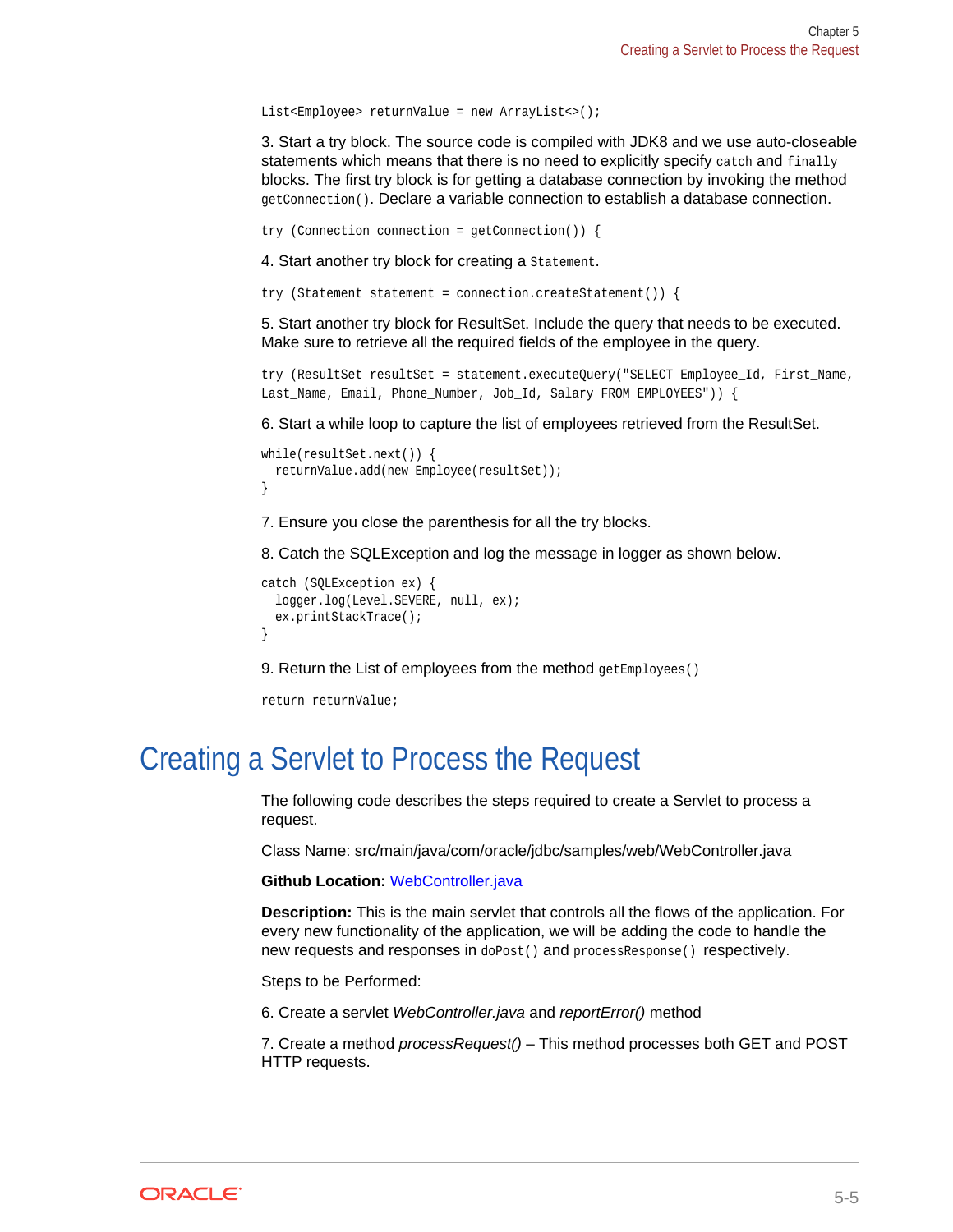```
List<Employee> returnValue = new ArrayList<>();
```

3. Start a try block. The source code is compiled with JDK8 and we use auto-closeable statements which means that there is no need to explicitly specify `catch` and `finally` blocks. The first try block is for getting a database connection by invoking the method `getConnection()`. Declare a variable connection to establish a database connection.

```
try (Connection connection = getConnection()) {
```

4. Start another try block for creating a `Statement`.

```
try (Statement statement = connection.createStatement()) {
```

5. Start another try block for ResultSet. Include the query that needs to be executed. Make sure to retrieve all the required fields of the employee in the query.

```
try (ResultSet resultSet = statement.executeQuery("SELECT Employee_Id, First_Name, 
Last_Name, Email, Phone_Number, Job_Id, Salary FROM EMPLOYEES")) {
```

6. Start a while loop to capture the list of employees retrieved from the ResultSet.

```
while(resultSet.next()) {
  returnValue.add(new Employee(resultSet));
}
```

7. Ensure you close the parenthesis for all the try blocks.

8. Catch the SQLException and log the message in logger as shown below.

```
catch (SQLException ex) {
  logger.log(Level.SEVERE, null, ex);
  ex.printStackTrace();
}
```

9. Return the List of employees from the method `getEmployees()`

```
return returnValue;
```

# Creating a Servlet to Process the Request

The following code describes the steps required to create a Servlet to process a request.

Class Name: src/main/java/com/oracle/jdbc/samples/web/WebController.java

**Github Location:** WebController.java

**Description:** This is the main servlet that controls all the flows of the application. For every new functionality of the application, we will be adding the code to handle the new requests and responses in `doPost()` and `processResponse()` respectively.

Steps to be Performed:

6. Create a servlet *WebController.java* and *reportError()* method

7. Create a method *processRequest()* – This method processes both GET and POST HTTP requests.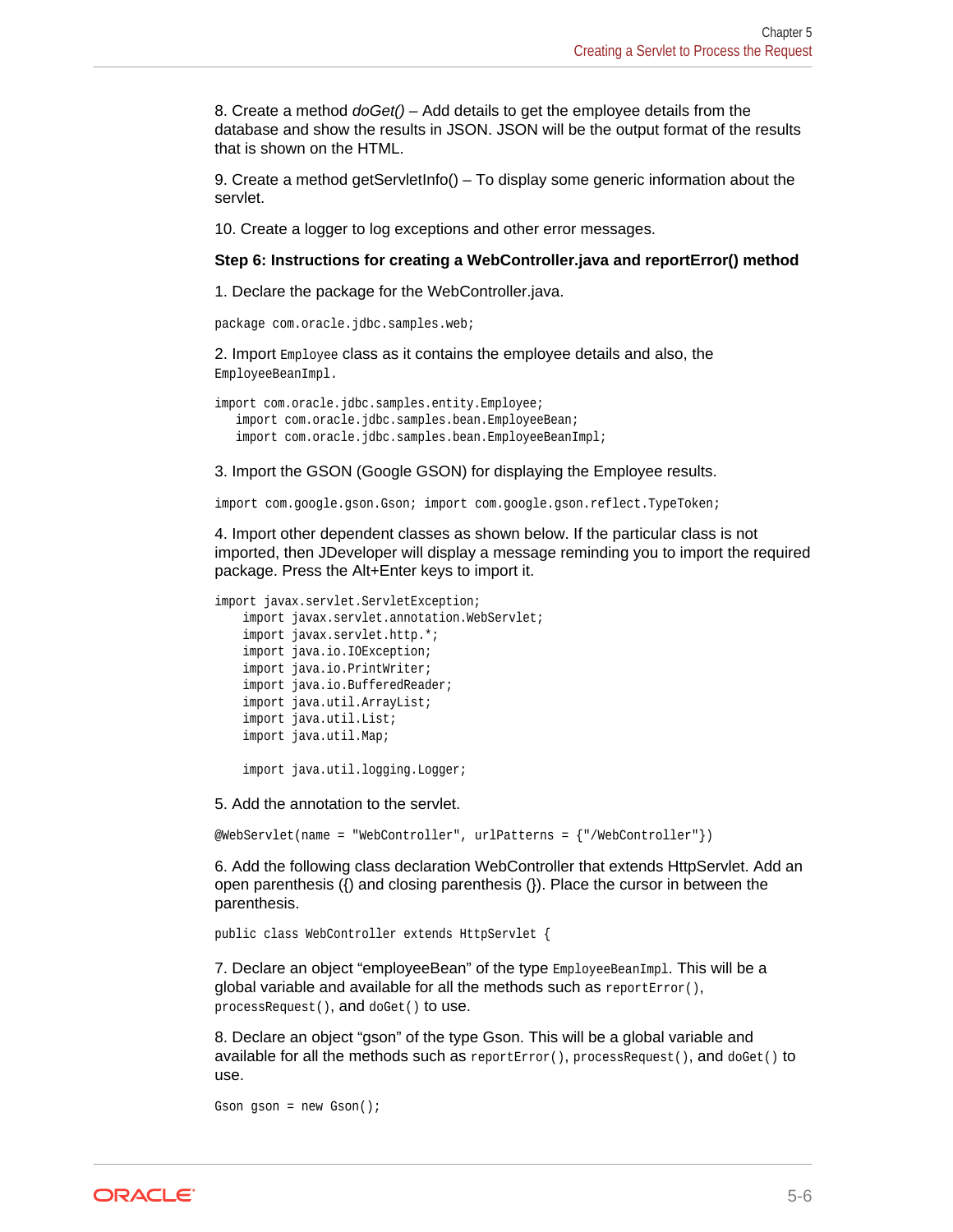8. Create a method *doGet()* – Add details to get the employee details from the database and show the results in JSON. JSON will be the output format of the results that is shown on the HTML.

9. Create a method getServletInfo() – To display some generic information about the servlet.

10. Create a logger to log exceptions and other error messages.

**Step 6: Instructions for creating a WebController.java and reportError() method**

1. Declare the package for the WebController.java.

```
package com.oracle.jdbc.samples.web;
```

2. Import `Employee` class as it contains the employee details and also, the `EmployeeBeanImpl`.

```
import com.oracle.jdbc.samples.entity.Employee;
   import com.oracle.jdbc.samples.bean.EmployeeBean;
   import com.oracle.jdbc.samples.bean.EmployeeBeanImpl;
```

3. Import the GSON (Google GSON) for displaying the Employee results.

```
import com.google.gson.Gson; import com.google.gson.reflect.TypeToken;
```

4. Import other dependent classes as shown below. If the particular class is not imported, then JDeveloper will display a message reminding you to import the required package. Press the Alt+Enter keys to import it.

```
import javax.servlet.ServletException;
    import javax.servlet.annotation.WebServlet;
    import javax.servlet.http.*;
    import java.io.IOException;
    import java.io.PrintWriter;
    import java.io.BufferedReader;
    import java.util.ArrayList;
    import java.util.List;
    import java.util.Map;

    import java.util.logging.Logger;
```

5. Add the annotation to the servlet.

```
@WebServlet(name = "WebController", urlPatterns = {"/WebController"})
```

6. Add the following class declaration WebController that extends HttpServlet. Add an open parenthesis ({) and closing parenthesis (}). Place the cursor in between the parenthesis.

```
public class WebController extends HttpServlet {
```

7. Declare an object “employeeBean” of the type `EmployeeBeanImpl`. This will be a global variable and available for all the methods such as `reportError()`, `processRequest()`, and `doGet()` to use.

8. Declare an object “gson” of the type Gson. This will be a global variable and available for all the methods such as `reportError()`, `processRequest()`, and `doGet()` to use.

```
Gson gson = new Gson();
```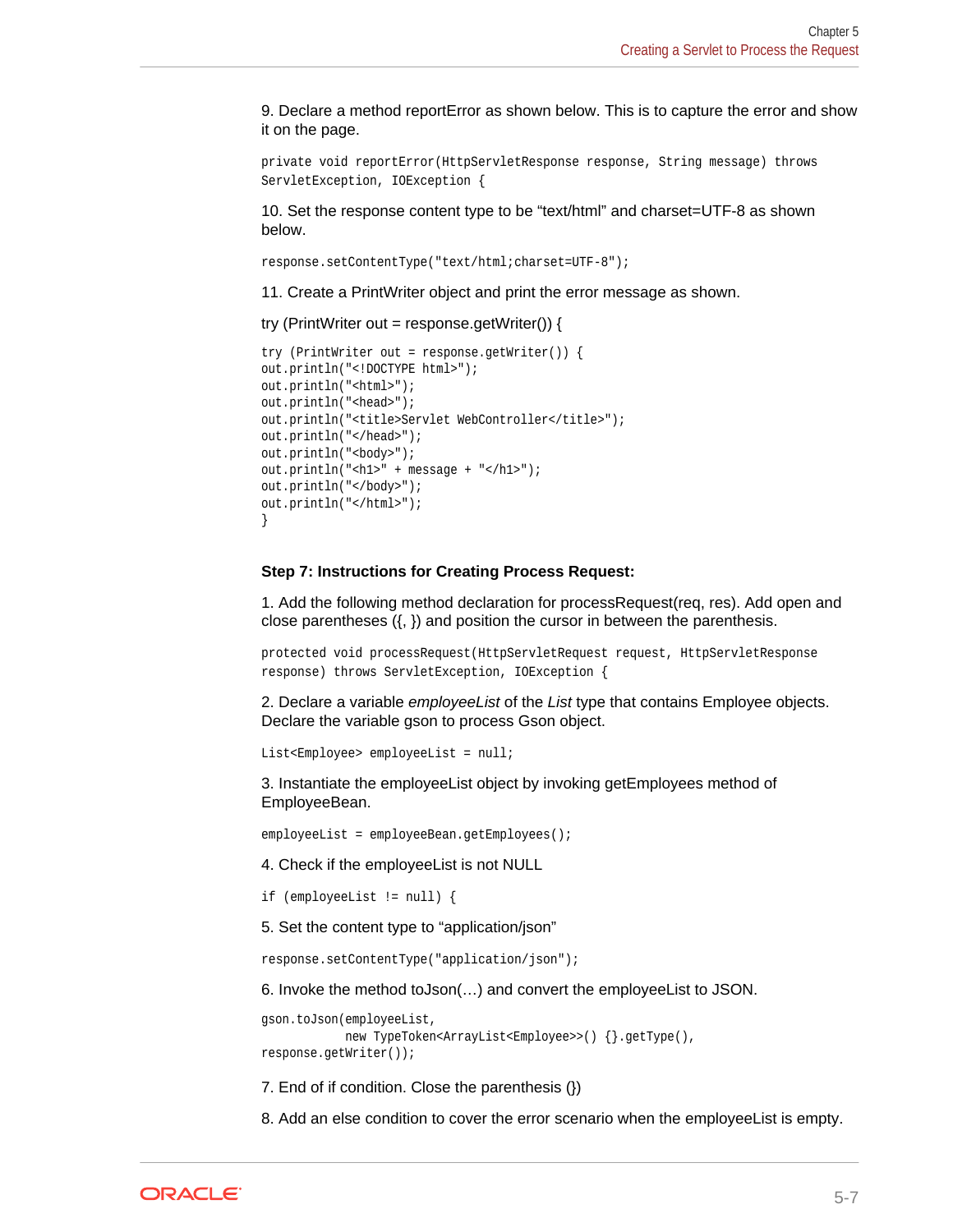9. Declare a method reportError as shown below. This is to capture the error and show it on the page.

```
private void reportError(HttpServletResponse response, String message) throws
ServletException, IOException {
```

10. Set the response content type to be “text/html” and charset=UTF-8 as shown below.

```
response.setContentType("text/html;charset=UTF-8");
```

11. Create a PrintWriter object and print the error message as shown.

try (PrintWriter out = response.getWriter()) {

```
try (PrintWriter out = response.getWriter()) {
out.println("<!DOCTYPE html>");
out.println("<html>");
out.println("<head>");
out.println("<title>Servlet WebController</title>");
out.println("</head>");
out.println("<body>");
out.println("<h1>" + message + "</h1>");
out.println("</body>");
out.println("</html>");
}
```

**Step 7: Instructions for Creating Process Request:**

1. Add the following method declaration for processRequest(req, res). Add open and close parentheses ({, }) and position the cursor in between the parenthesis.

```
protected void processRequest(HttpServletRequest request, HttpServletResponse
response) throws ServletException, IOException {
```

2. Declare a variable *employeeList* of the *List* type that contains Employee objects. Declare the variable gson to process Gson object.

```
List<Employee> employeeList = null;
```

3. Instantiate the employeeList object by invoking getEmployees method of EmployeeBean.

```
employeeList = employeeBean.getEmployees();
```

4. Check if the employeeList is not NULL

```
if (employeeList != null) {
```

5. Set the content type to “application/json”

```
response.setContentType("application/json");
```

6. Invoke the method toJson(…) and convert the employeeList to JSON.

```
gson.toJson(employeeList,
            new TypeToken<ArrayList<Employee>>() {}.getType(),
response.getWriter());
```

7. End of if condition. Close the parenthesis (})

8. Add an else condition to cover the error scenario when the employeeList is empty.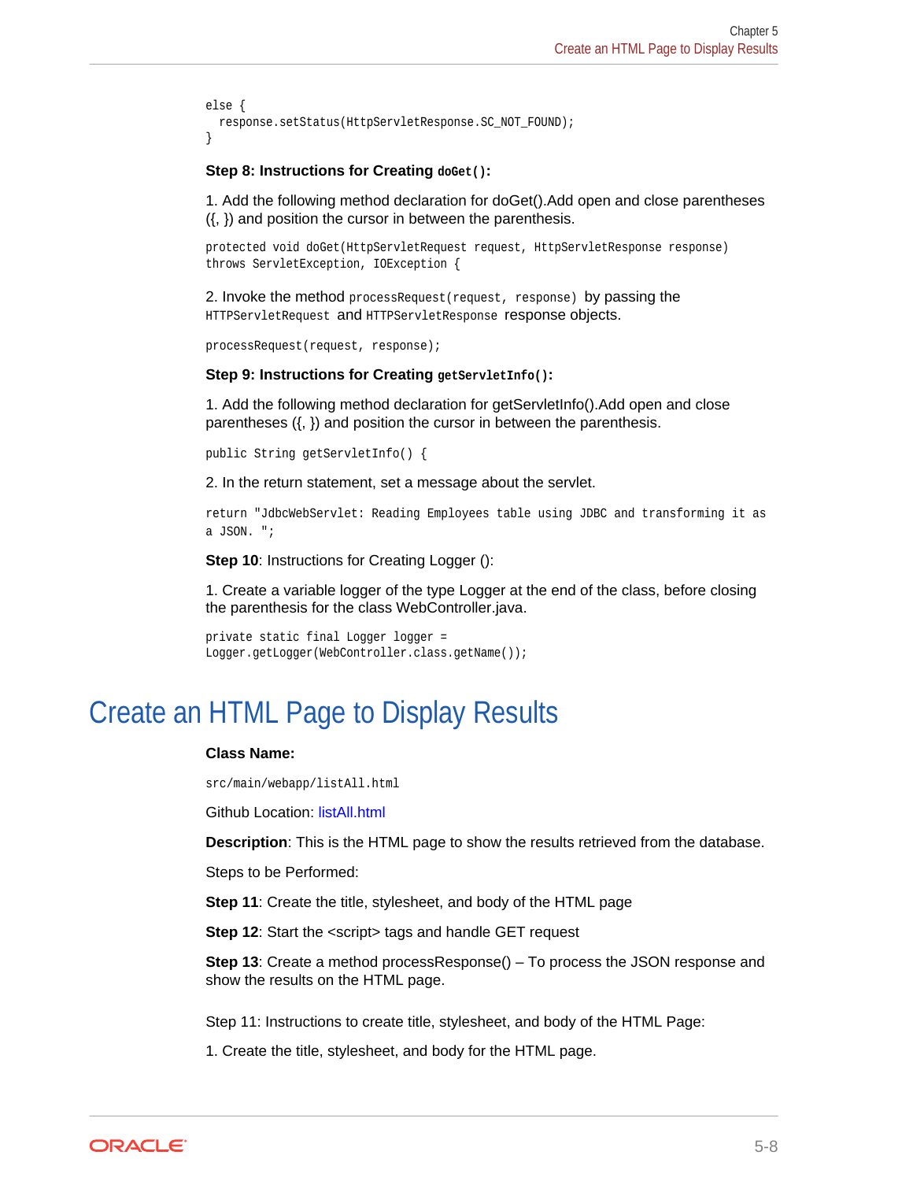```
else {
  response.setStatus(HttpServletResponse.SC_NOT_FOUND);
}
```

**Step 8: Instructions for Creating `doGet()`:**

1. Add the following method declaration for doGet().Add open and close parentheses ({, }) and position the cursor in between the parenthesis.

```
protected void doGet(HttpServletRequest request, HttpServletResponse response)
throws ServletException, IOException {
```

2. Invoke the method `processRequest(request, response)` by passing the `HTTPServletRequest` and `HTTPServletResponse` response objects.

```
processRequest(request, response);
```

**Step 9: Instructions for Creating `getServletInfo()`:**

1. Add the following method declaration for getServletInfo().Add open and close parentheses ({, }) and position the cursor in between the parenthesis.

```
public String getServletInfo() {
```

2. In the return statement, set a message about the servlet.

```
return "JdbcWebServlet: Reading Employees table using JDBC and transforming it as
a JSON. ";
```

**Step 10**: Instructions for Creating Logger ():

1. Create a variable logger of the type Logger at the end of the class, before closing the parenthesis for the class WebController.java.

```
private static final Logger logger =
Logger.getLogger(WebController.class.getName());
```

## Create an HTML Page to Display Results

**Class Name:**

`src/main/webapp/listAll.html`

Github Location: listAll.html

**Description**: This is the HTML page to show the results retrieved from the database.

Steps to be Performed:

**Step 11**: Create the title, stylesheet, and body of the HTML page

**Step 12**: Start the <script> tags and handle GET request

**Step 13**: Create a method processResponse() – To process the JSON response and show the results on the HTML page.

Step 11: Instructions to create title, stylesheet, and body of the HTML Page:

1. Create the title, stylesheet, and body for the HTML page.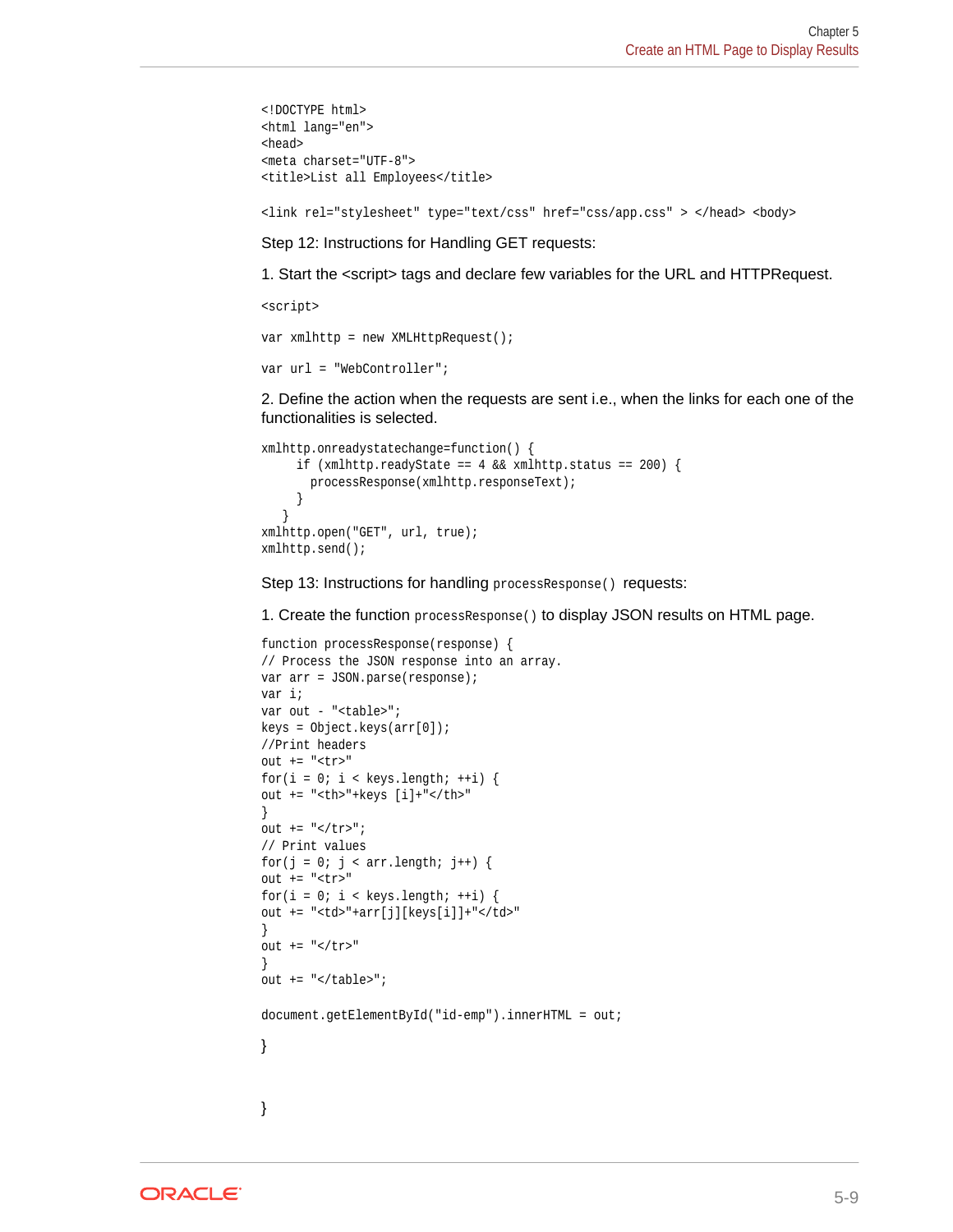```
<!DOCTYPE html>
<html lang="en">
<head>
<meta charset="UTF-8">
<title>List all Employees</title>

<link rel="stylesheet" type="text/css" href="css/app.css" > </head> <body>
```

Step 12: Instructions for Handling GET requests:

1. Start the <script> tags and declare few variables for the URL and HTTPRequest.

```
<script>

var xmlhttp = new XMLHttpRequest();

var url = "WebController";
```

2. Define the action when the requests are sent i.e., when the links for each one of the functionalities is selected.

```
xmlhttp.onreadystatechange=function() {
     if (xmlhttp.readyState == 4 && xmlhttp.status == 200) {
       processResponse(xmlhttp.responseText);
     }
   }
xmlhttp.open("GET", url, true);
xmlhttp.send();
```

Step 13: Instructions for handling `processResponse()` requests:

1. Create the function `processResponse()` to display JSON results on HTML page.

```
function processResponse(response) {
// Process the JSON response into an array.
var arr = JSON.parse(response);
var i;
var out - "<table>";
keys = Object.keys(arr[0]);
//Print headers
out += "<tr>"
for(i = 0; i < keys.length; ++i) {
out += "<th>"+keys [i]+"</th>"
}
out += "</tr>";
// Print values
for(j = 0; j < arr.length; j++) {
out += "<tr>"
for(i = 0; i < keys.length; ++i) {
out += "<td>"+arr[j][keys[i]]+"</td>"
}
out += "</tr>"
}
out += "</table>";

document.getElementById("id-emp").innerHTML = out;

}


}
```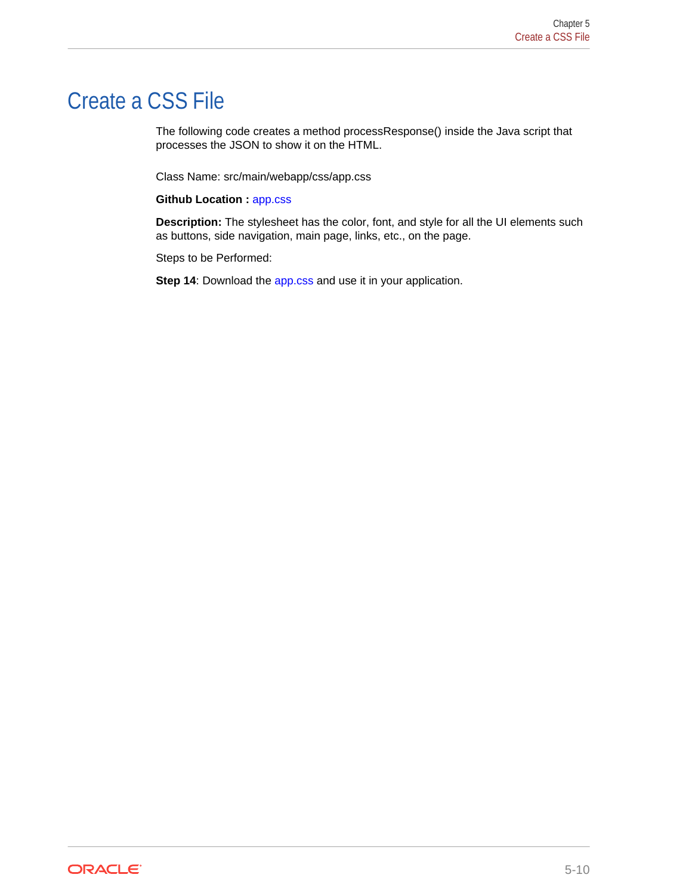# Create a CSS File

The following code creates a method processResponse() inside the Java script that processes the JSON to show it on the HTML.

Class Name: src/main/webapp/css/app.css

**Github Location :** app.css

**Description:** The stylesheet has the color, font, and style for all the UI elements such as buttons, side navigation, main page, links, etc., on the page.

Steps to be Performed:

**Step 14**: Download the app.css and use it in your application.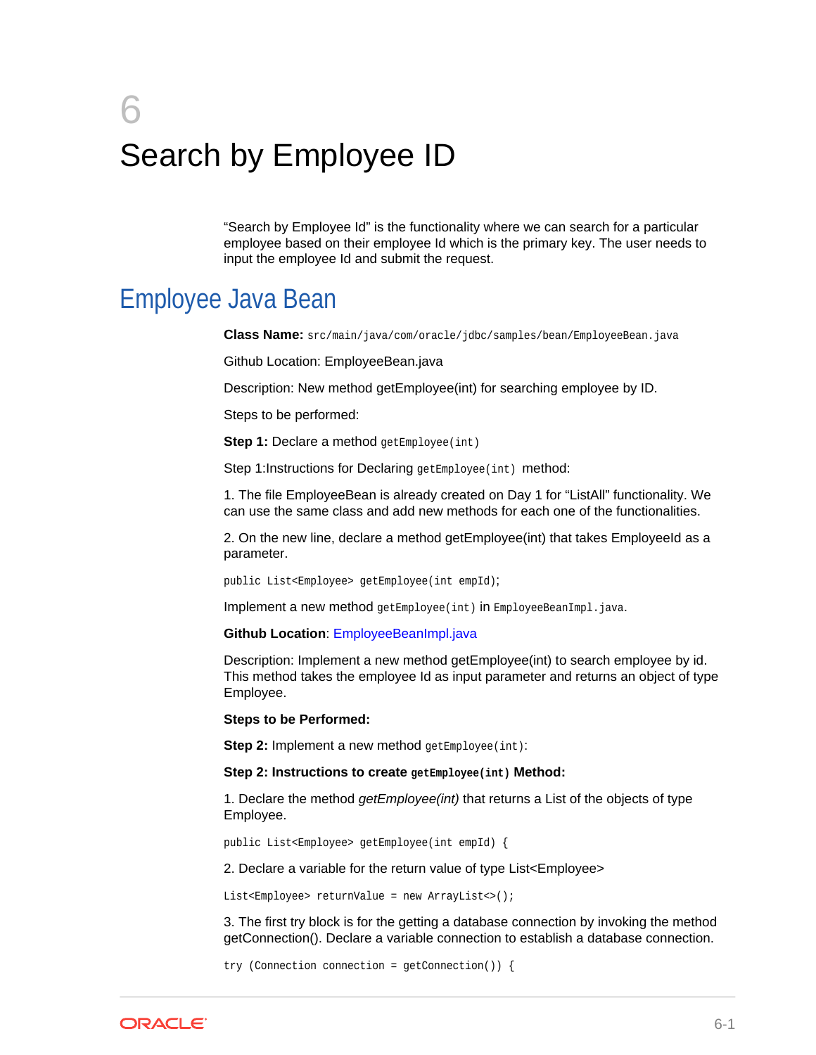# 6 Search by Employee ID

"Search by Employee Id" is the functionality where we can search for a particular employee based on their employee Id which is the primary key. The user needs to input the employee Id and submit the request.

## Employee Java Bean

**Class Name:** `src/main/java/com/oracle/jdbc/samples/bean/EmployeeBean.java`

Github Location: EmployeeBean.java

Description: New method getEmployee(int) for searching employee by ID.

Steps to be performed:

**Step 1:** Declare a method `getEmployee(int)`

Step 1:Instructions for Declaring `getEmployee(int)` method:

1. The file EmployeeBean is already created on Day 1 for "ListAll" functionality. We can use the same class and add new methods for each one of the functionalities.

2. On the new line, declare a method getEmployee(int) that takes EmployeeId as a parameter.

```
public List<Employee> getEmployee(int empId);
```

Implement a new method `getEmployee(int)` in `EmployeeBeanImpl.java`.

**Github Location**: EmployeeBeanImpl.java

Description: Implement a new method getEmployee(int) to search employee by id. This method takes the employee Id as input parameter and returns an object of type Employee.

**Steps to be Performed:**

**Step 2:** Implement a new method `getEmployee(int)`:

**Step 2: Instructions to create `getEmployee(int)` Method:**

1. Declare the method *getEmployee(int)* that returns a List of the objects of type Employee.

```
public List<Employee> getEmployee(int empId) {
```

2. Declare a variable for the return value of type List<Employee>

```
List<Employee> returnValue = new ArrayList<>();
```

3. The first try block is for the getting a database connection by invoking the method getConnection(). Declare a variable connection to establish a database connection.

```
try (Connection connection = getConnection()) {
```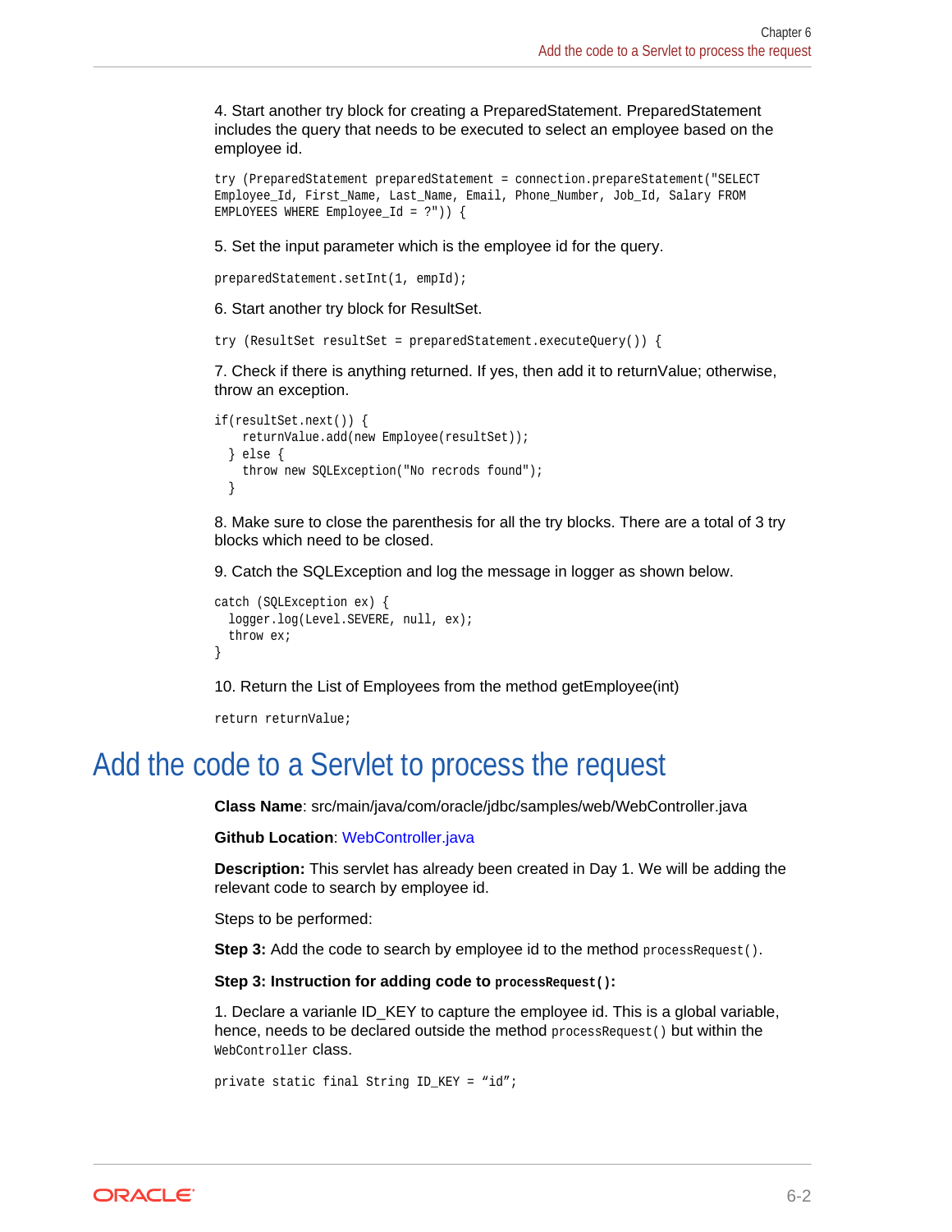4. Start another try block for creating a PreparedStatement. PreparedStatement includes the query that needs to be executed to select an employee based on the employee id.

```
try (PreparedStatement preparedStatement = connection.prepareStatement("SELECT
Employee_Id, First_Name, Last_Name, Email, Phone_Number, Job_Id, Salary FROM
EMPLOYEES WHERE Employee_Id = ?")) {
```

5. Set the input parameter which is the employee id for the query.

```
preparedStatement.setInt(1, empId);
```

6. Start another try block for ResultSet.

```
try (ResultSet resultSet = preparedStatement.executeQuery()) {
```

7. Check if there is anything returned. If yes, then add it to returnValue; otherwise, throw an exception.

```
if(resultSet.next()) {
    returnValue.add(new Employee(resultSet));
  } else {
    throw new SQLException("No recrods found");
  }
```

8. Make sure to close the parenthesis for all the try blocks. There are a total of 3 try blocks which need to be closed.

9. Catch the SQLException and log the message in logger as shown below.

```
catch (SQLException ex) {
  logger.log(Level.SEVERE, null, ex);
  throw ex;
}
```

10. Return the List of Employees from the method getEmployee(int)

```
return returnValue;
```

# Add the code to a Servlet to process the request

**Class Name**: src/main/java/com/oracle/jdbc/samples/web/WebController.java

**Github Location**: WebController.java

**Description:** This servlet has already been created in Day 1. We will be adding the relevant code to search by employee id.

Steps to be performed:

**Step 3:** Add the code to search by employee id to the method `processRequest()`.

**Step 3: Instruction for adding code to `processRequest()`:**

1. Declare a varianle ID_KEY to capture the employee id. This is a global variable, hence, needs to be declared outside the method `processRequest()` but within the `WebController` class.

```
private static final String ID_KEY = “id”;
```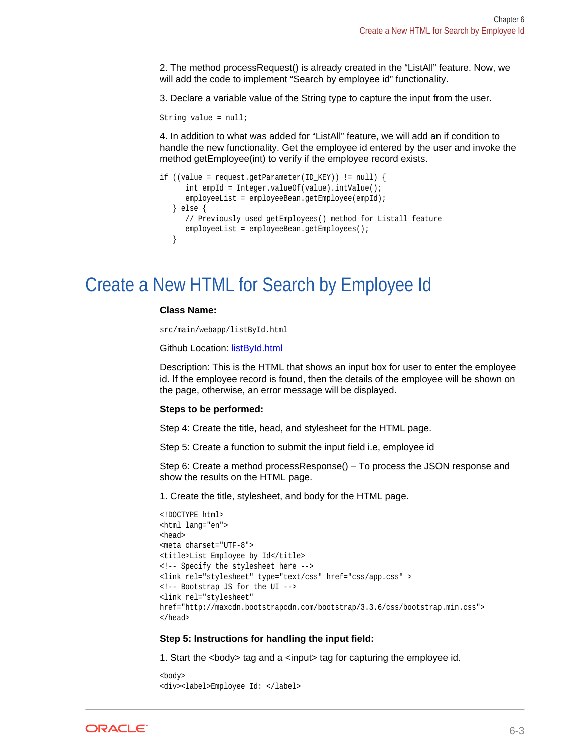2. The method processRequest() is already created in the "ListAll" feature. Now, we will add the code to implement "Search by employee id" functionality.

3. Declare a variable value of the String type to capture the input from the user.

```
String value = null;
```

4. In addition to what was added for "ListAll" feature, we will add an if condition to handle the new functionality. Get the employee id entered by the user and invoke the method getEmployee(int) to verify if the employee record exists.

```
if ((value = request.getParameter(ID_KEY)) != null) {
      int empId = Integer.valueOf(value).intValue();
      employeeList = employeeBean.getEmployee(empId);
   } else {
      // Previously used getEmployees() method for Listall feature
      employeeList = employeeBean.getEmployees();
   }
```

# Create a New HTML for Search by Employee Id

**Class Name:**

```
src/main/webapp/listById.html
```

Github Location: listById.html

Description: This is the HTML that shows an input box for user to enter the employee id. If the employee record is found, then the details of the employee will be shown on the page, otherwise, an error message will be displayed.

**Steps to be performed:**

Step 4: Create the title, head, and stylesheet for the HTML page.

Step 5: Create a function to submit the input field i.e, employee id

Step 6: Create a method processResponse() – To process the JSON response and show the results on the HTML page.

1. Create the title, stylesheet, and body for the HTML page.

```
<!DOCTYPE html>
<html lang="en">
<head>
<meta charset="UTF-8">
<title>List Employee by Id</title>
<!-- Specify the stylesheet here -->
<link rel="stylesheet" type="text/css" href="css/app.css" >
<!-- Bootstrap JS for the UI -->
<link rel="stylesheet"
href="http://maxcdn.bootstrapcdn.com/bootstrap/3.3.6/css/bootstrap.min.css">
</head>
```

**Step 5: Instructions for handling the input field:**

1. Start the <body> tag and a <input> tag for capturing the employee id.

```
<body>
<div><label>Employee Id: </label>
```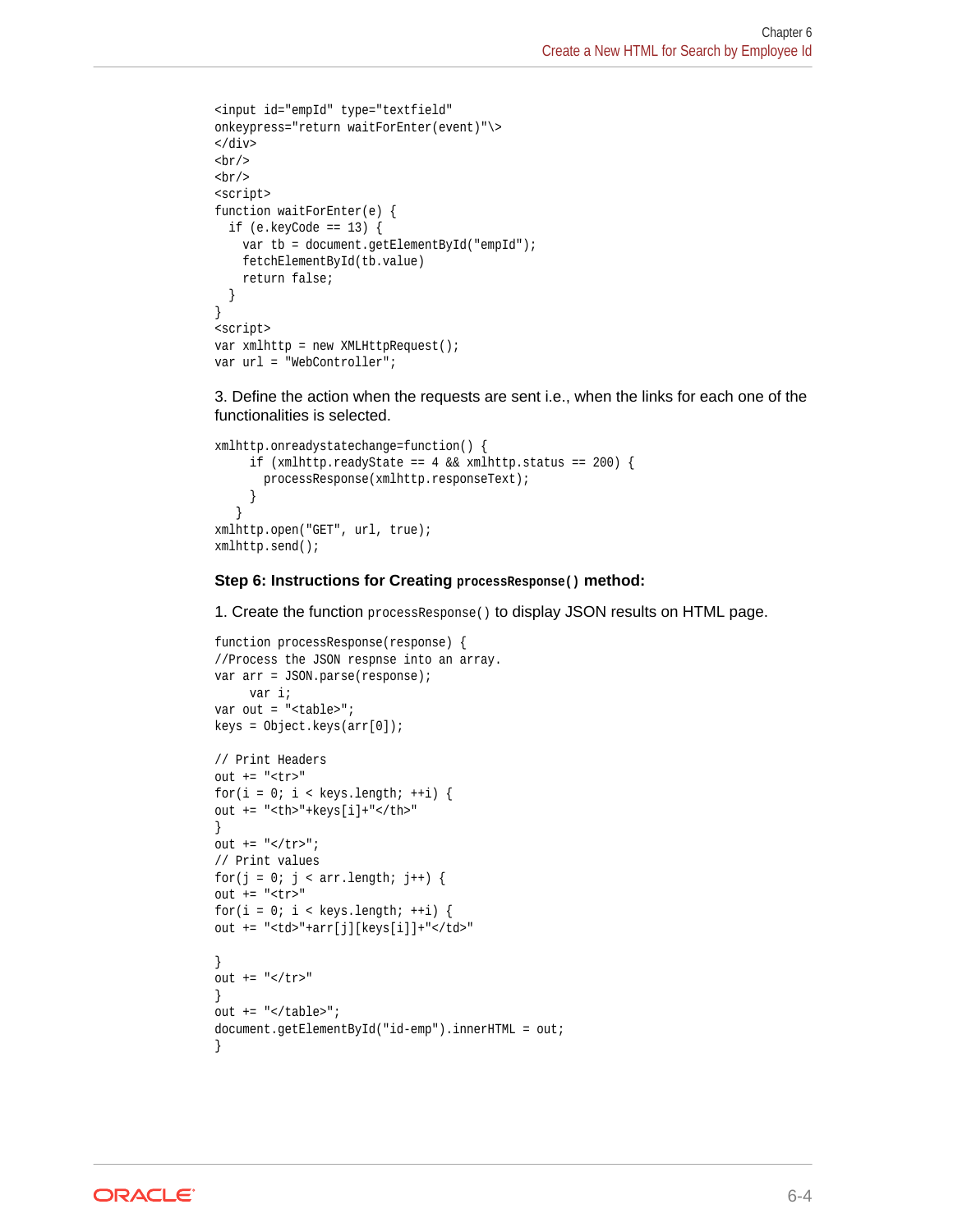```
<input id="empId" type="textfield"
onkeypress="return waitForEnter(event)"\>
</div>
<br/>
<br/>
<script>
function waitForEnter(e) {
  if (e.keyCode == 13) {
    var tb = document.getElementById("empId");
    fetchElementById(tb.value)
    return false;
  }
}
<script>
var xmlhttp = new XMLHttpRequest();
var url = "WebController";
```

3. Define the action when the requests are sent i.e., when the links for each one of the functionalities is selected.

```
xmlhttp.onreadystatechange=function() {
     if (xmlhttp.readyState == 4 && xmlhttp.status == 200) {
       processResponse(xmlhttp.responseText);
     }
   }
xmlhttp.open("GET", url, true);
xmlhttp.send();
```

**Step 6: Instructions for Creating `processResponse()` method:**

1. Create the function `processResponse()` to display JSON results on HTML page.

```
function processResponse(response) {
//Process the JSON respnse into an array.
var arr = JSON.parse(response);
     var i;
var out = "<table>";
keys = Object.keys(arr[0]);

// Print Headers
out += "<tr>"
for(i = 0; i < keys.length; ++i) {
out += "<th>"+keys[i]+"</th>"
}
out += "</tr>";
// Print values
for(j = 0; j < arr.length; j++) {
out += "<tr>"
for(i = 0; i < keys.length; ++i) {
out += "<td>"+arr[j][keys[i]]+"</td>"

}
out += "</tr>"
}
out += "</table>";
document.getElementById("id-emp").innerHTML = out;
}
```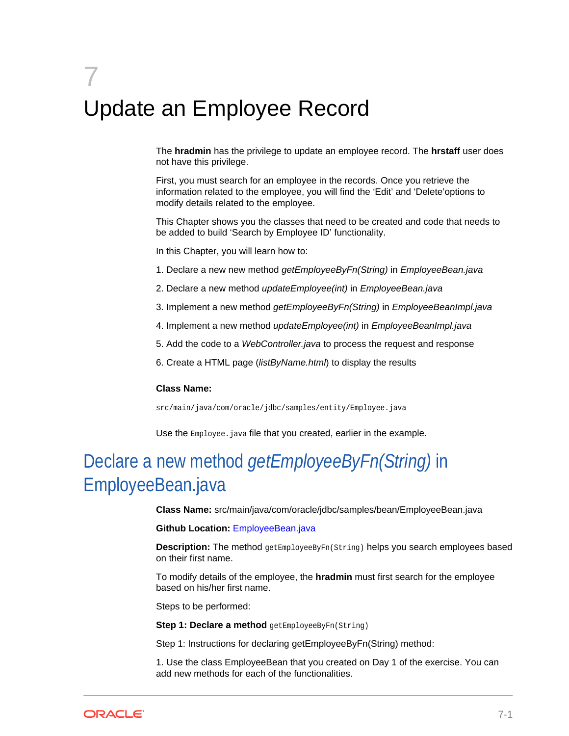# 7 Update an Employee Record

The **hradmin** has the privilege to update an employee record. The **hrstaff** user does not have this privilege.

First, you must search for an employee in the records. Once you retrieve the information related to the employee, you will find the 'Edit' and 'Delete'options to modify details related to the employee.

This Chapter shows you the classes that need to be created and code that needs to be added to build 'Search by Employee ID' functionality.

In this Chapter, you will learn how to:

1. Declare a new new method *getEmployeeByFn(String)* in *EmployeeBean.java*

2. Declare a new method *updateEmployee(int)* in *EmployeeBean.java*

3. Implement a new method *getEmployeeByFn(String)* in *EmployeeBeanImpl.java*

4. Implement a new method *updateEmployee(int)* in *EmployeeBeanImpl.java*

5. Add the code to a *WebController.java* to process the request and response

6. Create a HTML page (*listByName.html*) to display the results

**Class Name:**

`src/main/java/com/oracle/jdbc/samples/entity/Employee.java`

Use the `Employee.java` file that you created, earlier in the example.

## Declare a new method *getEmployeeByFn(String)* in EmployeeBean.java

**Class Name:** src/main/java/com/oracle/jdbc/samples/bean/EmployeeBean.java

**Github Location:** EmployeeBean.java

**Description:** The method `getEmployeeByFn(String)` helps you search employees based on their first name.

To modify details of the employee, the **hradmin** must first search for the employee based on his/her first name.

Steps to be performed:

**Step 1: Declare a method** `getEmployeeByFn(String)`

Step 1: Instructions for declaring getEmployeeByFn(String) method:

1. Use the class EmployeeBean that you created on Day 1 of the exercise. You can add new methods for each of the functionalities.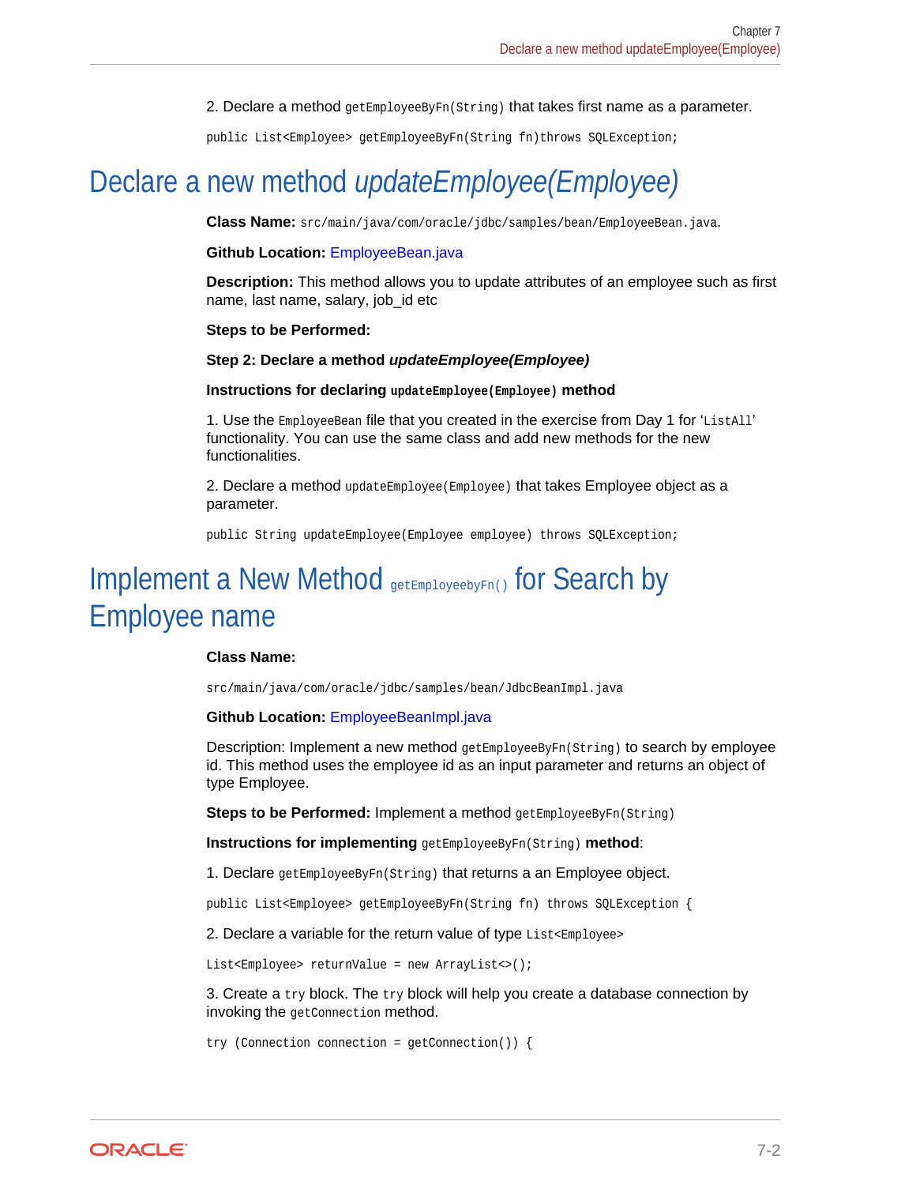2. Declare a method `getEmployeeByFn(String)` that takes first name as a parameter.

```
public List<Employee> getEmployeeByFn(String fn)throws SQLException;
```

## Declare a new method *updateEmployee(Employee)*

**Class Name:** `src/main/java/com/oracle/jdbc/samples/bean/EmployeeBean.java`.

**Github Location:** EmployeeBean.java

**Description:** This method allows you to update attributes of an employee such as first name, last name, salary, job_id etc

**Steps to be Performed:**

**Step 2: Declare a method *updateEmployee(Employee)***

**Instructions for declaring `updateEmployee(Employee)` method**

1. Use the `EmployeeBean` file that you created in the exercise from Day 1 for '`ListAll`' functionality. You can use the same class and add new methods for the new functionalities.

2. Declare a method `updateEmployee(Employee)` that takes Employee object as a parameter.

```
public String updateEmployee(Employee employee) throws SQLException;
```

## Implement a New Method `getEmployeebyFn()` for Search by Employee name

**Class Name:**

`src/main/java/com/oracle/jdbc/samples/bean/JdbcBeanImpl.java`

**Github Location:** EmployeeBeanImpl.java

Description: Implement a new method `getEmployeeByFn(String)` to search by employee id. This method uses the employee id as an input parameter and returns an object of type Employee.

**Steps to be Performed:** Implement a method `getEmployeeByFn(String)`

**Instructions for implementing `getEmployeeByFn(String)` method**:

1. Declare `getEmployeeByFn(String)` that returns a an Employee object.

```
public List<Employee> getEmployeeByFn(String fn) throws SQLException {
```

2. Declare a variable for the return value of type `List<Employee>`

```
List<Employee> returnValue = new ArrayList<>();
```

3. Create a `try` block. The `try` block will help you create a database connection by invoking the `getConnection` method.

```
try (Connection connection = getConnection()) {
```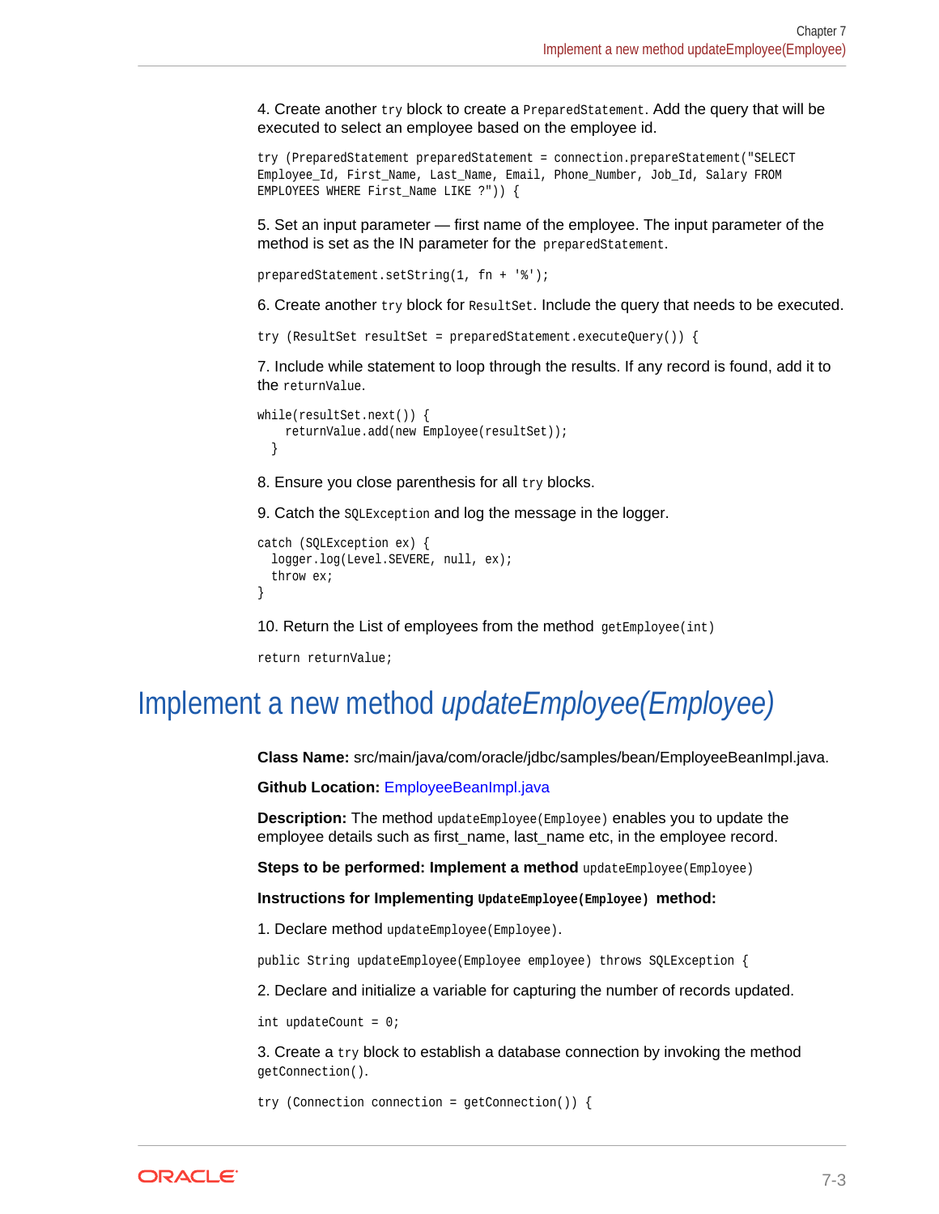4. Create another `try` block to create a `PreparedStatement`. Add the query that will be executed to select an employee based on the employee id.

```
try (PreparedStatement preparedStatement = connection.prepareStatement("SELECT
Employee_Id, First_Name, Last_Name, Email, Phone_Number, Job_Id, Salary FROM
EMPLOYEES WHERE First_Name LIKE ?")) {
```

5. Set an input parameter — first name of the employee. The input parameter of the method is set as the IN parameter for the `preparedStatement`.

```
preparedStatement.setString(1, fn + '%');
```

6. Create another `try` block for `ResultSet`. Include the query that needs to be executed.

```
try (ResultSet resultSet = preparedStatement.executeQuery()) {
```

7. Include while statement to loop through the results. If any record is found, add it to the `returnValue`.

```
while(resultSet.next()) {
    returnValue.add(new Employee(resultSet));
  }
```

8. Ensure you close parenthesis for all `try` blocks.

9. Catch the `SQLException` and log the message in the logger.

```
catch (SQLException ex) {
  logger.log(Level.SEVERE, null, ex);
  throw ex;
}
```

10. Return the List of employees from the method `getEmployee(int)`

```
return returnValue;
```

## Implement a new method *updateEmployee(Employee)*

**Class Name:** src/main/java/com/oracle/jdbc/samples/bean/EmployeeBeanImpl.java.

**Github Location:** EmployeeBeanImpl.java

**Description:** The method `updateEmployee(Employee)` enables you to update the employee details such as first_name, last_name etc, in the employee record.

**Steps to be performed: Implement a method** `updateEmployee(Employee)`

**Instructions for Implementing `UpdateEmployee(Employee)` method:**

1. Declare method `updateEmployee(Employee)`.

```
public String updateEmployee(Employee employee) throws SQLException {
```

2. Declare and initialize a variable for capturing the number of records updated.

```
int updateCount = 0;
```

3. Create a `try` block to establish a database connection by invoking the method `getConnection()`.

```
try (Connection connection = getConnection()) {
```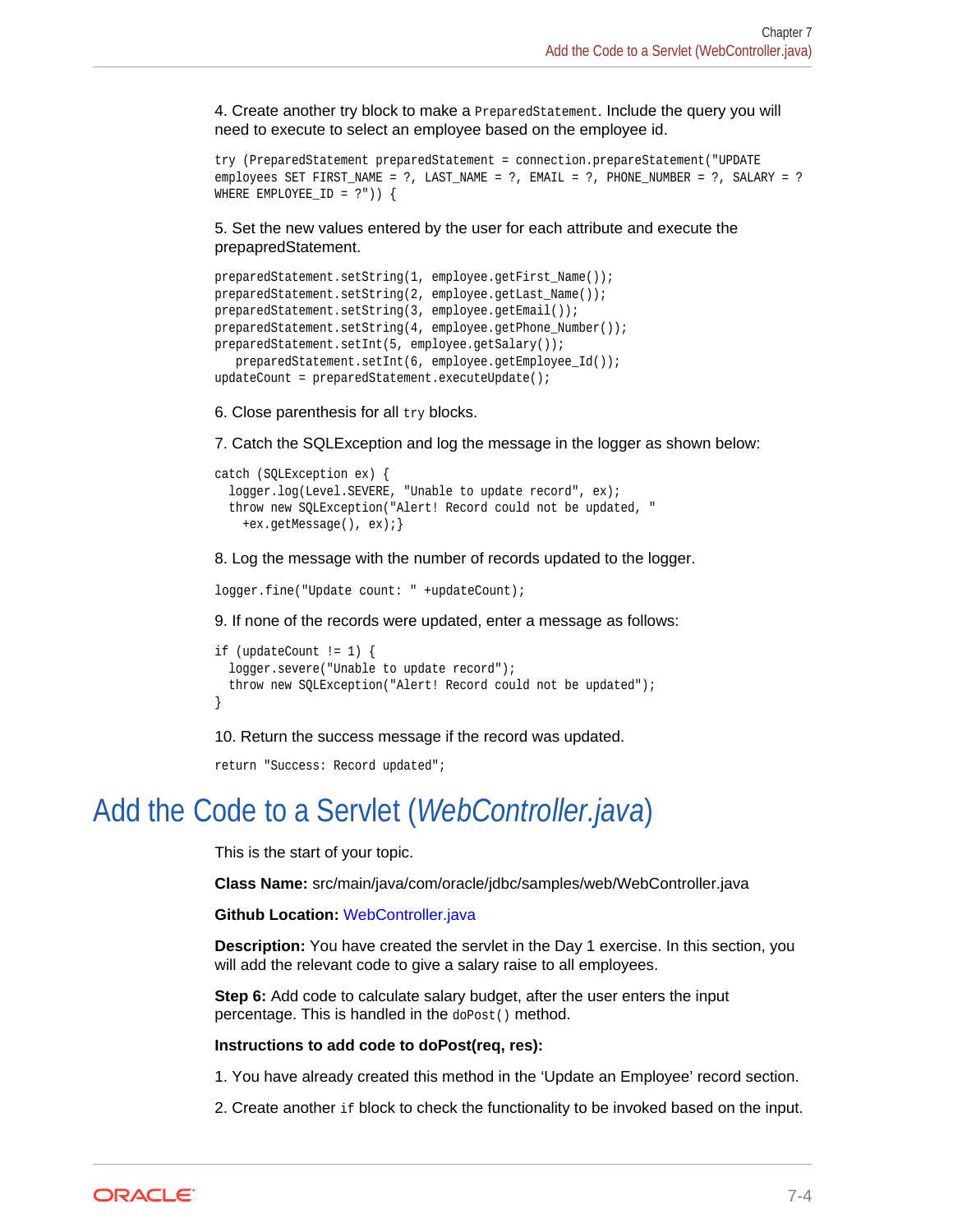4. Create another try block to make a `PreparedStatement`. Include the query you will need to execute to select an employee based on the employee id.

```
try (PreparedStatement preparedStatement = connection.prepareStatement("UPDATE
employees SET FIRST_NAME = ?, LAST_NAME = ?, EMAIL = ?, PHONE_NUMBER = ?, SALARY = ?
WHERE EMPLOYEE_ID = ?")) {
```

5. Set the new values entered by the user for each attribute and execute the prepapredStatement.

```
preparedStatement.setString(1, employee.getFirst_Name());
preparedStatement.setString(2, employee.getLast_Name());
preparedStatement.setString(3, employee.getEmail());
preparedStatement.setString(4, employee.getPhone_Number());
preparedStatement.setInt(5, employee.getSalary());
   preparedStatement.setInt(6, employee.getEmployee_Id());
updateCount = preparedStatement.executeUpdate();
```

6. Close parenthesis for all `try` blocks.

7. Catch the SQLException and log the message in the logger as shown below:

```
catch (SQLException ex) {
  logger.log(Level.SEVERE, "Unable to update record", ex);
  throw new SQLException("Alert! Record could not be updated, "
    +ex.getMessage(), ex);}
```

8. Log the message with the number of records updated to the logger.

```
logger.fine("Update count: " +updateCount);
```

9. If none of the records were updated, enter a message as follows:

```
if (updateCount != 1) {
  logger.severe("Unable to update record");
  throw new SQLException("Alert! Record could not be updated");
}
```

10. Return the success message if the record was updated.

```
return "Success: Record updated";
```

# Add the Code to a Servlet (*WebController.java*)

This is the start of your topic.

**Class Name:** src/main/java/com/oracle/jdbc/samples/web/WebController.java

**Github Location:** WebController.java

**Description:** You have created the servlet in the Day 1 exercise. In this section, you will add the relevant code to give a salary raise to all employees.

**Step 6:** Add code to calculate salary budget, after the user enters the input percentage. This is handled in the `doPost()` method.

**Instructions to add code to doPost(req, res):**

1. You have already created this method in the 'Update an Employee' record section.

2. Create another `if` block to check the functionality to be invoked based on the input.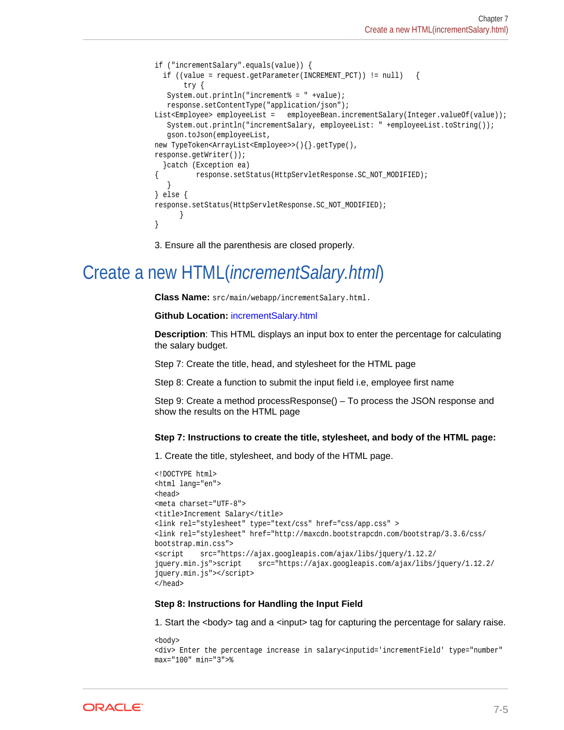```
if ("incrementSalary".equals(value)) {
  if ((value = request.getParameter(INCREMENT_PCT)) != null)   {
       try {
   System.out.println("increment% = " +value);
   response.setContentType("application/json");
List<Employee> employeeList =   employeeBean.incrementSalary(Integer.valueOf(value));
   System.out.println("incrementSalary, employeeList: " +employeeList.toString());
   gson.toJson(employeeList,
new TypeToken<ArrayList<Employee>>(){}.getType(),
response.getWriter());
  }catch (Exception ea)
{         response.setStatus(HttpServletResponse.SC_NOT_MODIFIED);
   }
} else {
response.setStatus(HttpServletResponse.SC_NOT_MODIFIED);
      }
}
```

3. Ensure all the parenthesis are closed properly.

# Create a new HTML(*incrementSalary.html*)

**Class Name:** `src/main/webapp/incrementSalary.html.`

**Github Location:** incrementSalary.html

**Description**: This HTML displays an input box to enter the percentage for calculating the salary budget.

Step 7: Create the title, head, and stylesheet for the HTML page

Step 8: Create a function to submit the input field i.e, employee first name

Step 9: Create a method processResponse() – To process the JSON response and show the results on the HTML page

**Step 7: Instructions to create the title, stylesheet, and body of the HTML page:**

1. Create the title, stylesheet, and body of the HTML page.

```
<!DOCTYPE html>
<html lang="en">
<head>
<meta charset="UTF-8">
<title>Increment Salary</title>
<link rel="stylesheet" type="text/css" href="css/app.css" >
<link rel="stylesheet" href="http://maxcdn.bootstrapcdn.com/bootstrap/3.3.6/css/
bootstrap.min.css">
<script    src="https://ajax.googleapis.com/ajax/libs/jquery/1.12.2/
jquery.min.js">script    src="https://ajax.googleapis.com/ajax/libs/jquery/1.12.2/
jquery.min.js"></script>
</head>
```

**Step 8: Instructions for Handling the Input Field**

1. Start the <body> tag and a <input> tag for capturing the percentage for salary raise.

```
<body>
<div> Enter the percentage increase in salary<inputid='incrementField' type="number"
max="100" min="3">%
```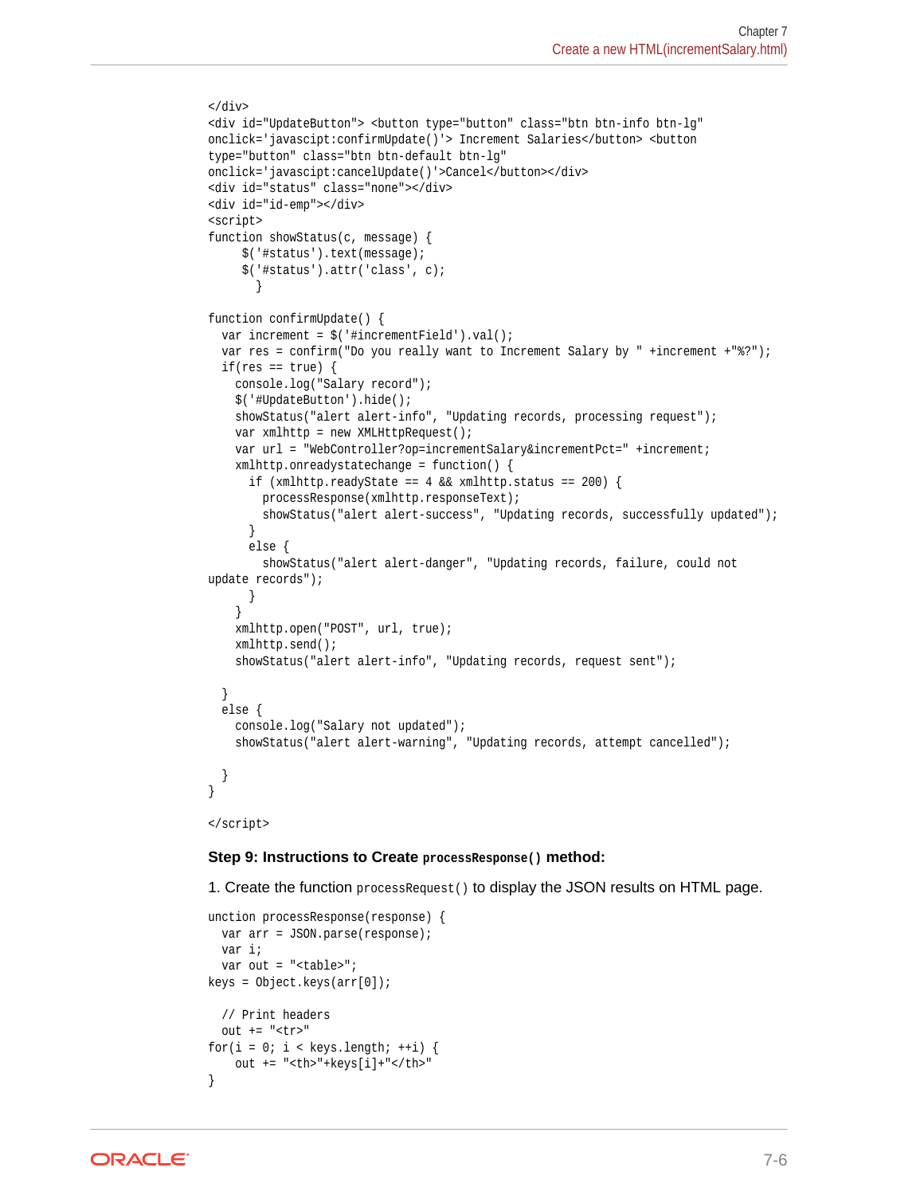```
</div>
<div id="UpdateButton"> <button type="button" class="btn btn-info btn-lg"
onclick='javascipt:confirmUpdate()'> Increment Salaries</button> <button
type="button" class="btn btn-default btn-lg"
onclick='javascipt:cancelUpdate()'>Cancel</button></div>
<div id="status" class="none"></div>
<div id="id-emp"></div>
<script>
function showStatus(c, message) {
     $('#status').text(message);
     $('#status').attr('class', c);
       }

function confirmUpdate() {
  var increment = $('#incrementField').val();
  var res = confirm("Do you really want to Increment Salary by " +increment +"%?");
  if(res == true) {
    console.log("Salary record");
    $('#UpdateButton').hide();
    showStatus("alert alert-info", "Updating records, processing request");
    var xmlhttp = new XMLHttpRequest();
    var url = "WebController?op=incrementSalary&incrementPct=" +increment;
    xmlhttp.onreadystatechange = function() {
      if (xmlhttp.readyState == 4 && xmlhttp.status == 200) {
        processResponse(xmlhttp.responseText);
        showStatus("alert alert-success", "Updating records, successfully updated");
      }
      else {
        showStatus("alert alert-danger", "Updating records, failure, could not
update records");
      }
    }
    xmlhttp.open("POST", url, true);
    xmlhttp.send();
    showStatus("alert alert-info", "Updating records, request sent");

  }
  else {
    console.log("Salary not updated");
    showStatus("alert alert-warning", "Updating records, attempt cancelled");

  }
}

</script>
```

#### Step 9: Instructions to Create `processResponse()` method:

1. Create the function `processRequest()` to display the JSON results on HTML page.

```
unction processResponse(response) {
  var arr = JSON.parse(response);
  var i;
  var out = "<table>";
keys = Object.keys(arr[0]);

  // Print headers
  out += "<tr>"
for(i = 0; i < keys.length; ++i) {
    out += "<th>"+keys[i]+"</th>"
}
```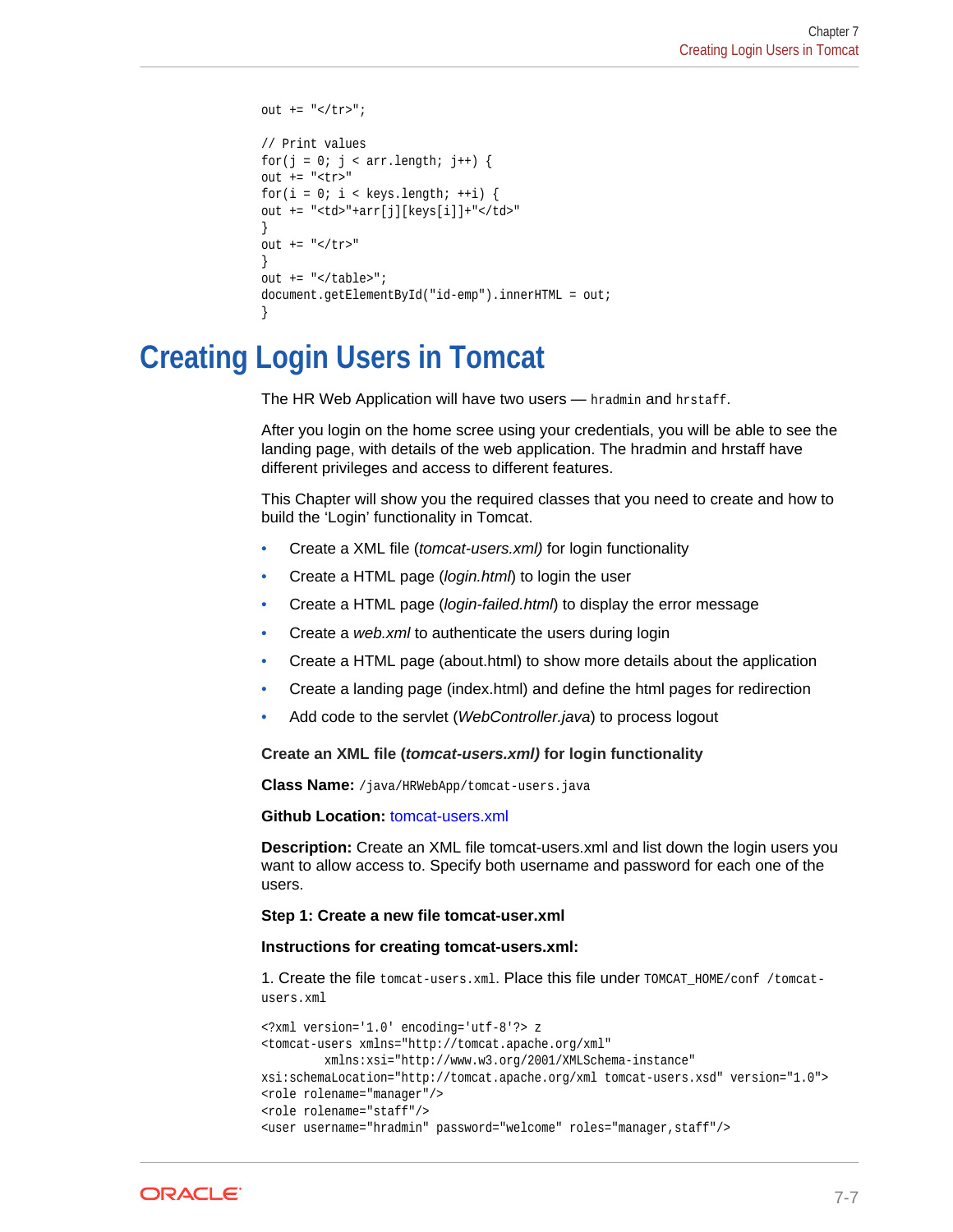```
out += "</tr>";

// Print values
for(j = 0; j < arr.length; j++) {
out += "<tr>"
for(i = 0; i < keys.length; ++i) {
out += "<td>"+arr[j][keys[i]]+"</td>"
}
out += "</tr>"
}
out += "</table>";
document.getElementById("id-emp").innerHTML = out;
}
```

# Creating Login Users in Tomcat

The HR Web Application will have two users — `hradmin` and `hrstaff`.

After you login on the home scree using your credentials, you will be able to see the landing page, with details of the web application. The hradmin and hrstaff have different privileges and access to different features.

This Chapter will show you the required classes that you need to create and how to build the 'Login' functionality in Tomcat.

- Create a XML file (*tomcat-users.xml)* for login functionality
- Create a HTML page (*login.html*) to login the user
- Create a HTML page (*login-failed.html*) to display the error message
- Create a *web.xml* to authenticate the users during login
- Create a HTML page (about.html) to show more details about the application
- Create a landing page (index.html) and define the html pages for redirection
- Add code to the servlet (*WebController.java*) to process logout

**Create an XML file (*tomcat-users.xml)* for login functionality**

**Class Name:** `/java/HRWebApp/tomcat-users.java`

**Github Location:** tomcat-users.xml

**Description:** Create an XML file tomcat-users.xml and list down the login users you want to allow access to. Specify both username and password for each one of the users.

**Step 1: Create a new file tomcat-user.xml**

**Instructions for creating tomcat-users.xml:**

1. Create the file `tomcat-users.xml`. Place this file under `TOMCAT_HOME/conf /tomcat-users.xml`

```
<?xml version='1.0' encoding='utf-8'?> z
<tomcat-users xmlns="http://tomcat.apache.org/xml"
        xmlns:xsi="http://www.w3.org/2001/XMLSchema-instance"
xsi:schemaLocation="http://tomcat.apache.org/xml tomcat-users.xsd" version="1.0">
<role rolename="manager"/>
<role rolename="staff"/>
<user username="hradmin" password="welcome" roles="manager,staff"/>
```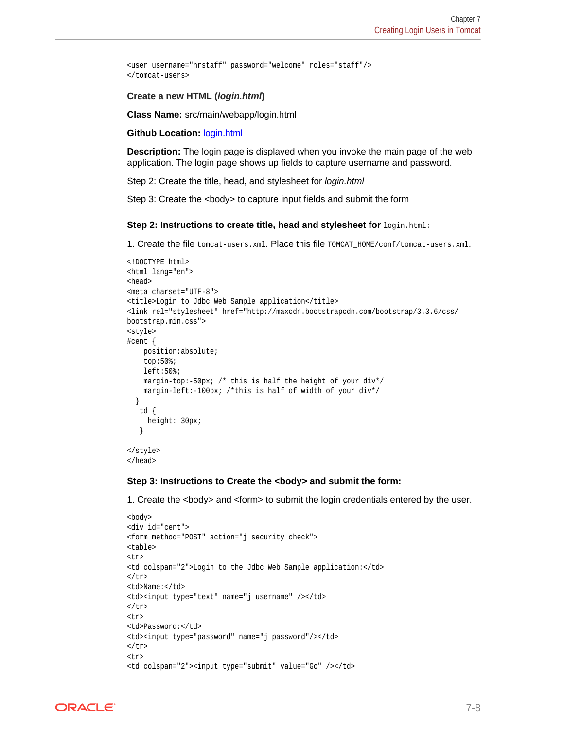```
<user username="hrstaff" password="welcome" roles="staff"/>
</tomcat-users>
```

**Create a new HTML (*login.html*)**

**Class Name:** src/main/webapp/login.html

**Github Location:** login.html

**Description:** The login page is displayed when you invoke the main page of the web application. The login page shows up fields to capture username and password.

Step 2: Create the title, head, and stylesheet for *login.html*

Step 3: Create the <body> to capture input fields and submit the form

#### Step 2: Instructions to create title, head and stylesheet for `login.html`:

1. Create the file `tomcat-users.xml`. Place this file `TOMCAT_HOME/conf/tomcat-users.xml`.

```
<!DOCTYPE html>
<html lang="en">
<head>
<meta charset="UTF-8">
<title>Login to Jdbc Web Sample application</title>
<link rel="stylesheet" href="http://maxcdn.bootstrapcdn.com/bootstrap/3.3.6/css/
bootstrap.min.css">
<style>
#cent {
    position:absolute;
    top:50%;
    left:50%;
    margin-top:-50px; /* this is half the height of your div*/
    margin-left:-100px; /*this is half of width of your div*/
  }
   td {
     height: 30px;
   }

</style>
</head>
```

#### Step 3: Instructions to Create the <body> and submit the form:

1. Create the <body> and <form> to submit the login credentials entered by the user.

```
<body>
<div id="cent">
<form method="POST" action="j_security_check">
<table>
<tr>
<td colspan="2">Login to the Jdbc Web Sample application:</td>
</tr>
<td>Name:</td>
<td><input type="text" name="j_username" /></td>
</tr>
<tr>
<td>Password:</td>
<td><input type="password" name="j_password"/></td>
</tr>
<tr>
<td colspan="2"><input type="submit" value="Go" /></td>
```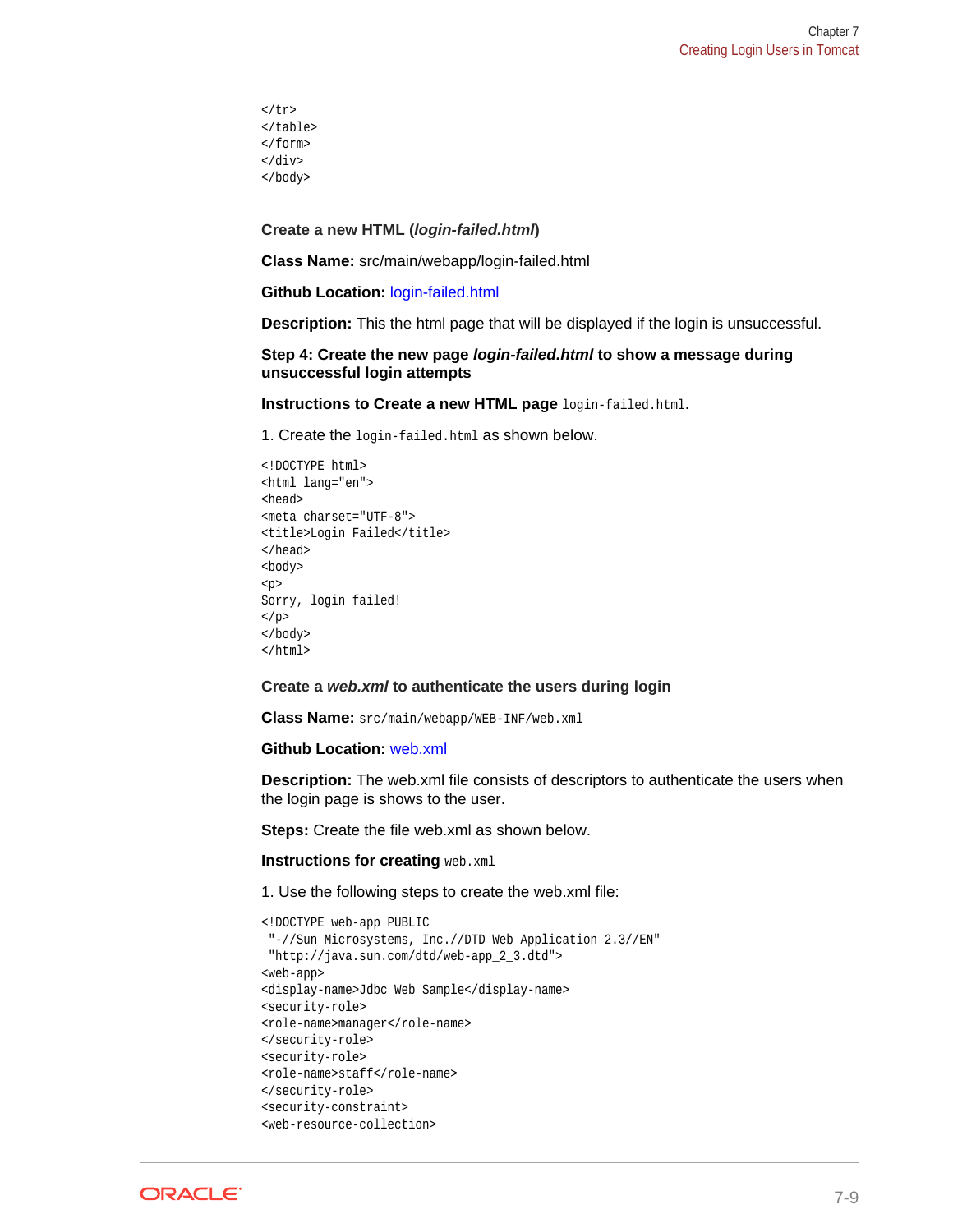```
</tr>
</table>
</form>
</div>
</body>
```

**Create a new HTML (*login-failed.html*)**

**Class Name:** src/main/webapp/login-failed.html

**Github Location:** login-failed.html

**Description:** This the html page that will be displayed if the login is unsuccessful.

**Step 4: Create the new page *login-failed.html* to show a message during unsuccessful login attempts**

**Instructions to Create a new HTML page** `login-failed.html`.

1. Create the `login-failed.html` as shown below.

```
<!DOCTYPE html>
<html lang="en">
<head>
<meta charset="UTF-8">
<title>Login Failed</title>
</head>
<body>
<p>
Sorry, login failed!
</p>
</body>
</html>
```

**Create a *web.xml* to authenticate the users during login**

**Class Name:** `src/main/webapp/WEB-INF/web.xml`

**Github Location:** web.xml

**Description:** The web.xml file consists of descriptors to authenticate the users when the login page is shows to the user.

**Steps:** Create the file web.xml as shown below.

**Instructions for creating** `web.xml`

1. Use the following steps to create the web.xml file:

```
<!DOCTYPE web-app PUBLIC
 "-//Sun Microsystems, Inc.//DTD Web Application 2.3//EN"
 "http://java.sun.com/dtd/web-app_2_3.dtd">
<web-app>
<display-name>Jdbc Web Sample</display-name>
<security-role>
<role-name>manager</role-name>
</security-role>
<security-role>
<role-name>staff</role-name>
</security-role>
<security-constraint>
<web-resource-collection>
```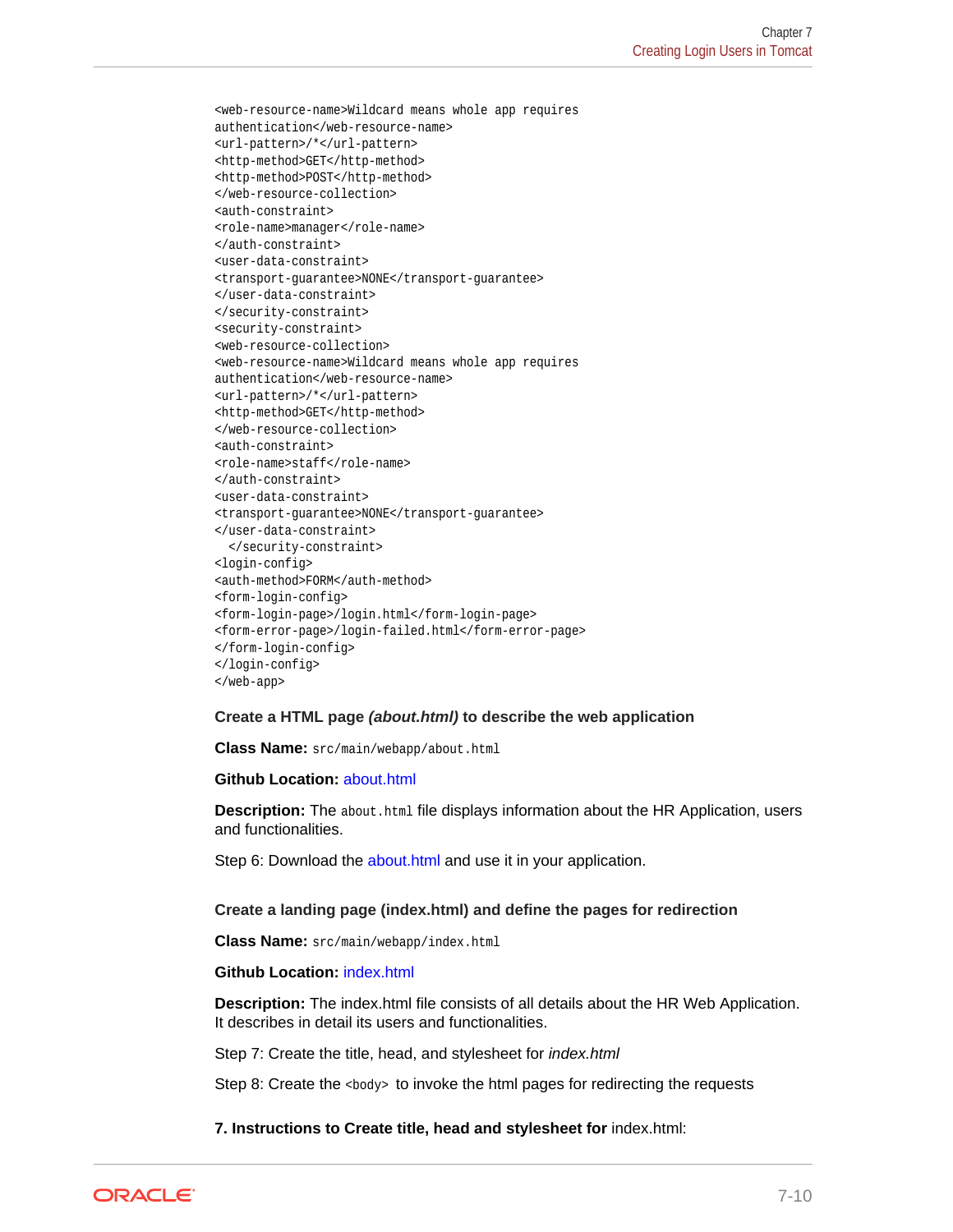```
<web-resource-name>Wildcard means whole app requires
authentication</web-resource-name>
<url-pattern>/*</url-pattern>
<http-method>GET</http-method>
<http-method>POST</http-method>
</web-resource-collection>
<auth-constraint>
<role-name>manager</role-name>
</auth-constraint>
<user-data-constraint>
<transport-guarantee>NONE</transport-guarantee>
</user-data-constraint>
</security-constraint>
<security-constraint>
<web-resource-collection>
<web-resource-name>Wildcard means whole app requires
authentication</web-resource-name>
<url-pattern>/*</url-pattern>
<http-method>GET</http-method>
</web-resource-collection>
<auth-constraint>
<role-name>staff</role-name>
</auth-constraint>
<user-data-constraint>
<transport-guarantee>NONE</transport-guarantee>
</user-data-constraint>
  </security-constraint>
<login-config>
<auth-method>FORM</auth-method>
<form-login-config>
<form-login-page>/login.html</form-login-page>
<form-error-page>/login-failed.html</form-error-page>
</form-login-config>
</login-config>
</web-app>
```

**Create a HTML page *(about.html)* to describe the web application**

**Class Name:** `src/main/webapp/about.html`

**Github Location:** about.html

**Description:** The `about.html` file displays information about the HR Application, users and functionalities.

Step 6: Download the about.html and use it in your application.

**Create a landing page (index.html) and define the pages for redirection**

**Class Name:** `src/main/webapp/index.html`

**Github Location:** index.html

**Description:** The index.html file consists of all details about the HR Web Application. It describes in detail its users and functionalities.

Step 7: Create the title, head, and stylesheet for *index.html*

Step 8: Create the `<body>` to invoke the html pages for redirecting the requests

**7. Instructions to Create title, head and stylesheet for** index.html: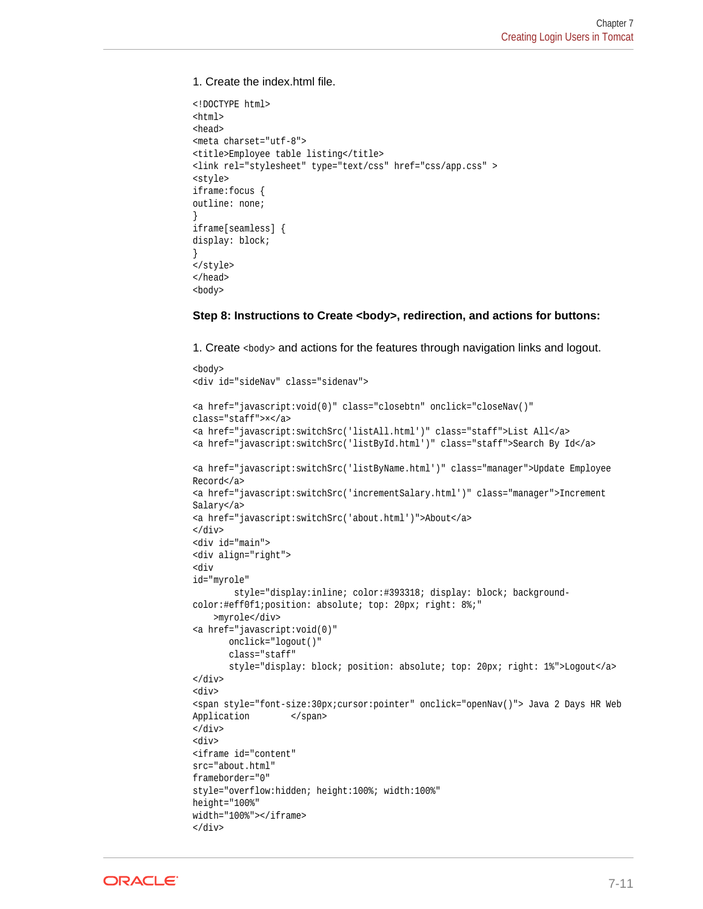1. Create the index.html file.

```
<!DOCTYPE html>
<html>
<head>
<meta charset="utf-8">
<title>Employee table listing</title>
<link rel="stylesheet" type="text/css" href="css/app.css" >
<style>
iframe:focus {
outline: none;
}
iframe[seamless] {
display: block;
}
</style>
</head>
<body>
```

**Step 8: Instructions to Create <body>, redirection, and actions for buttons:**

1. Create `<body>` and actions for the features through navigation links and logout.

```
<body>
<div id="sideNav" class="sidenav">

<a href="javascript:void(0)" class="closebtn" onclick="closeNav()"
class="staff">×</a>
<a href="javascript:switchSrc('listAll.html')" class="staff">List All</a>
<a href="javascript:switchSrc('listById.html')" class="staff">Search By Id</a>

<a href="javascript:switchSrc('listByName.html')" class="manager">Update Employee
Record</a>
<a href="javascript:switchSrc('incrementSalary.html')" class="manager">Increment
Salary</a>
<a href="javascript:switchSrc('about.html')">About</a>
</div>
<div id="main">
<div align="right">
<div
id="myrole"
        style="display:inline; color:#393318; display: block; background-
color:#eff0f1;position: absolute; top: 20px; right: 8%;"
    >myrole</div>
<a href="javascript:void(0)"
       onclick="logout()"
       class="staff"
       style="display: block; position: absolute; top: 20px; right: 1%">Logout</a>
</div>
<div>
<span style="font-size:30px;cursor:pointer" onclick="openNav()"> Java 2 Days HR Web
Application        </span>
</div>
<div>
<iframe id="content"
src="about.html"
frameborder="0"
style="overflow:hidden; height:100%; width:100%"
height="100%"
width="100%"></iframe>
</div>
```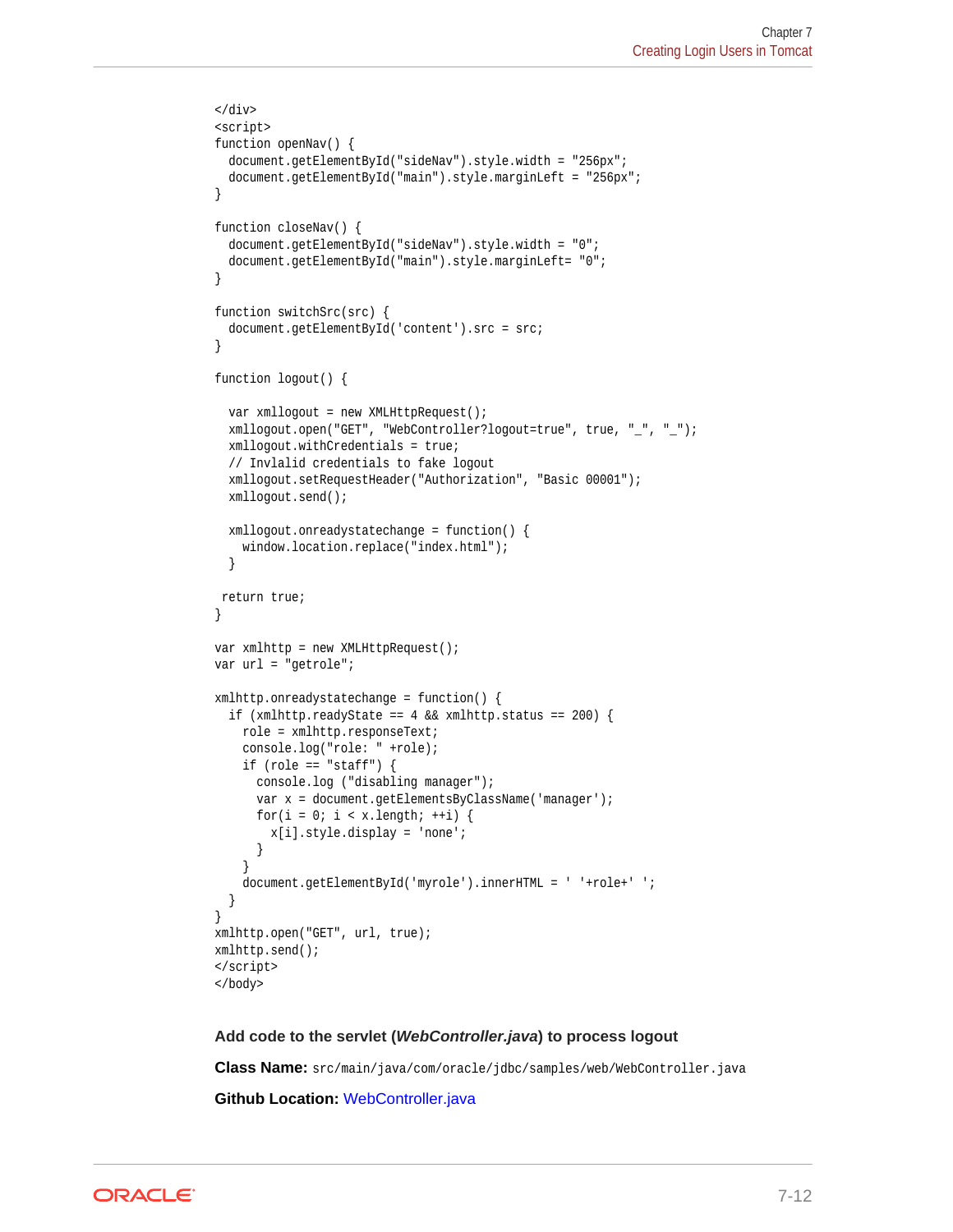```
</div>
<script>
function openNav() {
  document.getElementById("sideNav").style.width = "256px";
  document.getElementById("main").style.marginLeft = "256px";
}

function closeNav() {
  document.getElementById("sideNav").style.width = "0";
  document.getElementById("main").style.marginLeft= "0";
}

function switchSrc(src) {
  document.getElementById('content').src = src;
}

function logout() {

  var xmllogout = new XMLHttpRequest();
  xmllogout.open("GET", "WebController?logout=true", true, "_", "_");
  xmllogout.withCredentials = true;
  // Invlalid credentials to fake logout
  xmllogout.setRequestHeader("Authorization", "Basic 00001");
  xmllogout.send();

  xmllogout.onreadystatechange = function() {
    window.location.replace("index.html");
  }

 return true;
}

var xmlhttp = new XMLHttpRequest();
var url = "getrole";

xmlhttp.onreadystatechange = function() {
  if (xmlhttp.readyState == 4 && xmlhttp.status == 200) {
    role = xmlhttp.responseText;
    console.log("role: " +role);
    if (role == "staff") {
      console.log ("disabling manager");
      var x = document.getElementsByClassName('manager');
      for(i = 0; i < x.length; ++i) {
        x[i].style.display = 'none';
      }
    }
    document.getElementById('myrole').innerHTML = ' '+role+' ';
  }
}
xmlhttp.open("GET", url, true);
xmlhttp.send();
</script>
</body>
```

### Add code to the servlet (*WebController.java*) to process logout

**Class Name:** `src/main/java/com/oracle/jdbc/samples/web/WebController.java`

**Github Location:** WebController.java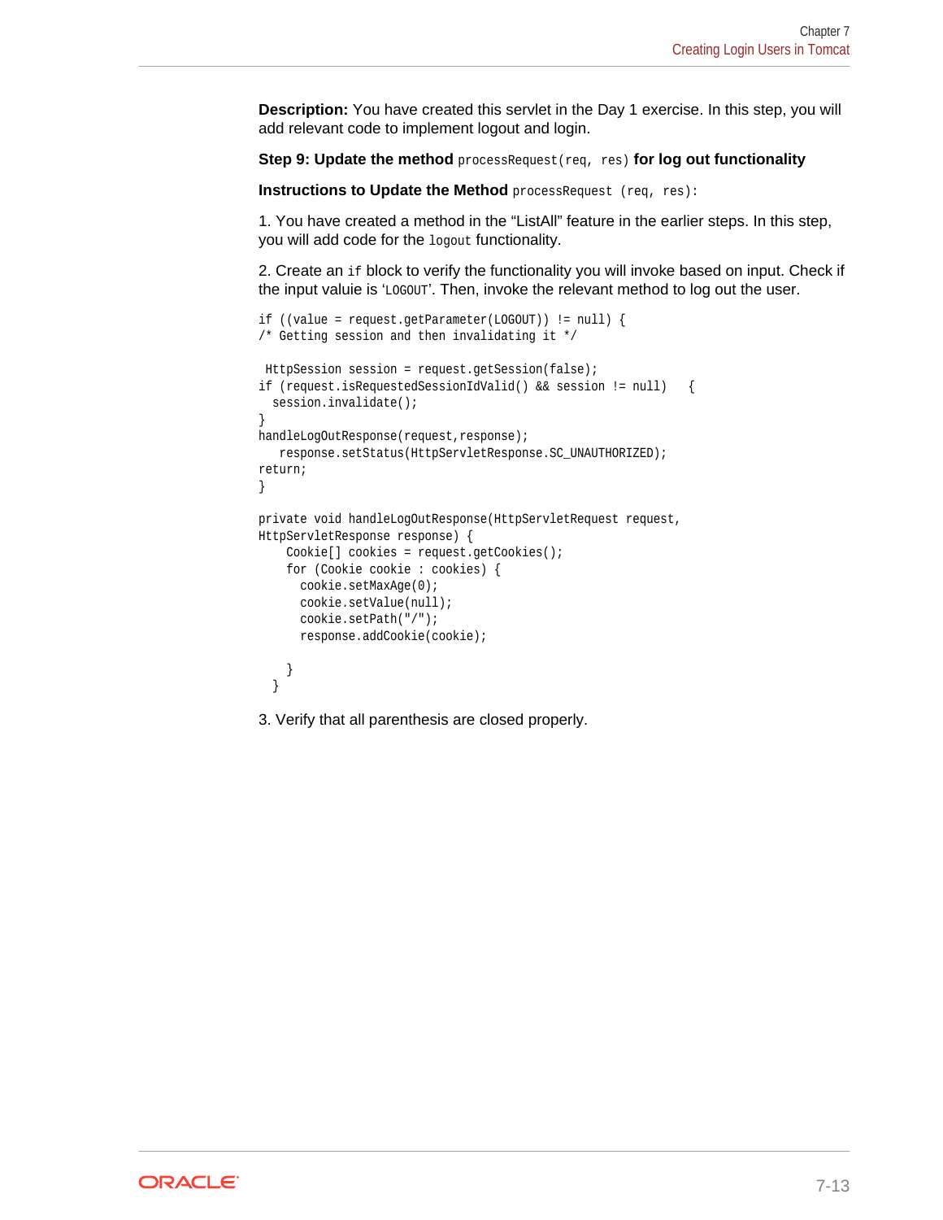**Description:** You have created this servlet in the Day 1 exercise. In this step, you will add relevant code to implement logout and login.

**Step 9: Update the method** `processRequest(req, res)` **for log out functionality**

**Instructions to Update the Method** `processRequest (req, res):`

1. You have created a method in the “ListAll” feature in the earlier steps. In this step, you will add code for the `logout` functionality.

2. Create an `if` block to verify the functionality you will invoke based on input. Check if the input valuie is '`LOGOUT`'. Then, invoke the relevant method to log out the user.

```
if ((value = request.getParameter(LOGOUT)) != null) {
/* Getting session and then invalidating it */

 HttpSession session = request.getSession(false);
if (request.isRequestedSessionIdValid() && session != null)   {
  session.invalidate();
}
handleLogOutResponse(request,response);
   response.setStatus(HttpServletResponse.SC_UNAUTHORIZED);
return;
}

private void handleLogOutResponse(HttpServletRequest request,
HttpServletResponse response) {
    Cookie[] cookies = request.getCookies();
    for (Cookie cookie : cookies) {
      cookie.setMaxAge(0);
      cookie.setValue(null);
      cookie.setPath("/");
      response.addCookie(cookie);

    }
  }
```

3. Verify that all parenthesis are closed properly.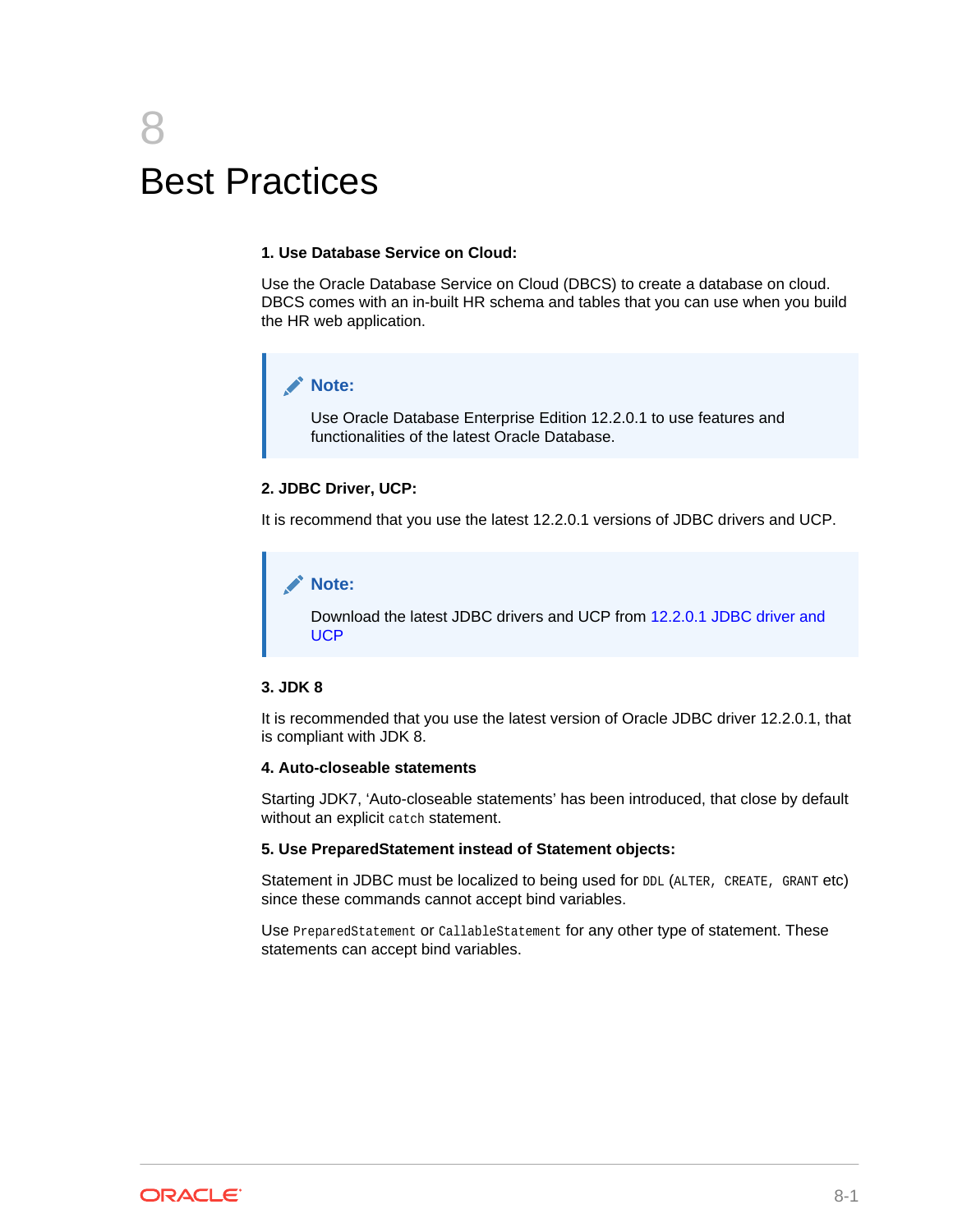# 8 Best Practices

**1. Use Database Service on Cloud:**

Use the Oracle Database Service on Cloud (DBCS) to create a database on cloud. DBCS comes with an in-built HR schema and tables that you can use when you build the HR web application.

> **Note:**
>
> Use Oracle Database Enterprise Edition 12.2.0.1 to use features and functionalities of the latest Oracle Database.

**2. JDBC Driver, UCP:**

It is recommend that you use the latest 12.2.0.1 versions of JDBC drivers and UCP.

> **Note:**
>
> Download the latest JDBC drivers and UCP from 12.2.0.1 JDBC driver and UCP

**3. JDK 8**

It is recommended that you use the latest version of Oracle JDBC driver 12.2.0.1, that is compliant with JDK 8.

**4. Auto-closeable statements**

Starting JDK7, 'Auto-closeable statements' has been introduced, that close by default without an explicit `catch` statement.

**5. Use PreparedStatement instead of Statement objects:**

Statement in JDBC must be localized to being used for `DDL` (`ALTER`, `CREATE`, `GRANT` etc) since these commands cannot accept bind variables.

Use `PreparedStatement` or `CallableStatement` for any other type of statement. These statements can accept bind variables.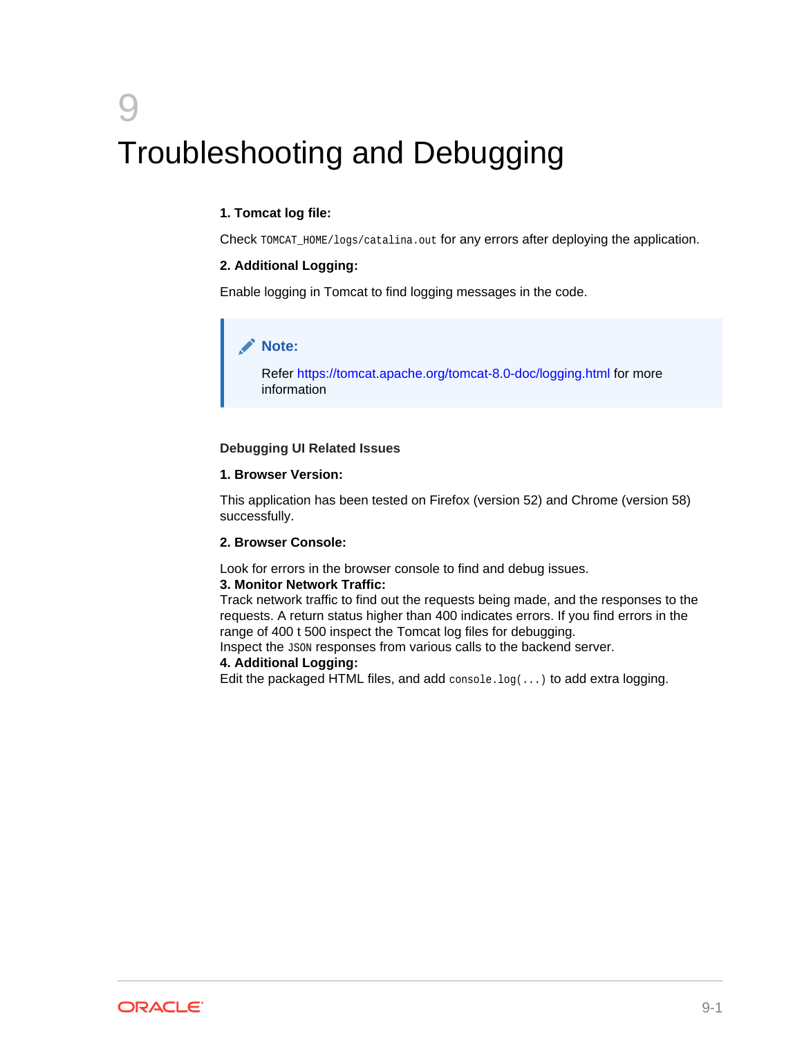# 9 Troubleshooting and Debugging

**1. Tomcat log file:**

Check `TOMCAT_HOME/logs/catalina.out` for any errors after deploying the application.

**2. Additional Logging:**

Enable logging in Tomcat to find logging messages in the code.

> **Note:**
>
> Refer https://tomcat.apache.org/tomcat-8.0-doc/logging.html for more information

**Debugging UI Related Issues**

**1. Browser Version:**

This application has been tested on Firefox (version 52) and Chrome (version 58) successfully.

**2. Browser Console:**

Look for errors in the browser console to find and debug issues.
**3. Monitor Network Traffic:**
Track network traffic to find out the requests being made, and the responses to the requests. A return status higher than 400 indicates errors. If you find errors in the range of 400 t 500 inspect the Tomcat log files for debugging.
Inspect the `JSON` responses from various calls to the backend server.
**4. Additional Logging:**
Edit the packaged HTML files, and add `console.log(...)` to add extra logging.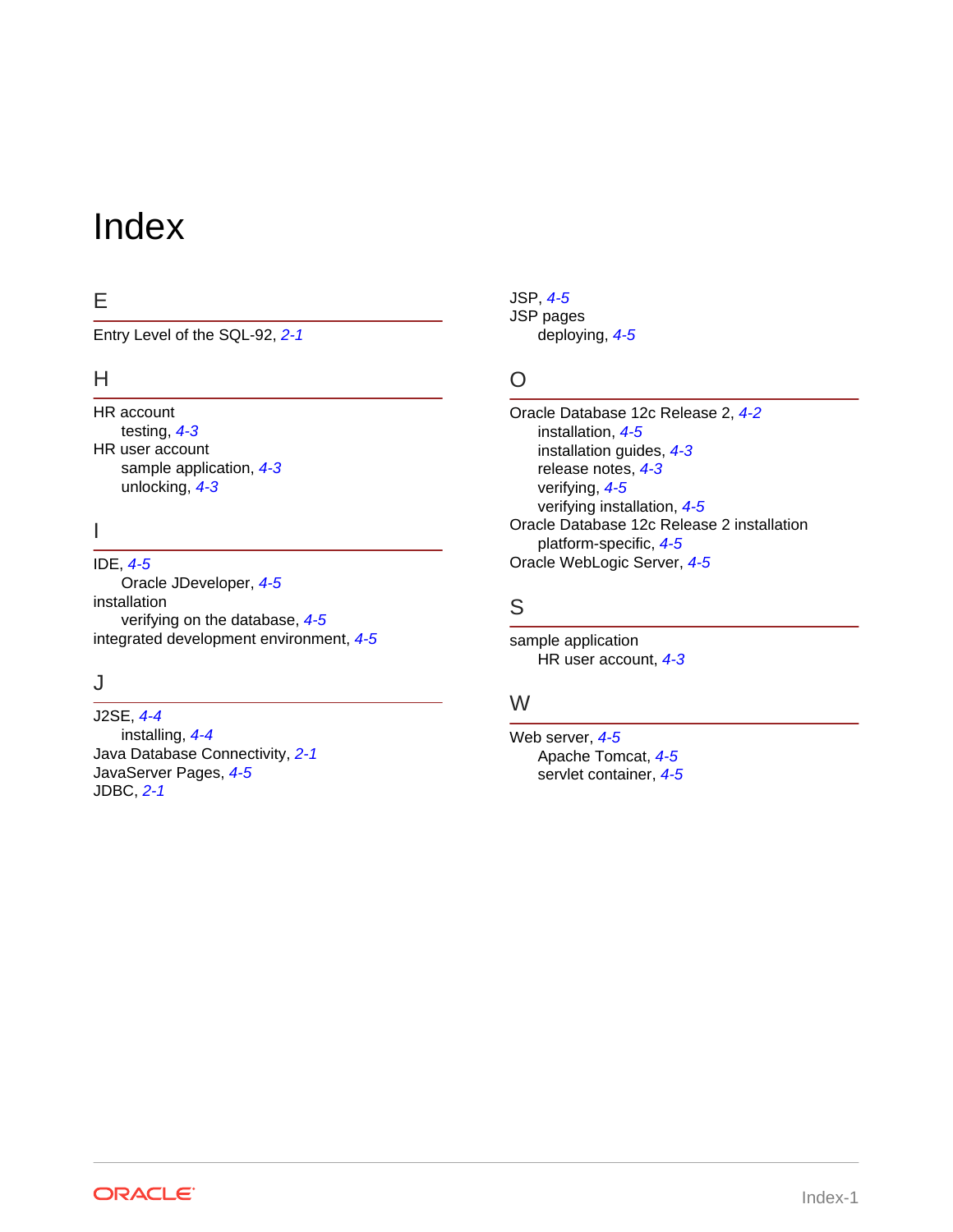# Index

## E

Entry Level of the SQL-92, *2-1*

## H

HR account
- testing, *4-3*

HR user account
- sample application, *4-3*
- unlocking, *4-3*

## I

IDE, *4-5*
- Oracle JDeveloper, *4-5*

installation
- verifying on the database, *4-5*

integrated development environment, *4-5*

## J

J2SE, *4-4*
- installing, *4-4*

Java Database Connectivity, *2-1*

JavaServer Pages, *4-5*

JDBC, *2-1*

JSP, *4-5*

JSP pages
- deploying, *4-5*

## O

Oracle Database 12c Release 2, *4-2*
- installation, *4-5*
- installation guides, *4-3*
- release notes, *4-3*
- verifying, *4-5*
- verifying installation, *4-5*

Oracle Database 12c Release 2 installation
- platform-specific, *4-5*

Oracle WebLogic Server, *4-5*

## S

sample application
- HR user account, *4-3*

## W

Web server, *4-5*
- Apache Tomcat, *4-5*
- servlet container, *4-5*